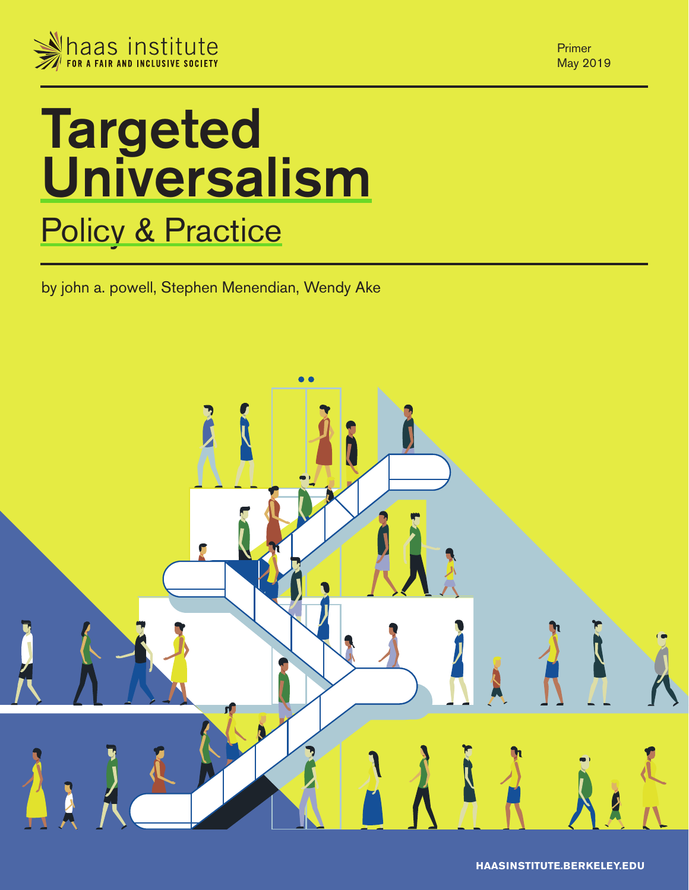haas institute
FOR A FAIR AND INCLUSIVE SOCIETY

Primer
May 2019

# Targeted Universalism

## Policy & Practice

by john a. powell, Stephen Menendian, Wendy Ake

HAASINSTITUTE.BERKELEY.EDU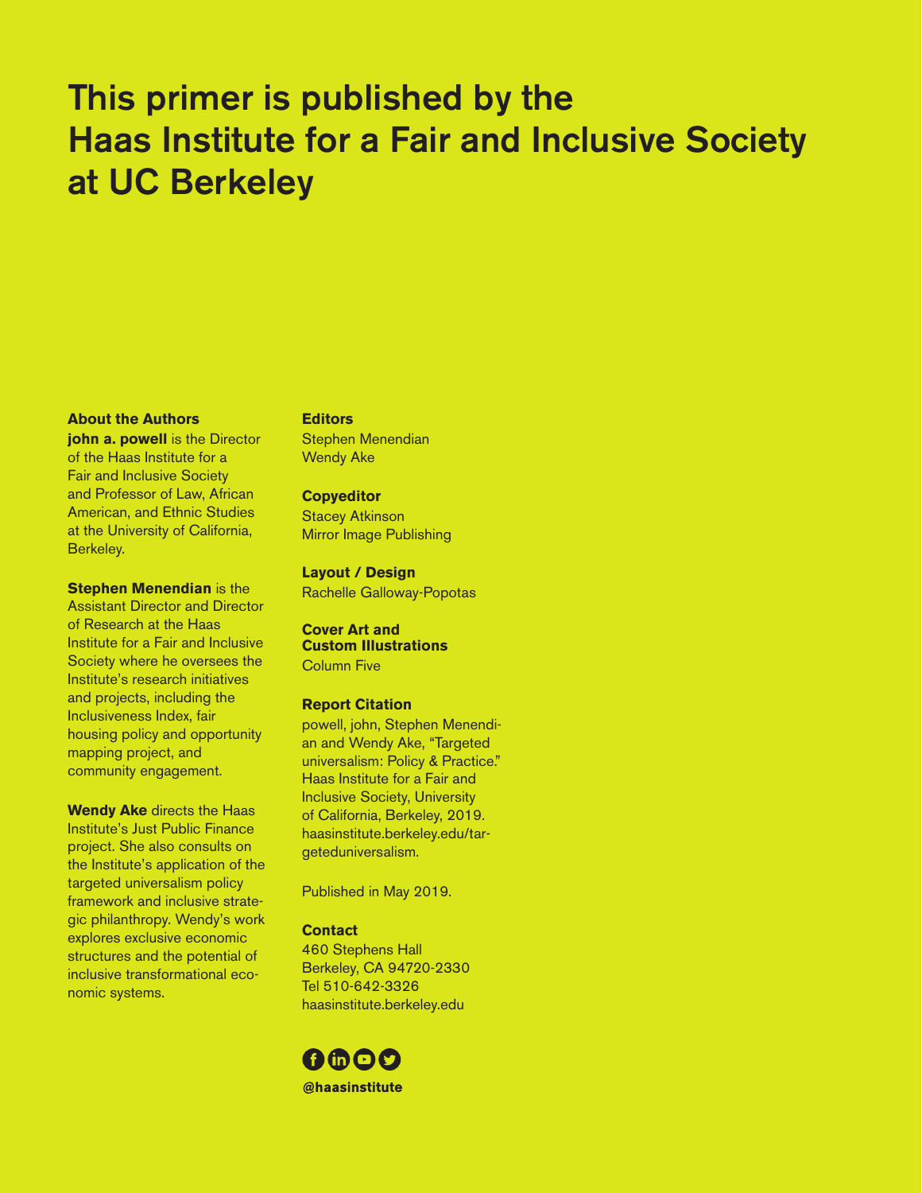# This primer is published by the Haas Institute for a Fair and Inclusive Society at UC Berkeley

**About the Authors**

**john a. powell** is the Director of the Haas Institute for a Fair and Inclusive Society and Professor of Law, African American, and Ethnic Studies at the University of California, Berkeley.

**Stephen Menendian** is the Assistant Director and Director of Research at the Haas Institute for a Fair and Inclusive Society where he oversees the Institute's research initiatives and projects, including the Inclusiveness Index, fair housing policy and opportunity mapping project, and community engagement.

**Wendy Ake** directs the Haas Institute's Just Public Finance project. She also consults on the Institute's application of the targeted universalism policy framework and inclusive strategic philanthropy. Wendy's work explores exclusive economic structures and the potential of inclusive transformational economic systems.

**Editors**
Stephen Menendian
Wendy Ake

**Copyeditor**
Stacey Atkinson
Mirror Image Publishing

**Layout / Design**
Rachelle Galloway-Popotas

**Cover Art and Custom Illustrations**
Column Five

**Report Citation**
powell, john, Stephen Menendian and Wendy Ake, "Targeted universalism: Policy & Practice." Haas Institute for a Fair and Inclusive Society, University of California, Berkeley, 2019. haasinstitute.berkeley.edu/targeteduniversalism.

Published in May 2019.

**Contact**
460 Stephens Hall
Berkeley, CA 94720-2330
Tel 510-642-3326
haasinstitute.berkeley.edu

**@haasinstitute**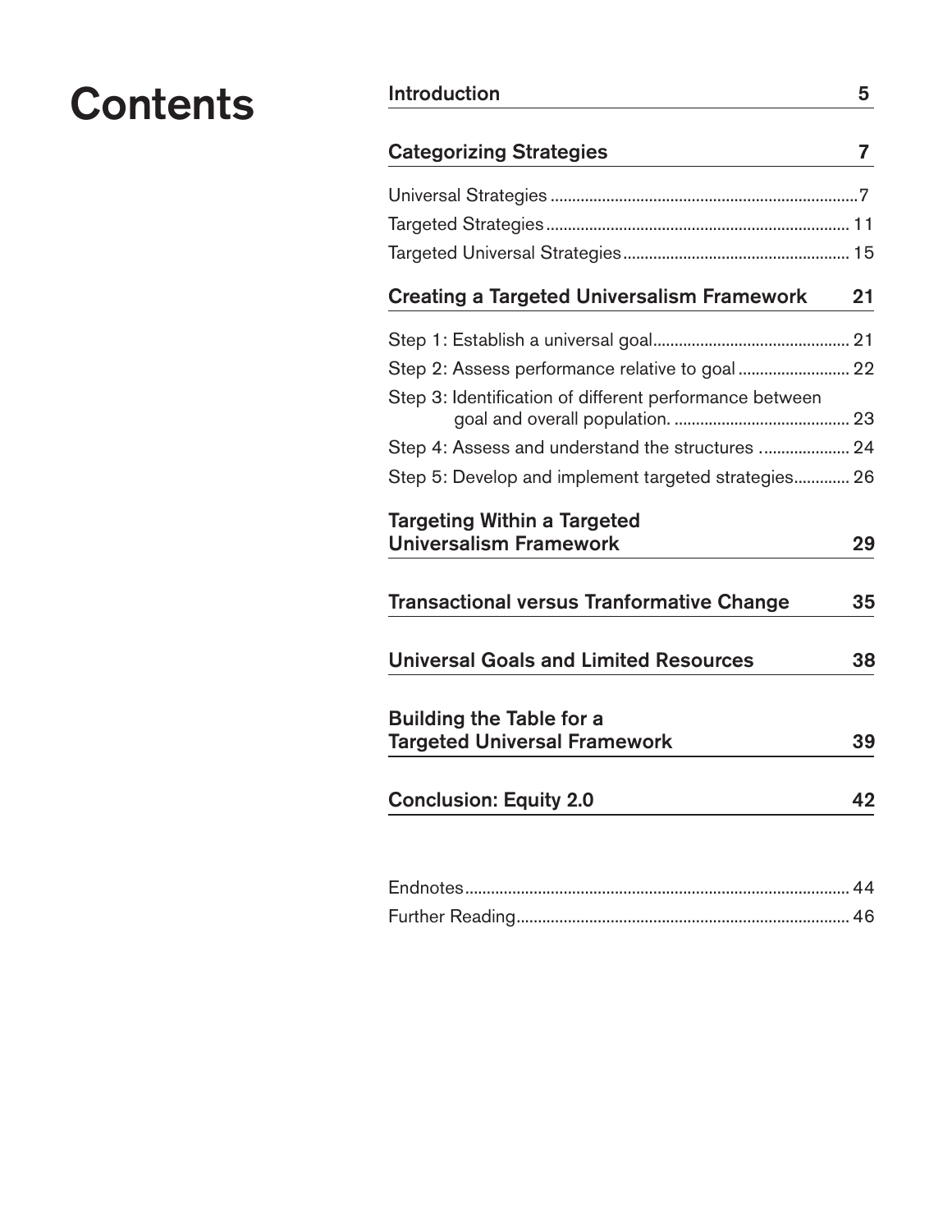# Contents

| | |
|---|---|
| **Introduction** | **5** |
| **Categorizing Strategies** | **7** |
| Universal Strategies | 7 |
| Targeted Strategies | 11 |
| Targeted Universal Strategies | 15 |
| **Creating a Targeted Universalism Framework** | **21** |
| Step 1: Establish a universal goal | 21 |
| Step 2: Assess performance relative to goal | 22 |
| Step 3: Identification of different performance between goal and overall population. | 23 |
| Step 4: Assess and understand the structures | 24 |
| Step 5: Develop and implement targeted strategies | 26 |
| **Targeting Within a Targeted Universalism Framework** | **29** |
| **Transactional versus Tranformative Change** | **35** |
| **Universal Goals and Limited Resources** | **38** |
| **Building the Table for a Targeted Universal Framework** | **39** |
| **Conclusion: Equity 2.0** | **42** |
| Endnotes | 44 |
| Further Reading | 46 |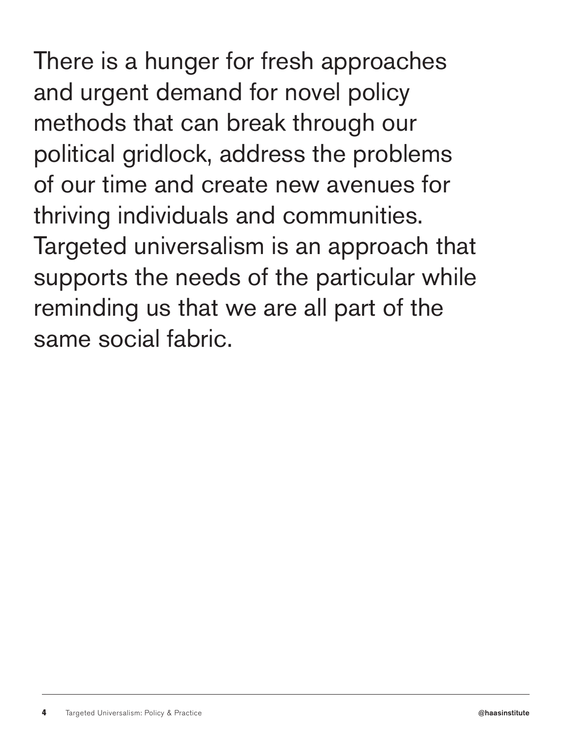There is a hunger for fresh approaches and urgent demand for novel policy methods that can break through our political gridlock, address the problems of our time and create new avenues for thriving individuals and communities. Targeted universalism is an approach that supports the needs of the particular while reminding us that we are all part of the same social fabric.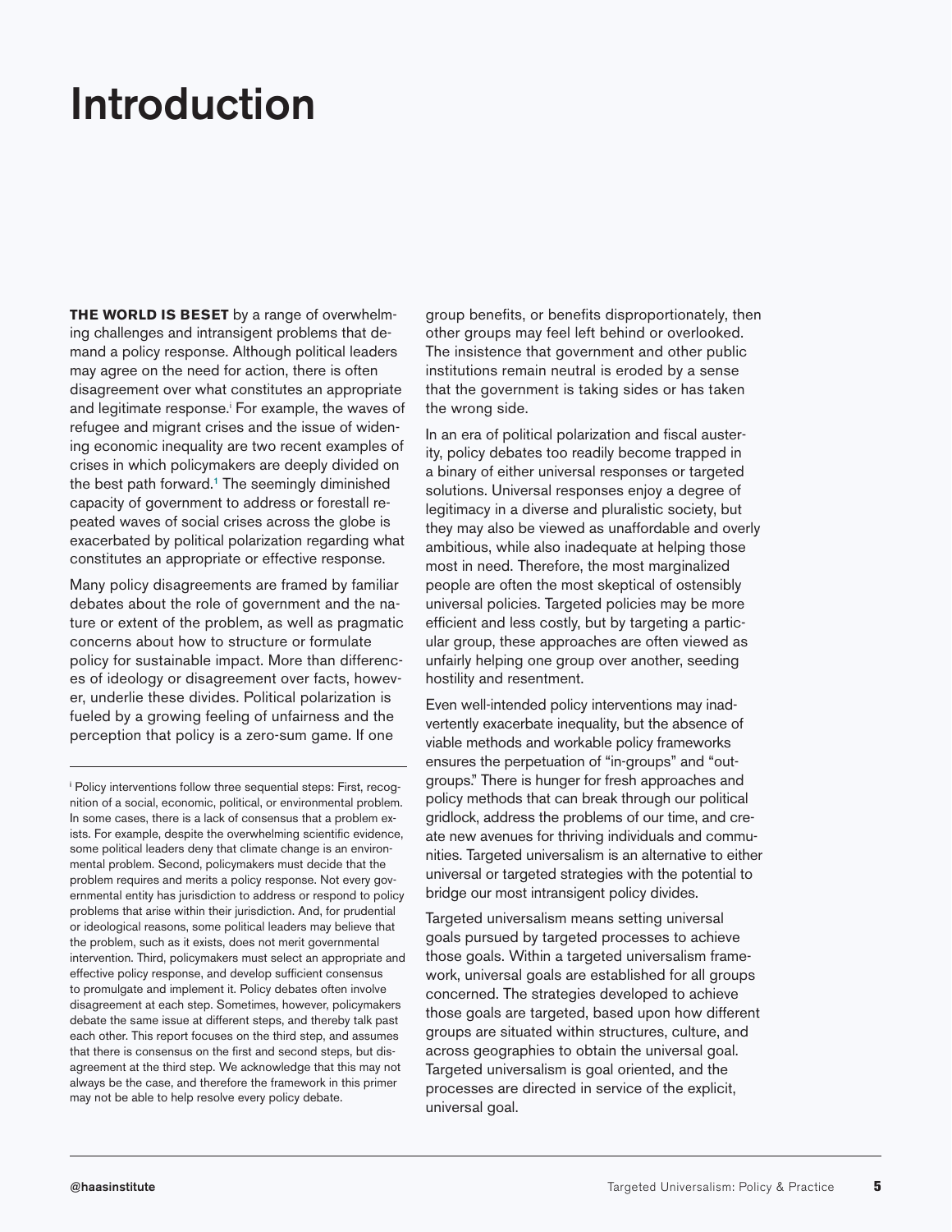# Introduction

**THE WORLD IS BESET** by a range of overwhelming challenges and intransigent problems that demand a policy response. Although political leaders may agree on the need for action, there is often disagreement over what constitutes an appropriate and legitimate response.[i] For example, the waves of refugee and migrant crises and the issue of widening economic inequality are two recent examples of crises in which policymakers are deeply divided on the best path forward.[1] The seemingly diminished capacity of government to address or forestall repeated waves of social crises across the globe is exacerbated by political polarization regarding what constitutes an appropriate or effective response.

Many policy disagreements are framed by familiar debates about the role of government and the nature or extent of the problem, as well as pragmatic concerns about how to structure or formulate policy for sustainable impact. More than differences of ideology or disagreement over facts, however, underlie these divides. Political polarization is fueled by a growing feeling of unfairness and the perception that policy is a zero-sum game. If one group benefits, or benefits disproportionately, then other groups may feel left behind or overlooked. The insistence that government and other public institutions remain neutral is eroded by a sense that the government is taking sides or has taken the wrong side.

In an era of political polarization and fiscal austerity, policy debates too readily become trapped in a binary of either universal responses or targeted solutions. Universal responses enjoy a degree of legitimacy in a diverse and pluralistic society, but they may also be viewed as unaffordable and overly ambitious, while also inadequate at helping those most in need. Therefore, the most marginalized people are often the most skeptical of ostensibly universal policies. Targeted policies may be more efficient and less costly, but by targeting a particular group, these approaches are often viewed as unfairly helping one group over another, seeding hostility and resentment.

Even well-intended policy interventions may inadvertently exacerbate inequality, but the absence of viable methods and workable policy frameworks ensures the perpetuation of "in-groups" and "outgroups." There is hunger for fresh approaches and policy methods that can break through our political gridlock, address the problems of our time, and create new avenues for thriving individuals and communities. Targeted universalism is an alternative to either universal or targeted strategies with the potential to bridge our most intransigent policy divides.

Targeted universalism means setting universal goals pursued by targeted processes to achieve those goals. Within a targeted universalism framework, universal goals are established for all groups concerned. The strategies developed to achieve those goals are targeted, based upon how different groups are situated within structures, culture, and across geographies to obtain the universal goal. Targeted universalism is goal oriented, and the processes are directed in service of the explicit, universal goal.

---

[i] Policy interventions follow three sequential steps: First, recognition of a social, economic, political, or environmental problem. In some cases, there is a lack of consensus that a problem exists. For example, despite the overwhelming scientific evidence, some political leaders deny that climate change is an environmental problem. Second, policymakers must decide that the problem requires and merits a policy response. Not every governmental entity has jurisdiction to address or respond to policy problems that arise within their jurisdiction. And, for prudential or ideological reasons, some political leaders may believe that the problem, such as it exists, does not merit governmental intervention. Third, policymakers must select an appropriate and effective policy response, and develop sufficient consensus to promulgate and implement it. Policy debates often involve disagreement at each step. Sometimes, however, policymakers debate the same issue at different steps, and thereby talk past each other. This report focuses on the third step, and assumes that there is consensus on the first and second steps, but disagreement at the third step. We acknowledge that this may not always be the case, and therefore the framework in this primer may not be able to help resolve every policy debate.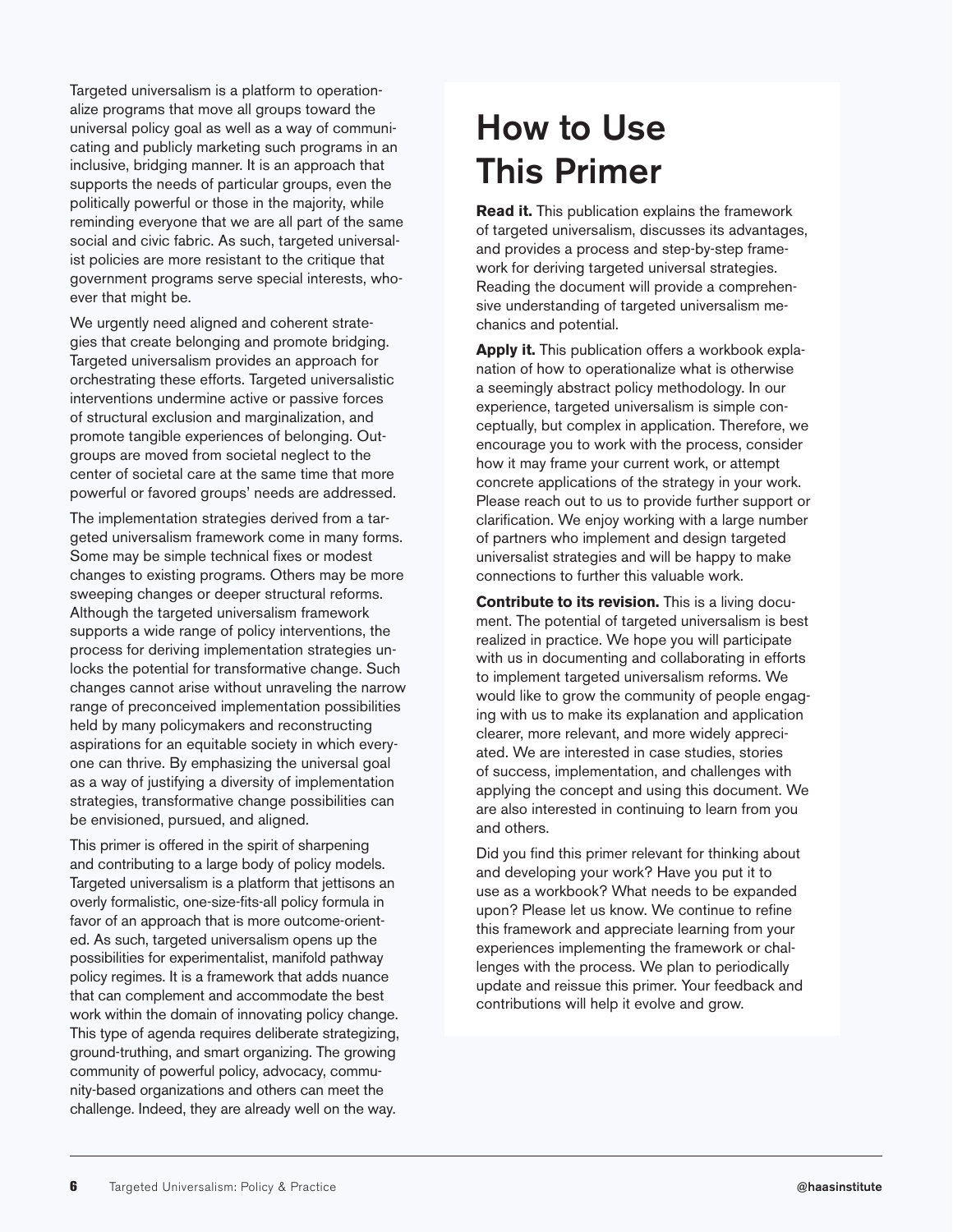Targeted universalism is a platform to operationalize programs that move all groups toward the universal policy goal as well as a way of communicating and publicly marketing such programs in an inclusive, bridging manner. It is an approach that supports the needs of particular groups, even the politically powerful or those in the majority, while reminding everyone that we are all part of the same social and civic fabric. As such, targeted universalist policies are more resistant to the critique that government programs serve special interests, whoever that might be.

We urgently need aligned and coherent strategies that create belonging and promote bridging. Targeted universalism provides an approach for orchestrating these efforts. Targeted universalistic interventions undermine active or passive forces of structural exclusion and marginalization, and promote tangible experiences of belonging. Outgroups are moved from societal neglect to the center of societal care at the same time that more powerful or favored groups' needs are addressed.

The implementation strategies derived from a targeted universalism framework come in many forms. Some may be simple technical fixes or modest changes to existing programs. Others may be more sweeping changes or deeper structural reforms. Although the targeted universalism framework supports a wide range of policy interventions, the process for deriving implementation strategies unlocks the potential for transformative change. Such changes cannot arise without unraveling the narrow range of preconceived implementation possibilities held by many policymakers and reconstructing aspirations for an equitable society in which everyone can thrive. By emphasizing the universal goal as a way of justifying a diversity of implementation strategies, transformative change possibilities can be envisioned, pursued, and aligned.

This primer is offered in the spirit of sharpening and contributing to a large body of policy models. Targeted universalism is a platform that jettisons an overly formalistic, one-size-fits-all policy formula in favor of an approach that is more outcome-oriented. As such, targeted universalism opens up the possibilities for experimentalist, manifold pathway policy regimes. It is a framework that adds nuance that can complement and accommodate the best work within the domain of innovating policy change. This type of agenda requires deliberate strategizing, ground-truthing, and smart organizing. The growing community of powerful policy, advocacy, community-based organizations and others can meet the challenge. Indeed, they are already well on the way.

# How to Use This Primer

**Read it.** This publication explains the framework of targeted universalism, discusses its advantages, and provides a process and step-by-step framework for deriving targeted universal strategies. Reading the document will provide a comprehensive understanding of targeted universalism mechanics and potential.

**Apply it.** This publication offers a workbook explanation of how to operationalize what is otherwise a seemingly abstract policy methodology. In our experience, targeted universalism is simple conceptually, but complex in application. Therefore, we encourage you to work with the process, consider how it may frame your current work, or attempt concrete applications of the strategy in your work. Please reach out to us to provide further support or clarification. We enjoy working with a large number of partners who implement and design targeted universalist strategies and will be happy to make connections to further this valuable work.

**Contribute to its revision.** This is a living document. The potential of targeted universalism is best realized in practice. We hope you will participate with us in documenting and collaborating in efforts to implement targeted universalism reforms. We would like to grow the community of people engaging with us to make its explanation and application clearer, more relevant, and more widely appreciated. We are interested in case studies, stories of success, implementation, and challenges with applying the concept and using this document. We are also interested in continuing to learn from you and others.

Did you find this primer relevant for thinking about and developing your work? Have you put it to use as a workbook? What needs to be expanded upon? Please let us know. We continue to refine this framework and appreciate learning from your experiences implementing the framework or challenges with the process. We plan to periodically update and reissue this primer. Your feedback and contributions will help it evolve and grow.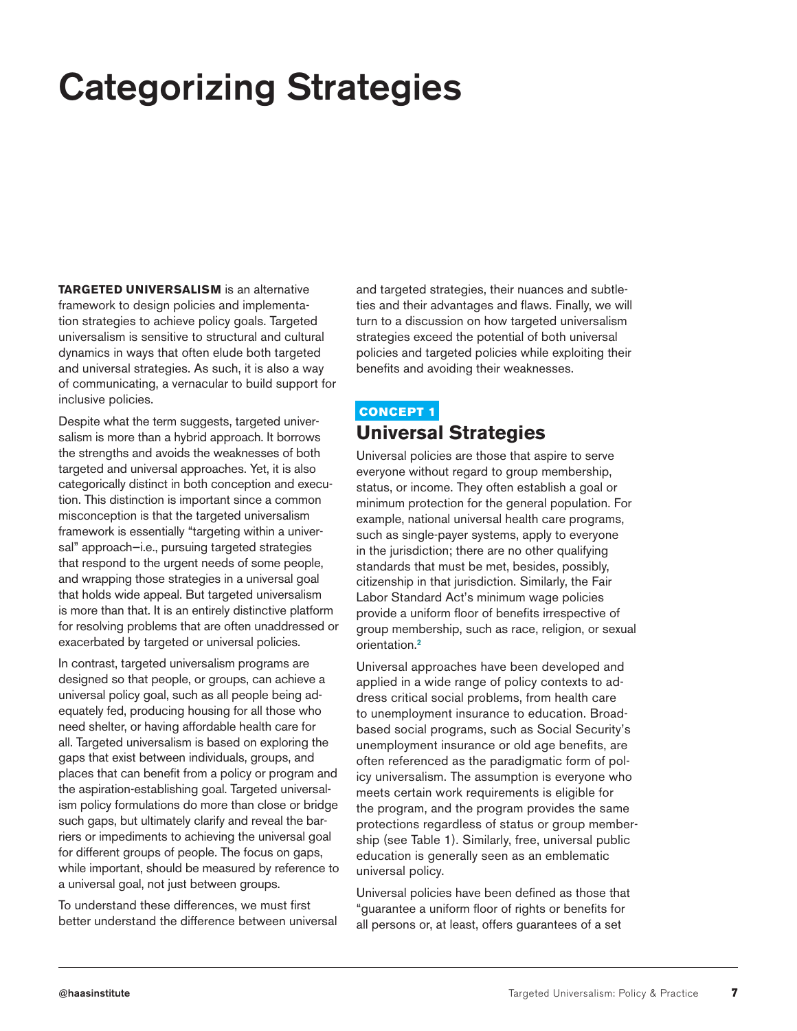# Categorizing Strategies

**TARGETED UNIVERSALISM** is an alternative framework to design policies and implementation strategies to achieve policy goals. Targeted universalism is sensitive to structural and cultural dynamics in ways that often elude both targeted and universal strategies. As such, it is also a way of communicating, a vernacular to build support for inclusive policies.

Despite what the term suggests, targeted universalism is more than a hybrid approach. It borrows the strengths and avoids the weaknesses of both targeted and universal approaches. Yet, it is also categorically distinct in both conception and execution. This distinction is important since a common misconception is that the targeted universalism framework is essentially "targeting within a universal" approach—i.e., pursuing targeted strategies that respond to the urgent needs of some people, and wrapping those strategies in a universal goal that holds wide appeal. But targeted universalism is more than that. It is an entirely distinctive platform for resolving problems that are often unaddressed or exacerbated by targeted or universal policies.

In contrast, targeted universalism programs are designed so that people, or groups, can achieve a universal policy goal, such as all people being adequately fed, producing housing for all those who need shelter, or having affordable health care for all. Targeted universalism is based on exploring the gaps that exist between individuals, groups, and places that can benefit from a policy or program and the aspiration-establishing goal. Targeted universalism policy formulations do more than close or bridge such gaps, but ultimately clarify and reveal the barriers or impediments to achieving the universal goal for different groups of people. The focus on gaps, while important, should be measured by reference to a universal goal, not just between groups.

To understand these differences, we must first better understand the difference between universal and targeted strategies, their nuances and subtleties and their advantages and flaws. Finally, we will turn to a discussion on how targeted universalism strategies exceed the potential of both universal policies and targeted policies while exploiting their benefits and avoiding their weaknesses.

**CONCEPT 1**

## Universal Strategies

Universal policies are those that aspire to serve everyone without regard to group membership, status, or income. They often establish a goal or minimum protection for the general population. For example, national universal health care programs, such as single-payer systems, apply to everyone in the jurisdiction; there are no other qualifying standards that must be met, besides, possibly, citizenship in that jurisdiction. Similarly, the Fair Labor Standard Act's minimum wage policies provide a uniform floor of benefits irrespective of group membership, such as race, religion, or sexual orientation.[2]

Universal approaches have been developed and applied in a wide range of policy contexts to address critical social problems, from health care to unemployment insurance to education. Broad-based social programs, such as Social Security's unemployment insurance or old age benefits, are often referenced as the paradigmatic form of policy universalism. The assumption is everyone who meets certain work requirements is eligible for the program, and the program provides the same protections regardless of status or group membership (see Table 1). Similarly, free, universal public education is generally seen as an emblematic universal policy.

Universal policies have been defined as those that "guarantee a uniform floor of rights or benefits for all persons or, at least, offers guarantees of a set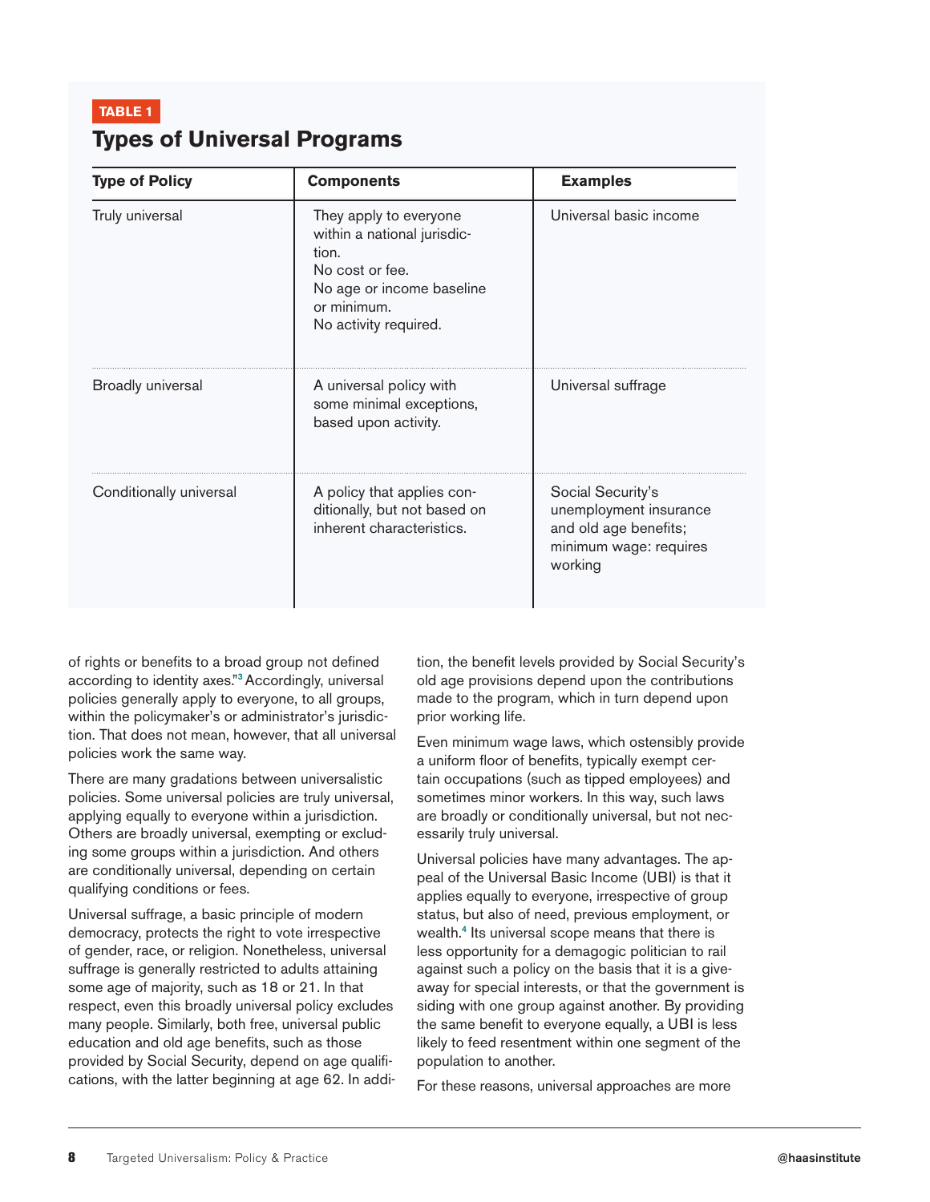**TABLE 1**

## Types of Universal Programs

| Type of Policy | Components | Examples |
|---|---|---|
| Truly universal | They apply to everyone within a national jurisdiction. No cost or fee. No age or income baseline or minimum. No activity required. | Universal basic income |
| Broadly universal | A universal policy with some minimal exceptions, based upon activity. | Universal suffrage |
| Conditionally universal | A policy that applies conditionally, but not based on inherent characteristics. | Social Security's unemployment insurance and old age benefits; minimum wage: requires working |

of rights or benefits to a broad group not defined according to identity axes."[3] Accordingly, universal policies generally apply to everyone, to all groups, within the policymaker's or administrator's jurisdiction. That does not mean, however, that all universal policies work the same way.

There are many gradations between universalistic policies. Some universal policies are truly universal, applying equally to everyone within a jurisdiction. Others are broadly universal, exempting or excluding some groups within a jurisdiction. And others are conditionally universal, depending on certain qualifying conditions or fees.

Universal suffrage, a basic principle of modern democracy, protects the right to vote irrespective of gender, race, or religion. Nonetheless, universal suffrage is generally restricted to adults attaining some age of majority, such as 18 or 21. In that respect, even this broadly universal policy excludes many people. Similarly, both free, universal public education and old age benefits, such as those provided by Social Security, depend on age qualifications, with the latter beginning at age 62. In addition, the benefit levels provided by Social Security's old age provisions depend upon the contributions made to the program, which in turn depend upon prior working life.

Even minimum wage laws, which ostensibly provide a uniform floor of benefits, typically exempt certain occupations (such as tipped employees) and sometimes minor workers. In this way, such laws are broadly or conditionally universal, but not necessarily truly universal.

Universal policies have many advantages. The appeal of the Universal Basic Income (UBI) is that it applies equally to everyone, irrespective of group status, but also of need, previous employment, or wealth.[4] Its universal scope means that there is less opportunity for a demagogic politician to rail against such a policy on the basis that it is a giveaway for special interests, or that the government is siding with one group against another. By providing the same benefit to everyone equally, a UBI is less likely to feed resentment within one segment of the population to another.

For these reasons, universal approaches are more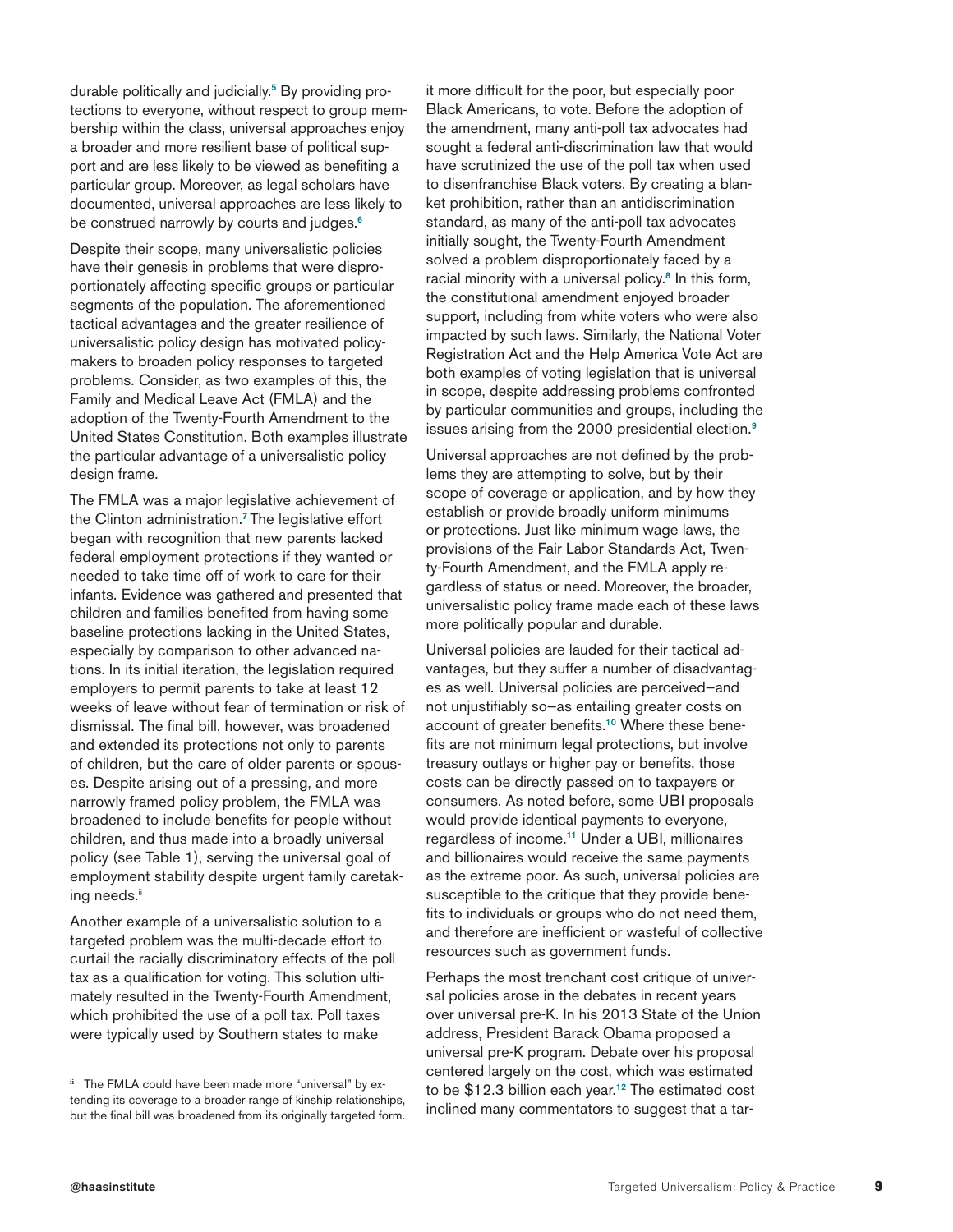durable politically and judicially.[5] By providing protections to everyone, without respect to group membership within the class, universal approaches enjoy a broader and more resilient base of political support and are less likely to be viewed as benefiting a particular group. Moreover, as legal scholars have documented, universal approaches are less likely to be construed narrowly by courts and judges.[6]

Despite their scope, many universalistic policies have their genesis in problems that were disproportionately affecting specific groups or particular segments of the population. The aforementioned tactical advantages and the greater resilience of universalistic policy design has motivated policymakers to broaden policy responses to targeted problems. Consider, as two examples of this, the Family and Medical Leave Act (FMLA) and the adoption of the Twenty-Fourth Amendment to the United States Constitution. Both examples illustrate the particular advantage of a universalistic policy design frame.

The FMLA was a major legislative achievement of the Clinton administration.[7] The legislative effort began with recognition that new parents lacked federal employment protections if they wanted or needed to take time off of work to care for their infants. Evidence was gathered and presented that children and families benefited from having some baseline protections lacking in the United States, especially by comparison to other advanced nations. In its initial iteration, the legislation required employers to permit parents to take at least 12 weeks of leave without fear of termination or risk of dismissal. The final bill, however, was broadened and extended its protections not only to parents of children, but the care of older parents or spouses. Despite arising out of a pressing, and more narrowly framed policy problem, the FMLA was broadened to include benefits for people without children, and thus made into a broadly universal policy (see Table 1), serving the universal goal of employment stability despite urgent family caretaking needs.[ii]

Another example of a universalistic solution to a targeted problem was the multi-decade effort to curtail the racially discriminatory effects of the poll tax as a qualification for voting. This solution ultimately resulted in the Twenty-Fourth Amendment, which prohibited the use of a poll tax. Poll taxes were typically used by Southern states to make it more difficult for the poor, but especially poor Black Americans, to vote. Before the adoption of the amendment, many anti-poll tax advocates had sought a federal anti-discrimination law that would have scrutinized the use of the poll tax when used to disenfranchise Black voters. By creating a blanket prohibition, rather than an antidiscrimination standard, as many of the anti-poll tax advocates initially sought, the Twenty-Fourth Amendment solved a problem disproportionately faced by a racial minority with a universal policy.[8] In this form, the constitutional amendment enjoyed broader support, including from white voters who were also impacted by such laws. Similarly, the National Voter Registration Act and the Help America Vote Act are both examples of voting legislation that is universal in scope, despite addressing problems confronted by particular communities and groups, including the issues arising from the 2000 presidential election.[9]

Universal approaches are not defined by the problems they are attempting to solve, but by their scope of coverage or application, and by how they establish or provide broadly uniform minimums or protections. Just like minimum wage laws, the provisions of the Fair Labor Standards Act, Twenty-Fourth Amendment, and the FMLA apply regardless of status or need. Moreover, the broader, universalistic policy frame made each of these laws more politically popular and durable.

Universal policies are lauded for their tactical advantages, but they suffer a number of disadvantages as well. Universal policies are perceived—and not unjustifiably so—as entailing greater costs on account of greater benefits.[10] Where these benefits are not minimum legal protections, but involve treasury outlays or higher pay or benefits, those costs can be directly passed on to taxpayers or consumers. As noted before, some UBI proposals would provide identical payments to everyone, regardless of income.[11] Under a UBI, millionaires and billionaires would receive the same payments as the extreme poor. As such, universal policies are susceptible to the critique that they provide benefits to individuals or groups who do not need them, and therefore are inefficient or wasteful of collective resources such as government funds.

Perhaps the most trenchant cost critique of universal policies arose in the debates in recent years over universal pre-K. In his 2013 State of the Union address, President Barack Obama proposed a universal pre-K program. Debate over his proposal centered largely on the cost, which was estimated to be $12.3 billion each year.[12] The estimated cost inclined many commentators to suggest that a tar-

[ii] The FMLA could have been made more "universal" by extending its coverage to a broader range of kinship relationships, but the final bill was broadened from its originally targeted form.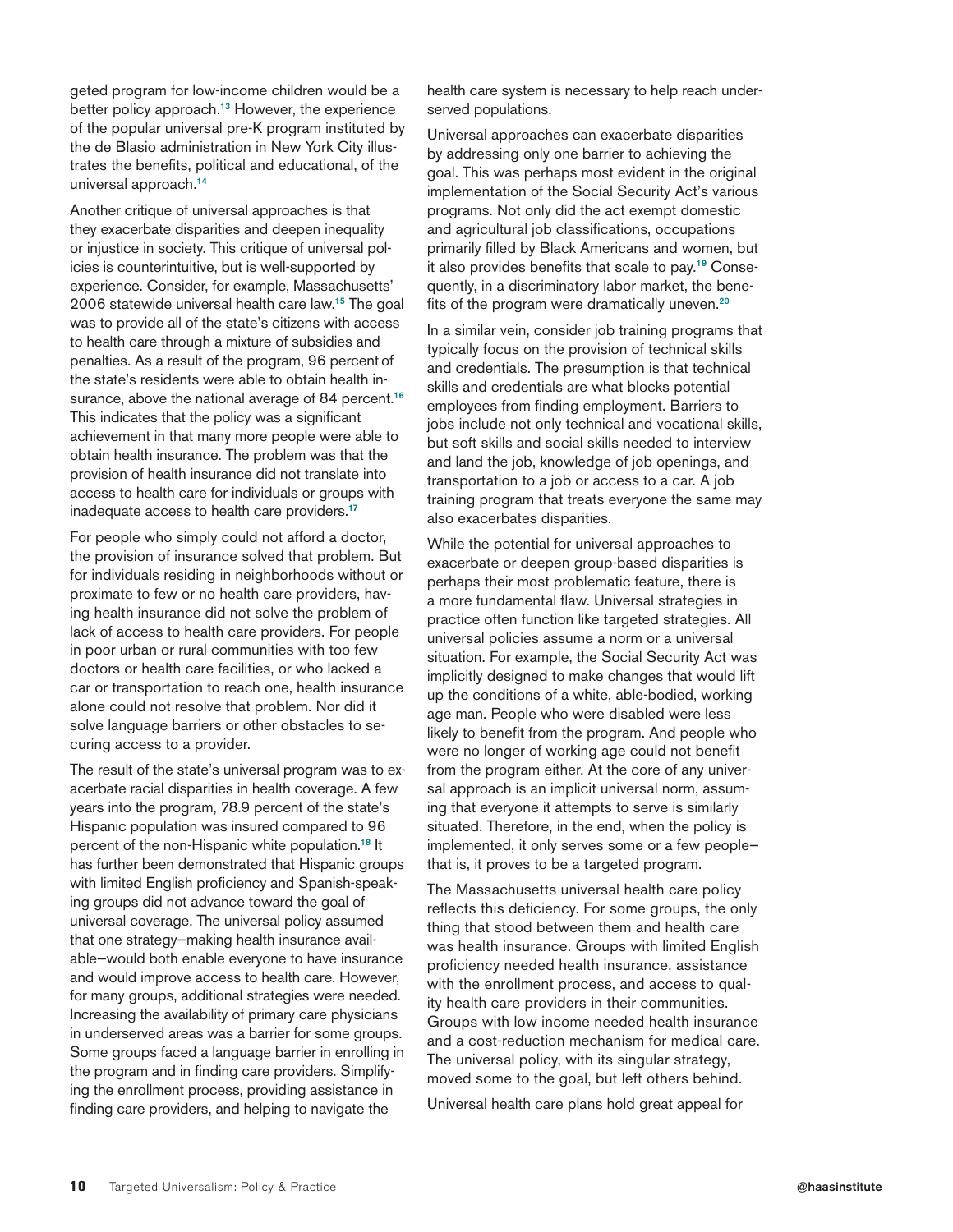geted program for low-income children would be a better policy approach.[13] However, the experience of the popular universal pre-K program instituted by the de Blasio administration in New York City illustrates the benefits, political and educational, of the universal approach.[14]

Another critique of universal approaches is that they exacerbate disparities and deepen inequality or injustice in society. This critique of universal policies is counterintuitive, but is well-supported by experience. Consider, for example, Massachusetts' 2006 statewide universal health care law.[15] The goal was to provide all of the state's citizens with access to health care through a mixture of subsidies and penalties. As a result of the program, 96 percent of the state's residents were able to obtain health insurance, above the national average of 84 percent.[16] This indicates that the policy was a significant achievement in that many more people were able to obtain health insurance. The problem was that the provision of health insurance did not translate into access to health care for individuals or groups with inadequate access to health care providers.[17]

For people who simply could not afford a doctor, the provision of insurance solved that problem. But for individuals residing in neighborhoods without or proximate to few or no health care providers, having health insurance did not solve the problem of lack of access to health care providers. For people in poor urban or rural communities with too few doctors or health care facilities, or who lacked a car or transportation to reach one, health insurance alone could not resolve that problem. Nor did it solve language barriers or other obstacles to securing access to a provider.

The result of the state's universal program was to exacerbate racial disparities in health coverage. A few years into the program, 78.9 percent of the state's Hispanic population was insured compared to 96 percent of the non-Hispanic white population.[18] It has further been demonstrated that Hispanic groups with limited English proficiency and Spanish-speaking groups did not advance toward the goal of universal coverage. The universal policy assumed that one strategy—making health insurance available—would both enable everyone to have insurance and would improve access to health care. However, for many groups, additional strategies were needed. Increasing the availability of primary care physicians in underserved areas was a barrier for some groups. Some groups faced a language barrier in enrolling in the program and in finding care providers. Simplifying the enrollment process, providing assistance in finding care providers, and helping to navigate the health care system is necessary to help reach underserved populations.

Universal approaches can exacerbate disparities by addressing only one barrier to achieving the goal. This was perhaps most evident in the original implementation of the Social Security Act's various programs. Not only did the act exempt domestic and agricultural job classifications, occupations primarily filled by Black Americans and women, but it also provides benefits that scale to pay.[19] Consequently, in a discriminatory labor market, the benefits of the program were dramatically uneven.[20]

In a similar vein, consider job training programs that typically focus on the provision of technical skills and credentials. The presumption is that technical skills and credentials are what blocks potential employees from finding employment. Barriers to jobs include not only technical and vocational skills, but soft skills and social skills needed to interview and land the job, knowledge of job openings, and transportation to a job or access to a car. A job training program that treats everyone the same may also exacerbates disparities.

While the potential for universal approaches to exacerbate or deepen group-based disparities is perhaps their most problematic feature, there is a more fundamental flaw. Universal strategies in practice often function like targeted strategies. All universal policies assume a norm or a universal situation. For example, the Social Security Act was implicitly designed to make changes that would lift up the conditions of a white, able-bodied, working age man. People who were disabled were less likely to benefit from the program. And people who were no longer of working age could not benefit from the program either. At the core of any universal approach is an implicit universal norm, assuming that everyone it attempts to serve is similarly situated. Therefore, in the end, when the policy is implemented, it only serves some or a few people—that is, it proves to be a targeted program.

The Massachusetts universal health care policy reflects this deficiency. For some groups, the only thing that stood between them and health care was health insurance. Groups with limited English proficiency needed health insurance, assistance with the enrollment process, and access to quality health care providers in their communities. Groups with low income needed health insurance and a cost-reduction mechanism for medical care. The universal policy, with its singular strategy, moved some to the goal, but left others behind.

Universal health care plans hold great appeal for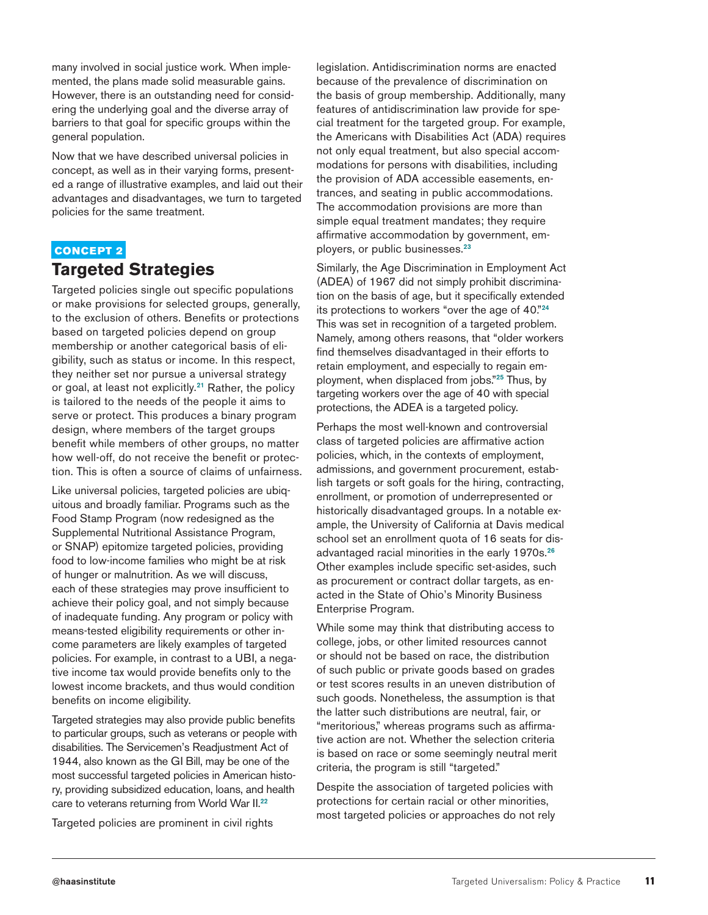many involved in social justice work. When implemented, the plans made solid measurable gains. However, there is an outstanding need for considering the underlying goal and the diverse array of barriers to that goal for specific groups within the general population.

Now that we have described universal policies in concept, as well as in their varying forms, presented a range of illustrative examples, and laid out their advantages and disadvantages, we turn to targeted policies for the same treatment.

**CONCEPT 2**

## Targeted Strategies

Targeted policies single out specific populations or make provisions for selected groups, generally, to the exclusion of others. Benefits or protections based on targeted policies depend on group membership or another categorical basis of eligibility, such as status or income. In this respect, they neither set nor pursue a universal strategy or goal, at least not explicitly.[21] Rather, the policy is tailored to the needs of the people it aims to serve or protect. This produces a binary program design, where members of the target groups benefit while members of other groups, no matter how well-off, do not receive the benefit or protection. This is often a source of claims of unfairness.

Like universal policies, targeted policies are ubiquitous and broadly familiar. Programs such as the Food Stamp Program (now redesigned as the Supplemental Nutritional Assistance Program, or SNAP) epitomize targeted policies, providing food to low-income families who might be at risk of hunger or malnutrition. As we will discuss, each of these strategies may prove insufficient to achieve their policy goal, and not simply because of inadequate funding. Any program or policy with means-tested eligibility requirements or other income parameters are likely examples of targeted policies. For example, in contrast to a UBI, a negative income tax would provide benefits only to the lowest income brackets, and thus would condition benefits on income eligibility.

Targeted strategies may also provide public benefits to particular groups, such as veterans or people with disabilities. The Servicemen's Readjustment Act of 1944, also known as the GI Bill, may be one of the most successful targeted policies in American history, providing subsidized education, loans, and health care to veterans returning from World War II.[22]

Targeted policies are prominent in civil rights legislation. Antidiscrimination norms are enacted because of the prevalence of discrimination on the basis of group membership. Additionally, many features of antidiscrimination law provide for special treatment for the targeted group. For example, the Americans with Disabilities Act (ADA) requires not only equal treatment, but also special accommodations for persons with disabilities, including the provision of ADA accessible easements, entrances, and seating in public accommodations. The accommodation provisions are more than simple equal treatment mandates; they require affirmative accommodation by government, employers, or public businesses.[23]

Similarly, the Age Discrimination in Employment Act (ADEA) of 1967 did not simply prohibit discrimination on the basis of age, but it specifically extended its protections to workers "over the age of 40."[24] This was set in recognition of a targeted problem. Namely, among others reasons, that "older workers find themselves disadvantaged in their efforts to retain employment, and especially to regain employment, when displaced from jobs."[25] Thus, by targeting workers over the age of 40 with special protections, the ADEA is a targeted policy.

Perhaps the most well-known and controversial class of targeted policies are affirmative action policies, which, in the contexts of employment, admissions, and government procurement, establish targets or soft goals for the hiring, contracting, enrollment, or promotion of underrepresented or historically disadvantaged groups. In a notable example, the University of California at Davis medical school set an enrollment quota of 16 seats for disadvantaged racial minorities in the early 1970s.[26] Other examples include specific set-asides, such as procurement or contract dollar targets, as enacted in the State of Ohio's Minority Business Enterprise Program.

While some may think that distributing access to college, jobs, or other limited resources cannot or should not be based on race, the distribution of such public or private goods based on grades or test scores results in an uneven distribution of such goods. Nonetheless, the assumption is that the latter such distributions are neutral, fair, or "meritorious," whereas programs such as affirmative action are not. Whether the selection criteria is based on race or some seemingly neutral merit criteria, the program is still "targeted."

Despite the association of targeted policies with protections for certain racial or other minorities, most targeted policies or approaches do not rely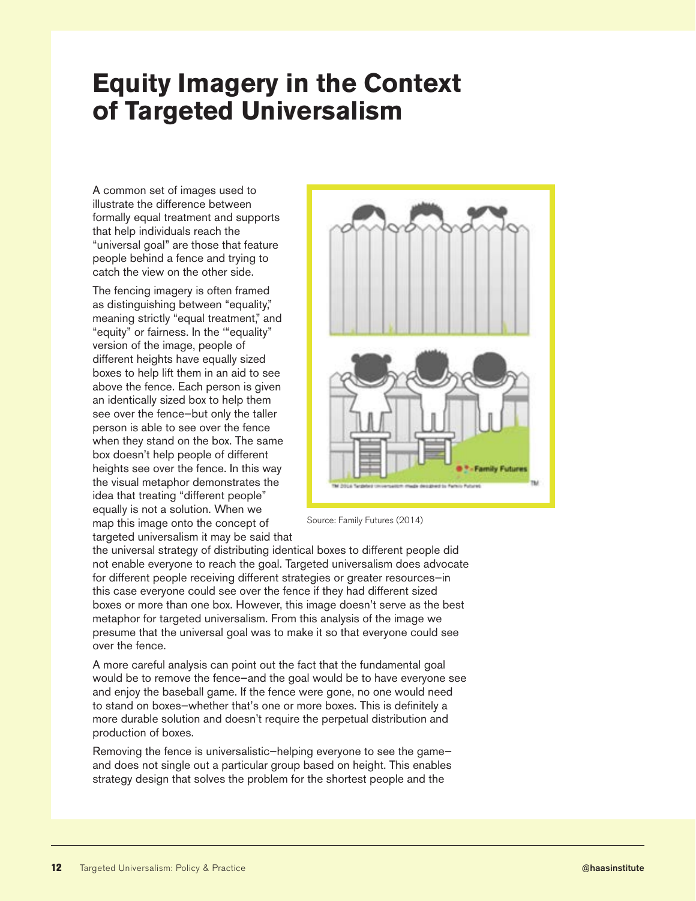# Equity Imagery in the Context of Targeted Universalism

A common set of images used to illustrate the difference between formally equal treatment and supports that help individuals reach the "universal goal" are those that feature people behind a fence and trying to catch the view on the other side.

The fencing imagery is often framed as distinguishing between "equality," meaning strictly "equal treatment," and "equity" or fairness. In the '"equality" version of the image, people of different heights have equally sized boxes to help lift them in an aid to see above the fence. Each person is given an identically sized box to help them see over the fence—but only the taller person is able to see over the fence when they stand on the box. The same box doesn't help people of different heights see over the fence. In this way the visual metaphor demonstrates the idea that treating "different people" equally is not a solution. When we map this image onto the concept of targeted universalism it may be said that the universal strategy of distributing identical boxes to different people did not enable everyone to reach the goal. Targeted universalism does advocate for different people receiving different strategies or greater resources—in this case everyone could see over the fence if they had different sized boxes or more than one box. However, this image doesn't serve as the best metaphor for targeted universalism. From this analysis of the image we presume that the universal goal was to make it so that everyone could see over the fence.

Source: Family Futures (2014)

A more careful analysis can point out the fact that the fundamental goal would be to remove the fence—and the goal would be to have everyone see and enjoy the baseball game. If the fence were gone, no one would need to stand on boxes—whether that's one or more boxes. This is definitely a more durable solution and doesn't require the perpetual distribution and production of boxes.

Removing the fence is universalistic—helping everyone to see the game—and does not single out a particular group based on height. This enables strategy design that solves the problem for the shortest people and the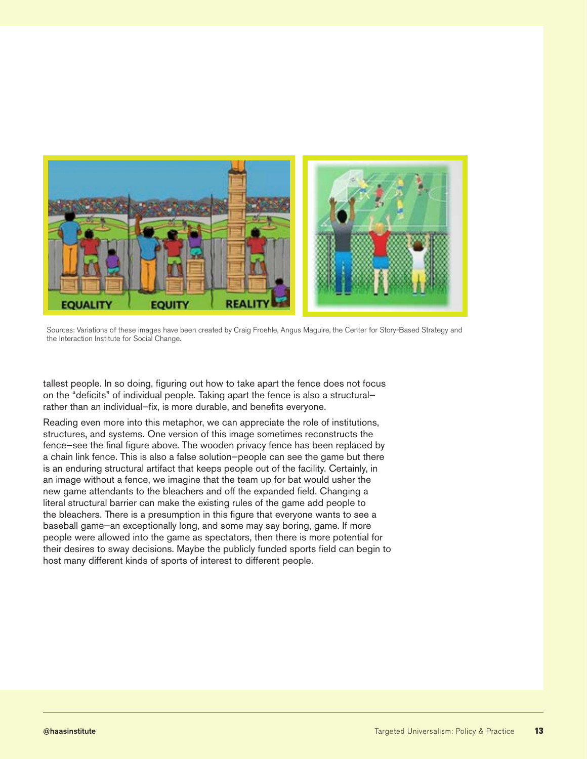Sources: Variations of these images have been created by Craig Froehle, Angus Maguire, the Center for Story-Based Strategy and the Interaction Institute for Social Change.

tallest people. In so doing, figuring out how to take apart the fence does not focus on the "deficits" of individual people. Taking apart the fence is also a structural–rather than an individual–fix, is more durable, and benefits everyone.

Reading even more into this metaphor, we can appreciate the role of institutions, structures, and systems. One version of this image sometimes reconstructs the fence–see the final figure above. The wooden privacy fence has been replaced by a chain link fence. This is also a false solution–people can see the game but there is an enduring structural artifact that keeps people out of the facility. Certainly, in an image without a fence, we imagine that the team up for bat would usher the new game attendants to the bleachers and off the expanded field. Changing a literal structural barrier can make the existing rules of the game add people to the bleachers. There is a presumption in this figure that everyone wants to see a baseball game–an exceptionally long, and some may say boring, game. If more people were allowed into the game as spectators, then there is more potential for their desires to sway decisions. Maybe the publicly funded sports field can begin to host many different kinds of sports of interest to different people.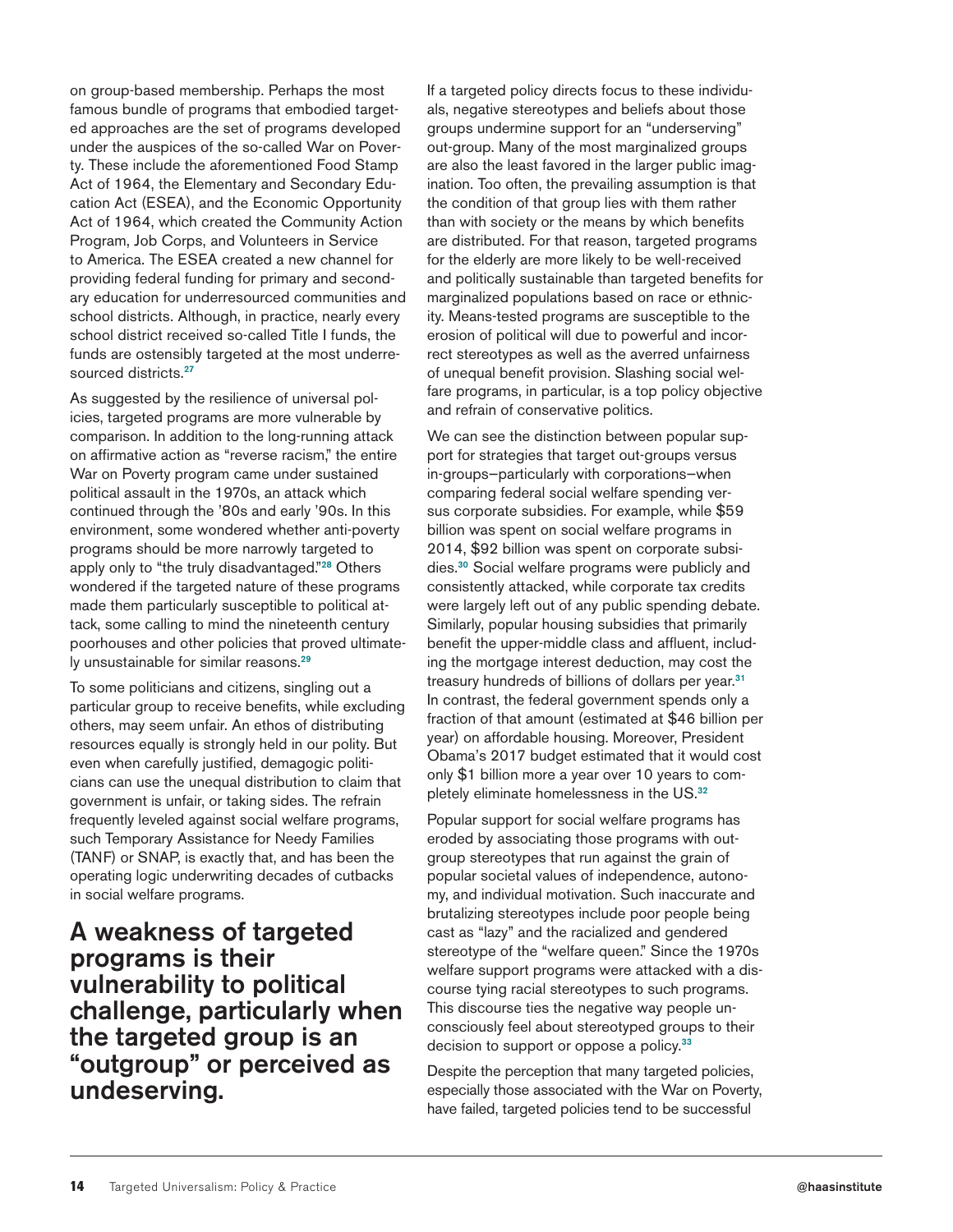on group-based membership. Perhaps the most famous bundle of programs that embodied targeted approaches are the set of programs developed under the auspices of the so-called War on Poverty. These include the aforementioned Food Stamp Act of 1964, the Elementary and Secondary Education Act (ESEA), and the Economic Opportunity Act of 1964, which created the Community Action Program, Job Corps, and Volunteers in Service to America. The ESEA created a new channel for providing federal funding for primary and secondary education for underresourced communities and school districts. Although, in practice, nearly every school district received so-called Title I funds, the funds are ostensibly targeted at the most underresourced districts.[27]

As suggested by the resilience of universal policies, targeted programs are more vulnerable by comparison. In addition to the long-running attack on affirmative action as "reverse racism," the entire War on Poverty program came under sustained political assault in the 1970s, an attack which continued through the '80s and early '90s. In this environment, some wondered whether anti-poverty programs should be more narrowly targeted to apply only to "the truly disadvantaged."[28] Others wondered if the targeted nature of these programs made them particularly susceptible to political attack, some calling to mind the nineteenth century poorhouses and other policies that proved ultimately unsustainable for similar reasons.[29]

To some politicians and citizens, singling out a particular group to receive benefits, while excluding others, may seem unfair. An ethos of distributing resources equally is strongly held in our polity. But even when carefully justified, demagogic politicians can use the unequal distribution to claim that government is unfair, or taking sides. The refrain frequently leveled against social welfare programs, such Temporary Assistance for Needy Families (TANF) or SNAP, is exactly that, and has been the operating logic underwriting decades of cutbacks in social welfare programs.

## A weakness of targeted programs is their vulnerability to political challenge, particularly when the targeted group is an "outgroup" or perceived as undeserving.

If a targeted policy directs focus to these individuals, negative stereotypes and beliefs about those groups undermine support for an "underserving" out-group. Many of the most marginalized groups are also the least favored in the larger public imagination. Too often, the prevailing assumption is that the condition of that group lies with them rather than with society or the means by which benefits are distributed. For that reason, targeted programs for the elderly are more likely to be well-received and politically sustainable than targeted benefits for marginalized populations based on race or ethnicity. Means-tested programs are susceptible to the erosion of political will due to powerful and incorrect stereotypes as well as the averred unfairness of unequal benefit provision. Slashing social welfare programs, in particular, is a top policy objective and refrain of conservative politics.

We can see the distinction between popular support for strategies that target out-groups versus in-groups—particularly with corporations—when comparing federal social welfare spending versus corporate subsidies. For example, while $59 billion was spent on social welfare programs in 2014, $92 billion was spent on corporate subsidies.[30] Social welfare programs were publicly and consistently attacked, while corporate tax credits were largely left out of any public spending debate. Similarly, popular housing subsidies that primarily benefit the upper-middle class and affluent, including the mortgage interest deduction, may cost the treasury hundreds of billions of dollars per year.[31] In contrast, the federal government spends only a fraction of that amount (estimated at $46 billion per year) on affordable housing. Moreover, President Obama's 2017 budget estimated that it would cost only $1 billion more a year over 10 years to completely eliminate homelessness in the US.[32]

Popular support for social welfare programs has eroded by associating those programs with outgroup stereotypes that run against the grain of popular societal values of independence, autonomy, and individual motivation. Such inaccurate and brutalizing stereotypes include poor people being cast as "lazy" and the racialized and gendered stereotype of the "welfare queen." Since the 1970s welfare support programs were attacked with a discourse tying racial stereotypes to such programs. This discourse ties the negative way people unconsciously feel about stereotyped groups to their decision to support or oppose a policy.[33]

Despite the perception that many targeted policies, especially those associated with the War on Poverty, have failed, targeted policies tend to be successful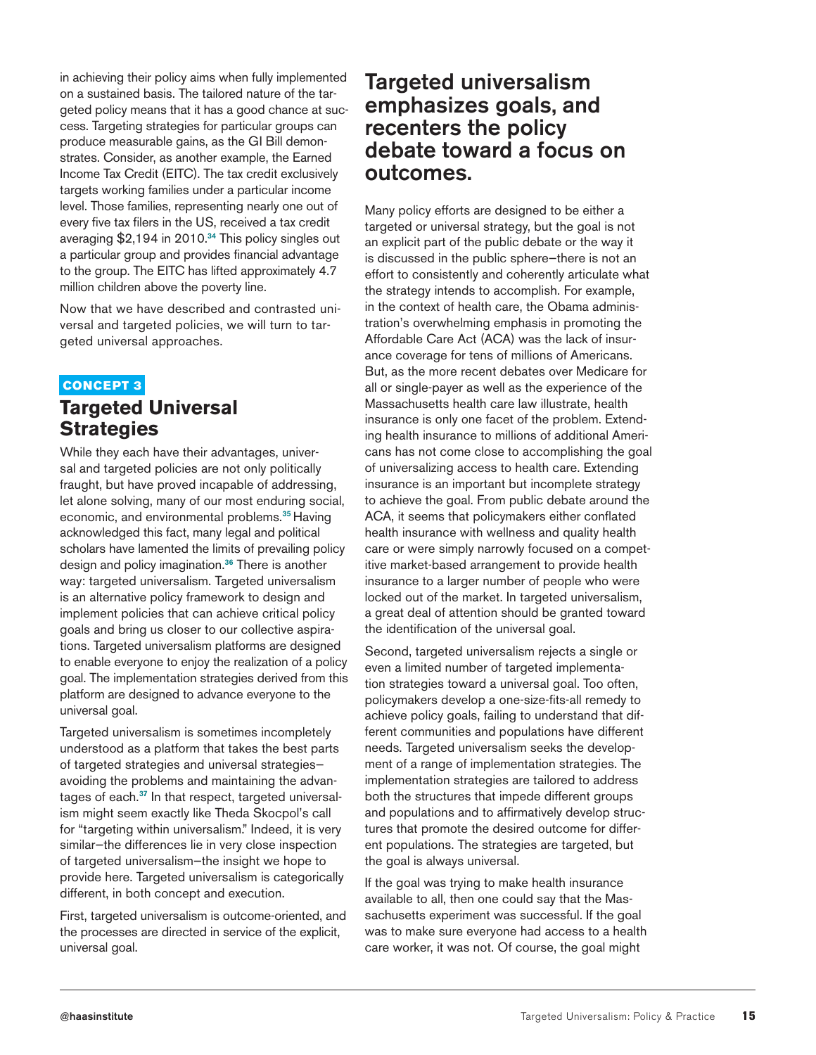in achieving their policy aims when fully implemented on a sustained basis. The tailored nature of the targeted policy means that it has a good chance at success. Targeting strategies for particular groups can produce measurable gains, as the GI Bill demonstrates. Consider, as another example, the Earned Income Tax Credit (EITC). The tax credit exclusively targets working families under a particular income level. Those families, representing nearly one out of every five tax filers in the US, received a tax credit averaging $2,194 in 2010.[34] This policy singles out a particular group and provides financial advantage to the group. The EITC has lifted approximately 4.7 million children above the poverty line.

Now that we have described and contrasted universal and targeted policies, we will turn to targeted universal approaches.

**CONCEPT 3**

## Targeted Universal Strategies

While they each have their advantages, universal and targeted policies are not only politically fraught, but have proved incapable of addressing, let alone solving, many of our most enduring social, economic, and environmental problems.[35] Having acknowledged this fact, many legal and political scholars have lamented the limits of prevailing policy design and policy imagination.[36] There is another way: targeted universalism. Targeted universalism is an alternative policy framework to design and implement policies that can achieve critical policy goals and bring us closer to our collective aspirations. Targeted universalism platforms are designed to enable everyone to enjoy the realization of a policy goal. The implementation strategies derived from this platform are designed to advance everyone to the universal goal.

Targeted universalism is sometimes incompletely understood as a platform that takes the best parts of targeted strategies and universal strategies—avoiding the problems and maintaining the advantages of each.[37] In that respect, targeted universalism might seem exactly like Theda Skocpol's call for "targeting within universalism." Indeed, it is very similar—the differences lie in very close inspection of targeted universalism—the insight we hope to provide here. Targeted universalism is categorically different, in both concept and execution.

First, targeted universalism is outcome-oriented, and the processes are directed in service of the explicit, universal goal.

## Targeted universalism emphasizes goals, and recenters the policy debate toward a focus on outcomes.

Many policy efforts are designed to be either a targeted or universal strategy, but the goal is not an explicit part of the public debate or the way it is discussed in the public sphere—there is not an effort to consistently and coherently articulate what the strategy intends to accomplish. For example, in the context of health care, the Obama administration's overwhelming emphasis in promoting the Affordable Care Act (ACA) was the lack of insurance coverage for tens of millions of Americans. But, as the more recent debates over Medicare for all or single-payer as well as the experience of the Massachusetts health care law illustrate, health insurance is only one facet of the problem. Extending health insurance to millions of additional Americans has not come close to accomplishing the goal of universalizing access to health care. Extending insurance is an important but incomplete strategy to achieve the goal. From public debate around the ACA, it seems that policymakers either conflated health insurance with wellness and quality health care or were simply narrowly focused on a competitive market-based arrangement to provide health insurance to a larger number of people who were locked out of the market. In targeted universalism, a great deal of attention should be granted toward the identification of the universal goal.

Second, targeted universalism rejects a single or even a limited number of targeted implementation strategies toward a universal goal. Too often, policymakers develop a one-size-fits-all remedy to achieve policy goals, failing to understand that different communities and populations have different needs. Targeted universalism seeks the development of a range of implementation strategies. The implementation strategies are tailored to address both the structures that impede different groups and populations and to affirmatively develop structures that promote the desired outcome for different populations. The strategies are targeted, but the goal is always universal.

If the goal was trying to make health insurance available to all, then one could say that the Massachusetts experiment was successful. If the goal was to make sure everyone had access to a health care worker, it was not. Of course, the goal might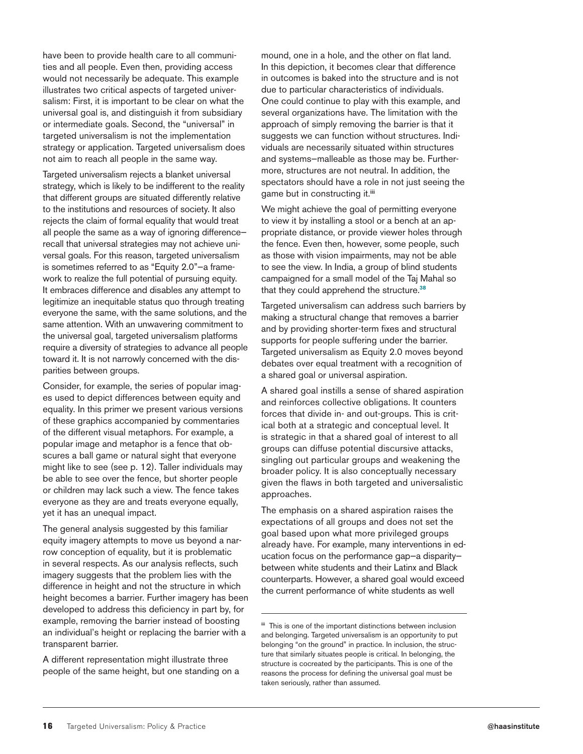have been to provide health care to all communities and all people. Even then, providing access would not necessarily be adequate. This example illustrates two critical aspects of targeted universalism: First, it is important to be clear on what the universal goal is, and distinguish it from subsidiary or intermediate goals. Second, the "universal" in targeted universalism is not the implementation strategy or application. Targeted universalism does not aim to reach all people in the same way.

Targeted universalism rejects a blanket universal strategy, which is likely to be indifferent to the reality that different groups are situated differently relative to the institutions and resources of society. It also rejects the claim of formal equality that would treat all people the same as a way of ignoring difference—recall that universal strategies may not achieve universal goals. For this reason, targeted universalism is sometimes referred to as "Equity 2.0"—a framework to realize the full potential of pursuing equity. It embraces difference and disables any attempt to legitimize an inequitable status quo through treating everyone the same, with the same solutions, and the same attention. With an unwavering commitment to the universal goal, targeted universalism platforms require a diversity of strategies to advance all people toward it. It is not narrowly concerned with the disparities between groups.

Consider, for example, the series of popular images used to depict differences between equity and equality. In this primer we present various versions of these graphics accompanied by commentaries of the different visual metaphors. For example, a popular image and metaphor is a fence that obscures a ball game or natural sight that everyone might like to see (see p. 12). Taller individuals may be able to see over the fence, but shorter people or children may lack such a view. The fence takes everyone as they are and treats everyone equally, yet it has an unequal impact.

The general analysis suggested by this familiar equity imagery attempts to move us beyond a narrow conception of equality, but it is problematic in several respects. As our analysis reflects, such imagery suggests that the problem lies with the difference in height and not the structure in which height becomes a barrier. Further imagery has been developed to address this deficiency in part by, for example, removing the barrier instead of boosting an individual's height or replacing the barrier with a transparent barrier.

A different representation might illustrate three people of the same height, but one standing on a mound, one in a hole, and the other on flat land. In this depiction, it becomes clear that difference in outcomes is baked into the structure and is not due to particular characteristics of individuals. One could continue to play with this example, and several organizations have. The limitation with the approach of simply removing the barrier is that it suggests we can function without structures. Individuals are necessarily situated within structures and systems—malleable as those may be. Furthermore, structures are not neutral. In addition, the spectators should have a role in not just seeing the game but in constructing it.[iii]

We might achieve the goal of permitting everyone to view it by installing a stool or a bench at an appropriate distance, or provide viewer holes through the fence. Even then, however, some people, such as those with vision impairments, may not be able to see the view. In India, a group of blind students campaigned for a small model of the Taj Mahal so that they could apprehend the structure.[38]

Targeted universalism can address such barriers by making a structural change that removes a barrier and by providing shorter-term fixes and structural supports for people suffering under the barrier. Targeted universalism as Equity 2.0 moves beyond debates over equal treatment with a recognition of a shared goal or universal aspiration.

A shared goal instills a sense of shared aspiration and reinforces collective obligations. It counters forces that divide in- and out-groups. This is critical both at a strategic and conceptual level. It is strategic in that a shared goal of interest to all groups can diffuse potential discursive attacks, singling out particular groups and weakening the broader policy. It is also conceptually necessary given the flaws in both targeted and universalistic approaches.

The emphasis on a shared aspiration raises the expectations of all groups and does not set the goal based upon what more privileged groups already have. For example, many interventions in education focus on the performance gap—a disparity—between white students and their Latinx and Black counterparts. However, a shared goal would exceed the current performance of white students as well

---

[iii] This is one of the important distinctions between inclusion and belonging. Targeted universalism is an opportunity to put belonging "on the ground" in practice. In inclusion, the structure that similarly situates people is critical. In belonging, the structure is cocreated by the participants. This is one of the reasons the process for defining the universal goal must be taken seriously, rather than assumed.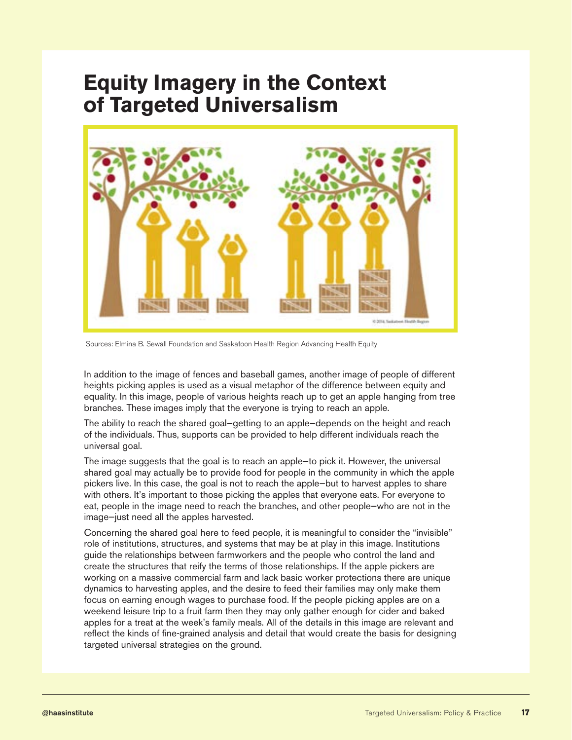# Equity Imagery in the Context of Targeted Universalism

Sources: Elmina B. Sewall Foundation and Saskatoon Health Region Advancing Health Equity

In addition to the image of fences and baseball games, another image of people of different heights picking apples is used as a visual metaphor of the difference between equity and equality. In this image, people of various heights reach up to get an apple hanging from tree branches. These images imply that the everyone is trying to reach an apple.

The ability to reach the shared goal—getting to an apple—depends on the height and reach of the individuals. Thus, supports can be provided to help different individuals reach the universal goal.

The image suggests that the goal is to reach an apple—to pick it. However, the universal shared goal may actually be to provide food for people in the community in which the apple pickers live. In this case, the goal is not to reach the apple—but to harvest apples to share with others. It's important to those picking the apples that everyone eats. For everyone to eat, people in the image need to reach the branches, and other people—who are not in the image—just need all the apples harvested.

Concerning the shared goal here to feed people, it is meaningful to consider the "invisible" role of institutions, structures, and systems that may be at play in this image. Institutions guide the relationships between farmworkers and the people who control the land and create the structures that reify the terms of those relationships. If the apple pickers are working on a massive commercial farm and lack basic worker protections there are unique dynamics to harvesting apples, and the desire to feed their families may only make them focus on earning enough wages to purchase food. If the people picking apples are on a weekend leisure trip to a fruit farm then they may only gather enough for cider and baked apples for a treat at the week's family meals. All of the details in this image are relevant and reflect the kinds of fine-grained analysis and detail that would create the basis for designing targeted universal strategies on the ground.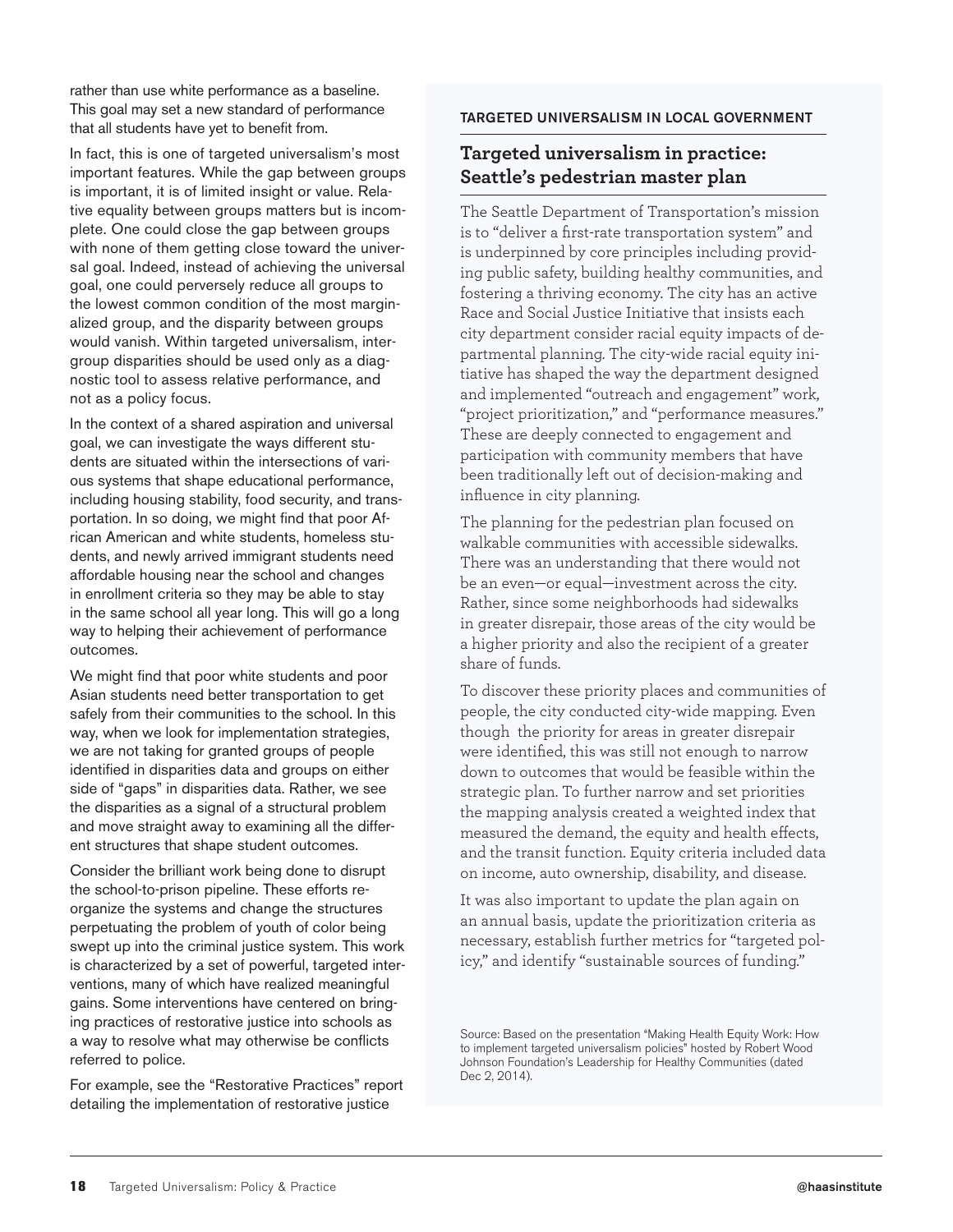rather than use white performance as a baseline. This goal may set a new standard of performance that all students have yet to benefit from.

In fact, this is one of targeted universalism's most important features. While the gap between groups is important, it is of limited insight or value. Relative equality between groups matters but is incomplete. One could close the gap between groups with none of them getting close toward the universal goal. Indeed, instead of achieving the universal goal, one could perversely reduce all groups to the lowest common condition of the most marginalized group, and the disparity between groups would vanish. Within targeted universalism, intergroup disparities should be used only as a diagnostic tool to assess relative performance, and not as a policy focus.

In the context of a shared aspiration and universal goal, we can investigate the ways different students are situated within the intersections of various systems that shape educational performance, including housing stability, food security, and transportation. In so doing, we might find that poor African American and white students, homeless students, and newly arrived immigrant students need affordable housing near the school and changes in enrollment criteria so they may be able to stay in the same school all year long. This will go a long way to helping their achievement of performance outcomes.

We might find that poor white students and poor Asian students need better transportation to get safely from their communities to the school. In this way, when we look for implementation strategies, we are not taking for granted groups of people identified in disparities data and groups on either side of "gaps" in disparities data. Rather, we see the disparities as a signal of a structural problem and move straight away to examining all the different structures that shape student outcomes.

Consider the brilliant work being done to disrupt the school-to-prison pipeline. These efforts reorganize the systems and change the structures perpetuating the problem of youth of color being swept up into the criminal justice system. This work is characterized by a set of powerful, targeted interventions, many of which have realized meaningful gains. Some interventions have centered on bringing practices of restorative justice into schools as a way to resolve what may otherwise be conflicts referred to police.

For example, see the "Restorative Practices" report detailing the implementation of restorative justice

TARGETED UNIVERSALISM IN LOCAL GOVERNMENT

## Targeted universalism in practice: Seattle's pedestrian master plan

The Seattle Department of Transportation's mission is to "deliver a first-rate transportation system" and is underpinned by core principles including providing public safety, building healthy communities, and fostering a thriving economy. The city has an active Race and Social Justice Initiative that insists each city department consider racial equity impacts of departmental planning. The city-wide racial equity initiative has shaped the way the department designed and implemented "outreach and engagement" work, "project prioritization," and "performance measures." These are deeply connected to engagement and participation with community members that have been traditionally left out of decision-making and influence in city planning.

The planning for the pedestrian plan focused on walkable communities with accessible sidewalks. There was an understanding that there would not be an even—or equal—investment across the city. Rather, since some neighborhoods had sidewalks in greater disrepair, those areas of the city would be a higher priority and also the recipient of a greater share of funds.

To discover these priority places and communities of people, the city conducted city-wide mapping. Even though the priority for areas in greater disrepair were identified, this was still not enough to narrow down to outcomes that would be feasible within the strategic plan. To further narrow and set priorities the mapping analysis created a weighted index that measured the demand, the equity and health effects, and the transit function. Equity criteria included data on income, auto ownership, disability, and disease.

It was also important to update the plan again on an annual basis, update the prioritization criteria as necessary, establish further metrics for "targeted policy," and identify "sustainable sources of funding."

Source: Based on the presentation "Making Health Equity Work: How to implement targeted universalism policies" hosted by Robert Wood Johnson Foundation's Leadership for Healthy Communities (dated Dec 2, 2014).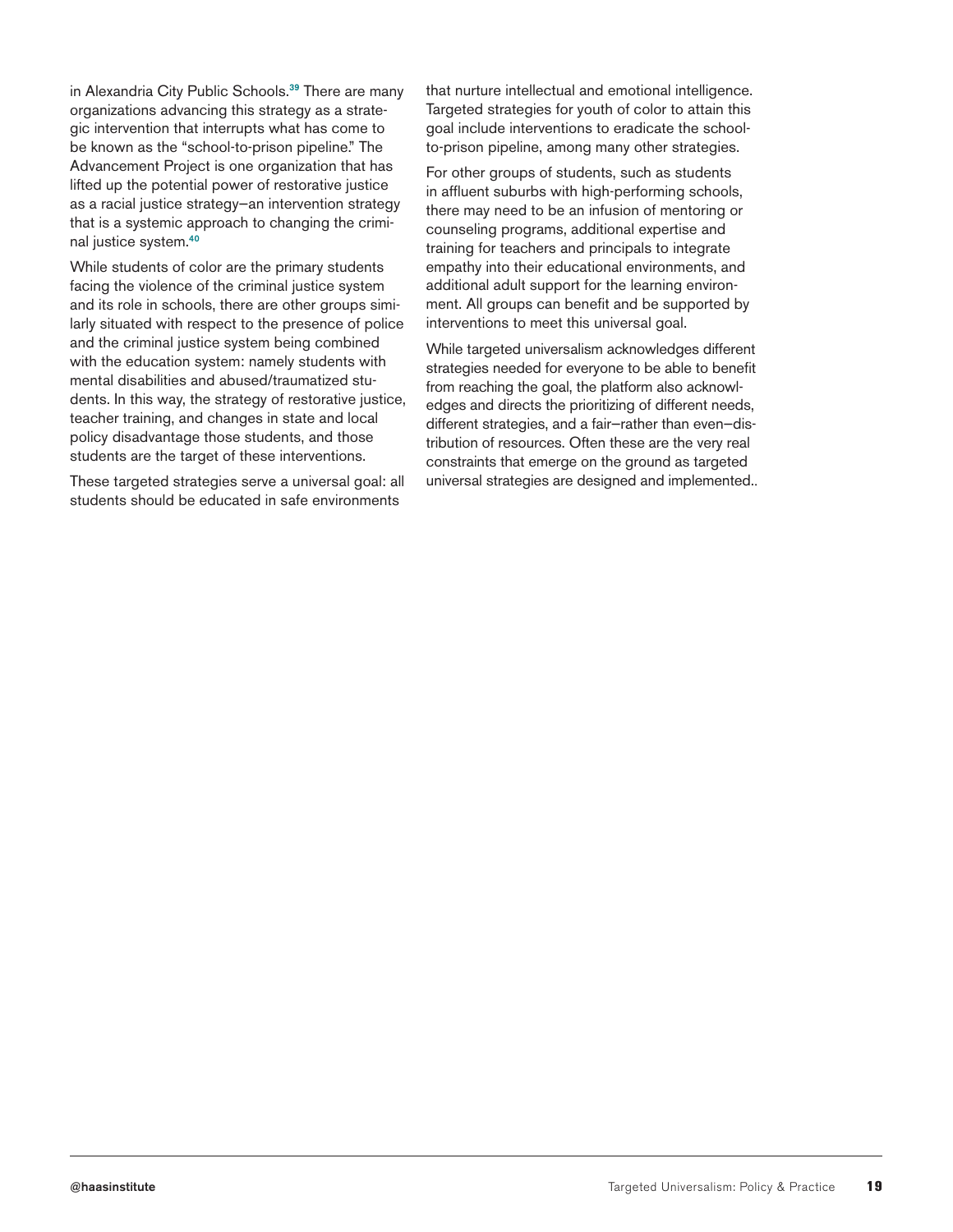in Alexandria City Public Schools.[39] There are many organizations advancing this strategy as a strategic intervention that interrupts what has come to be known as the "school-to-prison pipeline." The Advancement Project is one organization that has lifted up the potential power of restorative justice as a racial justice strategy—an intervention strategy that is a systemic approach to changing the criminal justice system.[40]

While students of color are the primary students facing the violence of the criminal justice system and its role in schools, there are other groups similarly situated with respect to the presence of police and the criminal justice system being combined with the education system: namely students with mental disabilities and abused/traumatized students. In this way, the strategy of restorative justice, teacher training, and changes in state and local policy disadvantage those students, and those students are the target of these interventions.

These targeted strategies serve a universal goal: all students should be educated in safe environments that nurture intellectual and emotional intelligence. Targeted strategies for youth of color to attain this goal include interventions to eradicate the school-to-prison pipeline, among many other strategies.

For other groups of students, such as students in affluent suburbs with high-performing schools, there may need to be an infusion of mentoring or counseling programs, additional expertise and training for teachers and principals to integrate empathy into their educational environments, and additional adult support for the learning environment. All groups can benefit and be supported by interventions to meet this universal goal.

While targeted universalism acknowledges different strategies needed for everyone to be able to benefit from reaching the goal, the platform also acknowledges and directs the prioritizing of different needs, different strategies, and a fair—rather than even—distribution of resources. Often these are the very real constraints that emerge on the ground as targeted universal strategies are designed and implemented..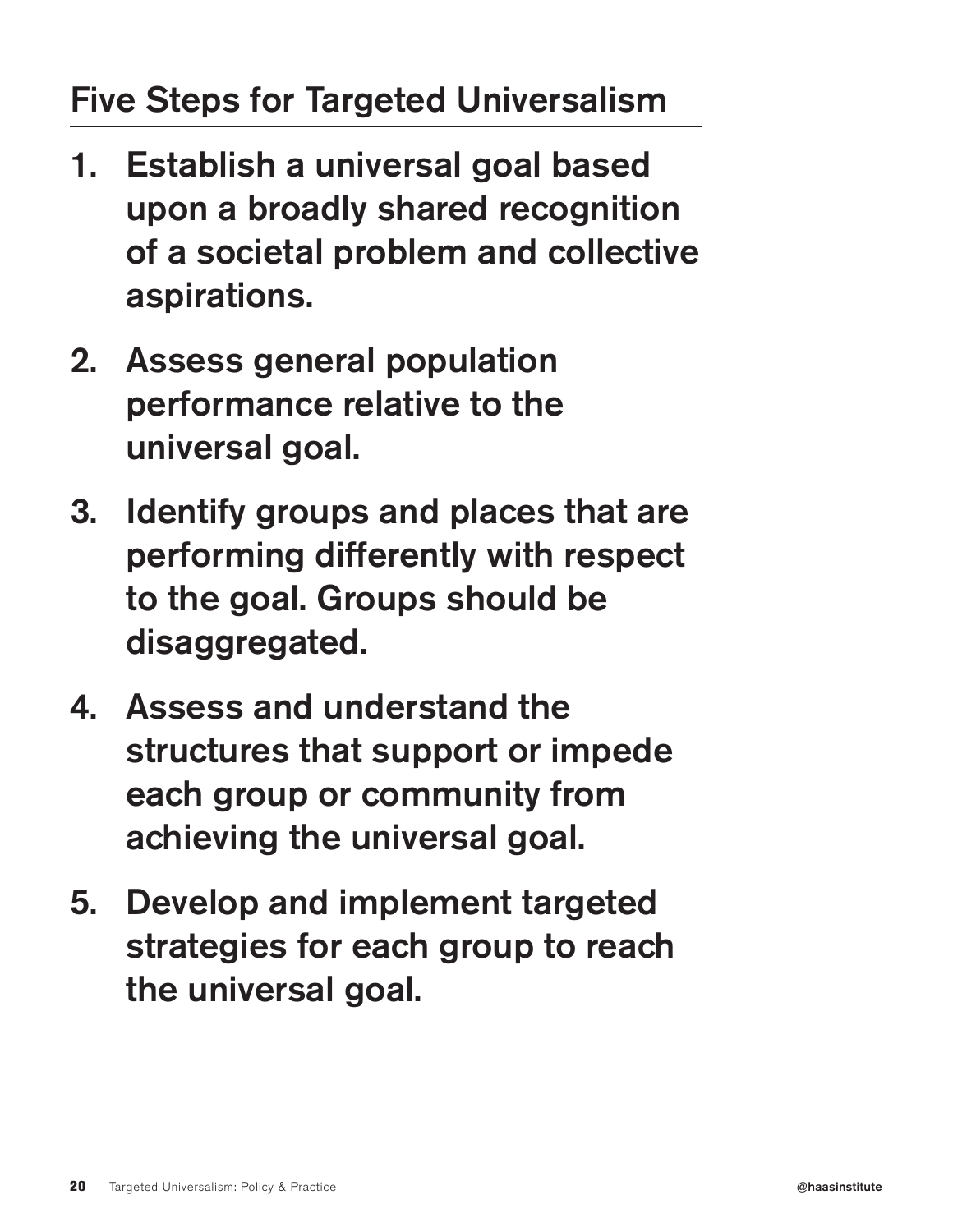## Five Steps for Targeted Universalism

1. **Establish a universal goal based upon a broadly shared recognition of a societal problem and collective aspirations.**

2. **Assess general population performance relative to the universal goal.**

3. **Identify groups and places that are performing differently with respect to the goal. Groups should be disaggregated.**

4. **Assess and understand the structures that support or impede each group or community from achieving the universal goal.**

5. **Develop and implement targeted strategies for each group to reach the universal goal.**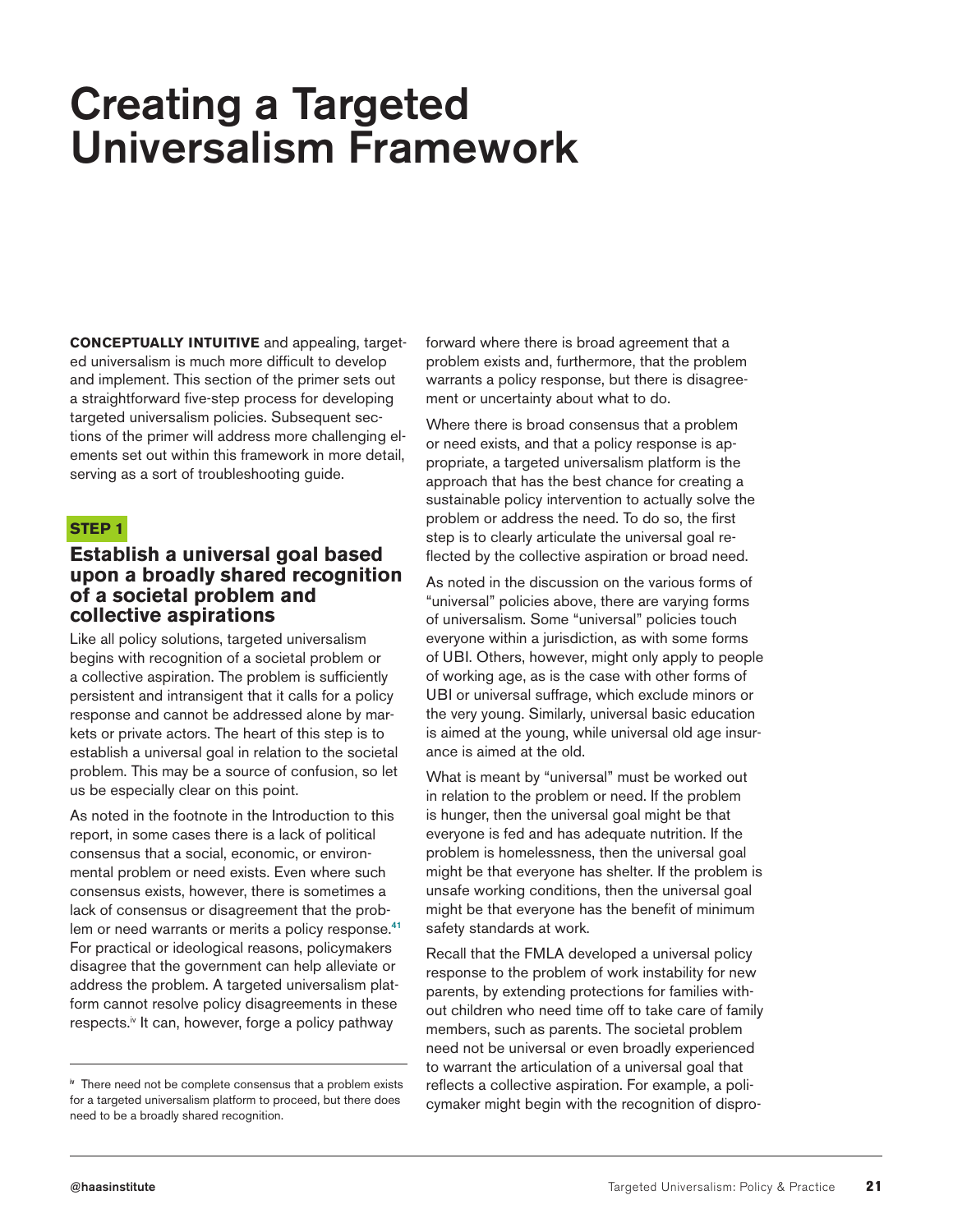# Creating a Targeted Universalism Framework

**CONCEPTUALLY INTUITIVE** and appealing, targeted universalism is much more difficult to develop and implement. This section of the primer sets out a straightforward five-step process for developing targeted universalism policies. Subsequent sections of the primer will address more challenging elements set out within this framework in more detail, serving as a sort of troubleshooting guide.

**STEP 1**

### Establish a universal goal based upon a broadly shared recognition of a societal problem and collective aspirations

Like all policy solutions, targeted universalism begins with recognition of a societal problem or a collective aspiration. The problem is sufficiently persistent and intransigent that it calls for a policy response and cannot be addressed alone by markets or private actors. The heart of this step is to establish a universal goal in relation to the societal problem. This may be a source of confusion, so let us be especially clear on this point.

As noted in the footnote in the Introduction to this report, in some cases there is a lack of political consensus that a social, economic, or environmental problem or need exists. Even where such consensus exists, however, there is sometimes a lack of consensus or disagreement that the problem or need warrants or merits a policy response.[41] For practical or ideological reasons, policymakers disagree that the government can help alleviate or address the problem. A targeted universalism platform cannot resolve policy disagreements in these respects.[iv] It can, however, forge a policy pathway forward where there is broad agreement that a problem exists and, furthermore, that the problem warrants a policy response, but there is disagreement or uncertainty about what to do.

Where there is broad consensus that a problem or need exists, and that a policy response is appropriate, a targeted universalism platform is the approach that has the best chance for creating a sustainable policy intervention to actually solve the problem or address the need. To do so, the first step is to clearly articulate the universal goal reflected by the collective aspiration or broad need.

As noted in the discussion on the various forms of "universal" policies above, there are varying forms of universalism. Some "universal" policies touch everyone within a jurisdiction, as with some forms of UBI. Others, however, might only apply to people of working age, as is the case with other forms of UBI or universal suffrage, which exclude minors or the very young. Similarly, universal basic education is aimed at the young, while universal old age insurance is aimed at the old.

What is meant by "universal" must be worked out in relation to the problem or need. If the problem is hunger, then the universal goal might be that everyone is fed and has adequate nutrition. If the problem is homelessness, then the universal goal might be that everyone has shelter. If the problem is unsafe working conditions, then the universal goal might be that everyone has the benefit of minimum safety standards at work.

Recall that the FMLA developed a universal policy response to the problem of work instability for new parents, by extending protections for families without children who need time off to take care of family members, such as parents. The societal problem need not be universal or even broadly experienced to warrant the articulation of a universal goal that reflects a collective aspiration. For example, a policymaker might begin with the recognition of dispro-

[iv] There need not be complete consensus that a problem exists for a targeted universalism platform to proceed, but there does need to be a broadly shared recognition.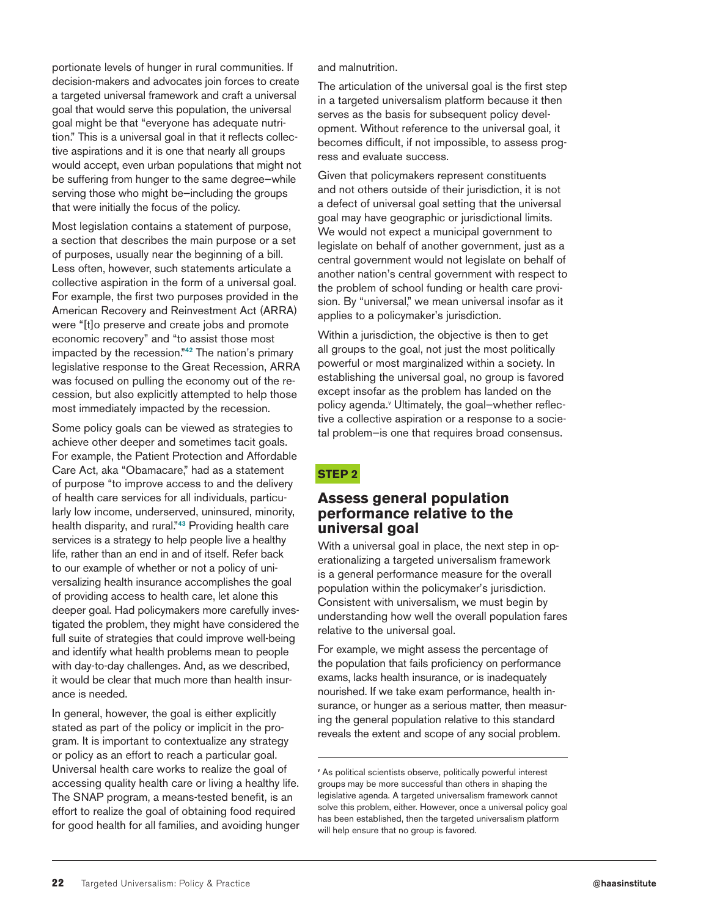portionate levels of hunger in rural communities. If decision-makers and advocates join forces to create a targeted universal framework and craft a universal goal that would serve this population, the universal goal might be that "everyone has adequate nutrition." This is a universal goal in that it reflects collective aspirations and it is one that nearly all groups would accept, even urban populations that might not be suffering from hunger to the same degree—while serving those who might be—including the groups that were initially the focus of the policy.

Most legislation contains a statement of purpose, a section that describes the main purpose or a set of purposes, usually near the beginning of a bill. Less often, however, such statements articulate a collective aspiration in the form of a universal goal. For example, the first two purposes provided in the American Recovery and Reinvestment Act (ARRA) were "[t]o preserve and create jobs and promote economic recovery" and "to assist those most impacted by the recession."[42] The nation's primary legislative response to the Great Recession, ARRA was focused on pulling the economy out of the recession, but also explicitly attempted to help those most immediately impacted by the recession.

Some policy goals can be viewed as strategies to achieve other deeper and sometimes tacit goals. For example, the Patient Protection and Affordable Care Act, aka "Obamacare," had as a statement of purpose "to improve access to and the delivery of health care services for all individuals, particularly low income, underserved, uninsured, minority, health disparity, and rural."[43] Providing health care services is a strategy to help people live a healthy life, rather than an end in and of itself. Refer back to our example of whether or not a policy of universalizing health insurance accomplishes the goal of providing access to health care, let alone this deeper goal. Had policymakers more carefully investigated the problem, they might have considered the full suite of strategies that could improve well-being and identify what health problems mean to people with day-to-day challenges. And, as we described, it would be clear that much more than health insurance is needed.

In general, however, the goal is either explicitly stated as part of the policy or implicit in the program. It is important to contextualize any strategy or policy as an effort to reach a particular goal. Universal health care works to realize the goal of accessing quality health care or living a healthy life. The SNAP program, a means-tested benefit, is an effort to realize the goal of obtaining food required for good health for all families, and avoiding hunger and malnutrition.

The articulation of the universal goal is the first step in a targeted universalism platform because it then serves as the basis for subsequent policy development. Without reference to the universal goal, it becomes difficult, if not impossible, to assess progress and evaluate success.

Given that policymakers represent constituents and not others outside of their jurisdiction, it is not a defect of universal goal setting that the universal goal may have geographic or jurisdictional limits. We would not expect a municipal government to legislate on behalf of another government, just as a central government would not legislate on behalf of another nation's central government with respect to the problem of school funding or health care provision. By "universal," we mean universal insofar as it applies to a policymaker's jurisdiction.

Within a jurisdiction, the objective is then to get all groups to the goal, not just the most politically powerful or most marginalized within a society. In establishing the universal goal, no group is favored except insofar as the problem has landed on the policy agenda.[v] Ultimately, the goal—whether reflective a collective aspiration or a response to a societal problem—is one that requires broad consensus.

**STEP 2**

## Assess general population performance relative to the universal goal

With a universal goal in place, the next step in operationalizing a targeted universalism framework is a general performance measure for the overall population within the policymaker's jurisdiction. Consistent with universalism, we must begin by understanding how well the overall population fares relative to the universal goal.

For example, we might assess the percentage of the population that fails proficiency on performance exams, lacks health insurance, or is inadequately nourished. If we take exam performance, health insurance, or hunger as a serious matter, then measuring the general population relative to this standard reveals the extent and scope of any social problem.

---

[v] As political scientists observe, politically powerful interest groups may be more successful than others in shaping the legislative agenda. A targeted universalism framework cannot solve this problem, either. However, once a universal policy goal has been established, then the targeted universalism platform will help ensure that no group is favored.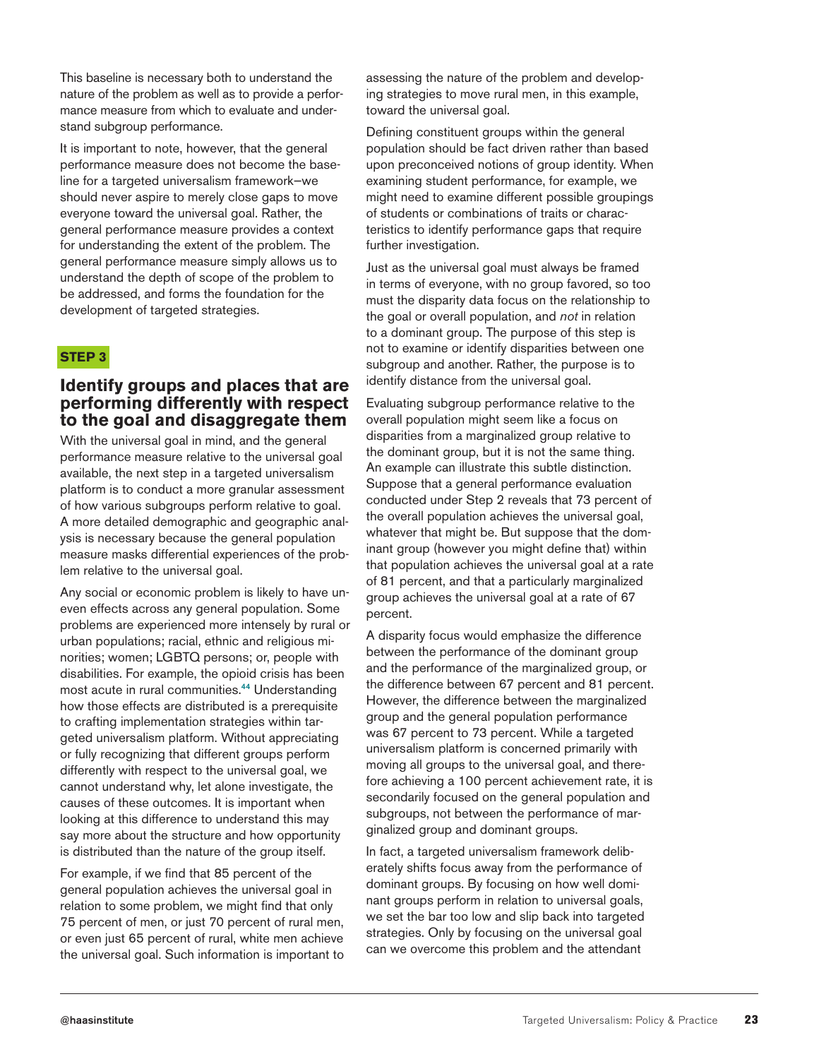This baseline is necessary both to understand the nature of the problem as well as to provide a performance measure from which to evaluate and understand subgroup performance.

It is important to note, however, that the general performance measure does not become the baseline for a targeted universalism framework—we should never aspire to merely close gaps to move everyone toward the universal goal. Rather, the general performance measure provides a context for understanding the extent of the problem. The general performance measure simply allows us to understand the depth of scope of the problem to be addressed, and forms the foundation for the development of targeted strategies.

**STEP 3**

## Identify groups and places that are performing differently with respect to the goal and disaggregate them

With the universal goal in mind, and the general performance measure relative to the universal goal available, the next step in a targeted universalism platform is to conduct a more granular assessment of how various subgroups perform relative to goal. A more detailed demographic and geographic analysis is necessary because the general population measure masks differential experiences of the problem relative to the universal goal.

Any social or economic problem is likely to have uneven effects across any general population. Some problems are experienced more intensely by rural or urban populations; racial, ethnic and religious minorities; women; LGBTQ persons; or, people with disabilities. For example, the opioid crisis has been most acute in rural communities.[44] Understanding how those effects are distributed is a prerequisite to crafting implementation strategies within targeted universalism platform. Without appreciating or fully recognizing that different groups perform differently with respect to the universal goal, we cannot understand why, let alone investigate, the causes of these outcomes. It is important when looking at this difference to understand this may say more about the structure and how opportunity is distributed than the nature of the group itself.

For example, if we find that 85 percent of the general population achieves the universal goal in relation to some problem, we might find that only 75 percent of men, or just 70 percent of rural men, or even just 65 percent of rural, white men achieve the universal goal. Such information is important to assessing the nature of the problem and developing strategies to move rural men, in this example, toward the universal goal.

Defining constituent groups within the general population should be fact driven rather than based upon preconceived notions of group identity. When examining student performance, for example, we might need to examine different possible groupings of students or combinations of traits or characteristics to identify performance gaps that require further investigation.

Just as the universal goal must always be framed in terms of everyone, with no group favored, so too must the disparity data focus on the relationship to the goal or overall population, and *not* in relation to a dominant group. The purpose of this step is not to examine or identify disparities between one subgroup and another. Rather, the purpose is to identify distance from the universal goal.

Evaluating subgroup performance relative to the overall population might seem like a focus on disparities from a marginalized group relative to the dominant group, but it is not the same thing. An example can illustrate this subtle distinction. Suppose that a general performance evaluation conducted under Step 2 reveals that 73 percent of the overall population achieves the universal goal, whatever that might be. But suppose that the dominant group (however you might define that) within that population achieves the universal goal at a rate of 81 percent, and that a particularly marginalized group achieves the universal goal at a rate of 67 percent.

A disparity focus would emphasize the difference between the performance of the dominant group and the performance of the marginalized group, or the difference between 67 percent and 81 percent. However, the difference between the marginalized group and the general population performance was 67 percent to 73 percent. While a targeted universalism platform is concerned primarily with moving all groups to the universal goal, and therefore achieving a 100 percent achievement rate, it is secondarily focused on the general population and subgroups, not between the performance of marginalized group and dominant groups.

In fact, a targeted universalism framework deliberately shifts focus away from the performance of dominant groups. By focusing on how well dominant groups perform in relation to universal goals, we set the bar too low and slip back into targeted strategies. Only by focusing on the universal goal can we overcome this problem and the attendant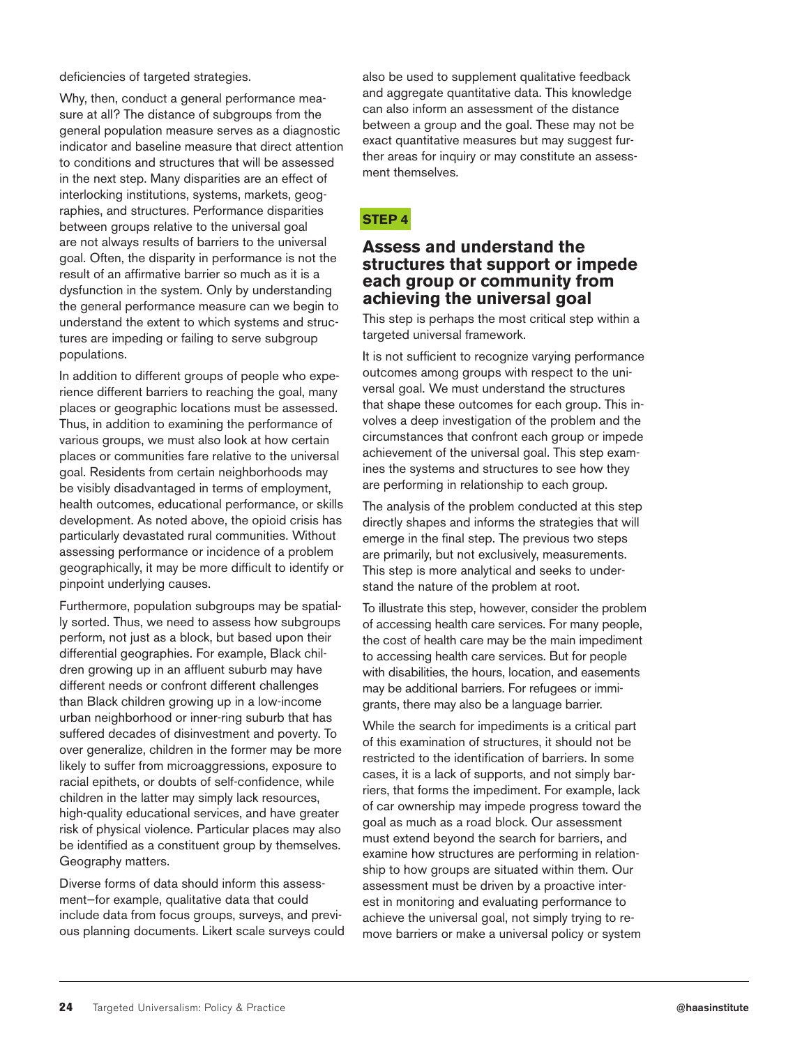deficiencies of targeted strategies.

Why, then, conduct a general performance measure at all? The distance of subgroups from the general population measure serves as a diagnostic indicator and baseline measure that direct attention to conditions and structures that will be assessed in the next step. Many disparities are an effect of interlocking institutions, systems, markets, geographies, and structures. Performance disparities between groups relative to the universal goal are not always results of barriers to the universal goal. Often, the disparity in performance is not the result of an affirmative barrier so much as it is a dysfunction in the system. Only by understanding the general performance measure can we begin to understand the extent to which systems and structures are impeding or failing to serve subgroup populations.

In addition to different groups of people who experience different barriers to reaching the goal, many places or geographic locations must be assessed. Thus, in addition to examining the performance of various groups, we must also look at how certain places or communities fare relative to the universal goal. Residents from certain neighborhoods may be visibly disadvantaged in terms of employment, health outcomes, educational performance, or skills development. As noted above, the opioid crisis has particularly devastated rural communities. Without assessing performance or incidence of a problem geographically, it may be more difficult to identify or pinpoint underlying causes.

Furthermore, population subgroups may be spatially sorted. Thus, we need to assess how subgroups perform, not just as a block, but based upon their differential geographies. For example, Black children growing up in an affluent suburb may have different needs or confront different challenges than Black children growing up in a low-income urban neighborhood or inner-ring suburb that has suffered decades of disinvestment and poverty. To over generalize, children in the former may be more likely to suffer from microaggressions, exposure to racial epithets, or doubts of self-confidence, while children in the latter may simply lack resources, high-quality educational services, and have greater risk of physical violence. Particular places may also be identified as a constituent group by themselves. Geography matters.

Diverse forms of data should inform this assessment—for example, qualitative data that could include data from focus groups, surveys, and previous planning documents. Likert scale surveys could also be used to supplement qualitative feedback and aggregate quantitative data. This knowledge can also inform an assessment of the distance between a group and the goal. These may not be exact quantitative measures but may suggest further areas for inquiry or may constitute an assessment themselves.

**STEP 4**

## Assess and understand the structures that support or impede each group or community from achieving the universal goal

This step is perhaps the most critical step within a targeted universal framework.

It is not sufficient to recognize varying performance outcomes among groups with respect to the universal goal. We must understand the structures that shape these outcomes for each group. This involves a deep investigation of the problem and the circumstances that confront each group or impede achievement of the universal goal. This step examines the systems and structures to see how they are performing in relationship to each group.

The analysis of the problem conducted at this step directly shapes and informs the strategies that will emerge in the final step. The previous two steps are primarily, but not exclusively, measurements. This step is more analytical and seeks to understand the nature of the problem at root.

To illustrate this step, however, consider the problem of accessing health care services. For many people, the cost of health care may be the main impediment to accessing health care services. But for people with disabilities, the hours, location, and easements may be additional barriers. For refugees or immigrants, there may also be a language barrier.

While the search for impediments is a critical part of this examination of structures, it should not be restricted to the identification of barriers. In some cases, it is a lack of supports, and not simply barriers, that forms the impediment. For example, lack of car ownership may impede progress toward the goal as much as a road block. Our assessment must extend beyond the search for barriers, and examine how structures are performing in relationship to how groups are situated within them. Our assessment must be driven by a proactive interest in monitoring and evaluating performance to achieve the universal goal, not simply trying to remove barriers or make a universal policy or system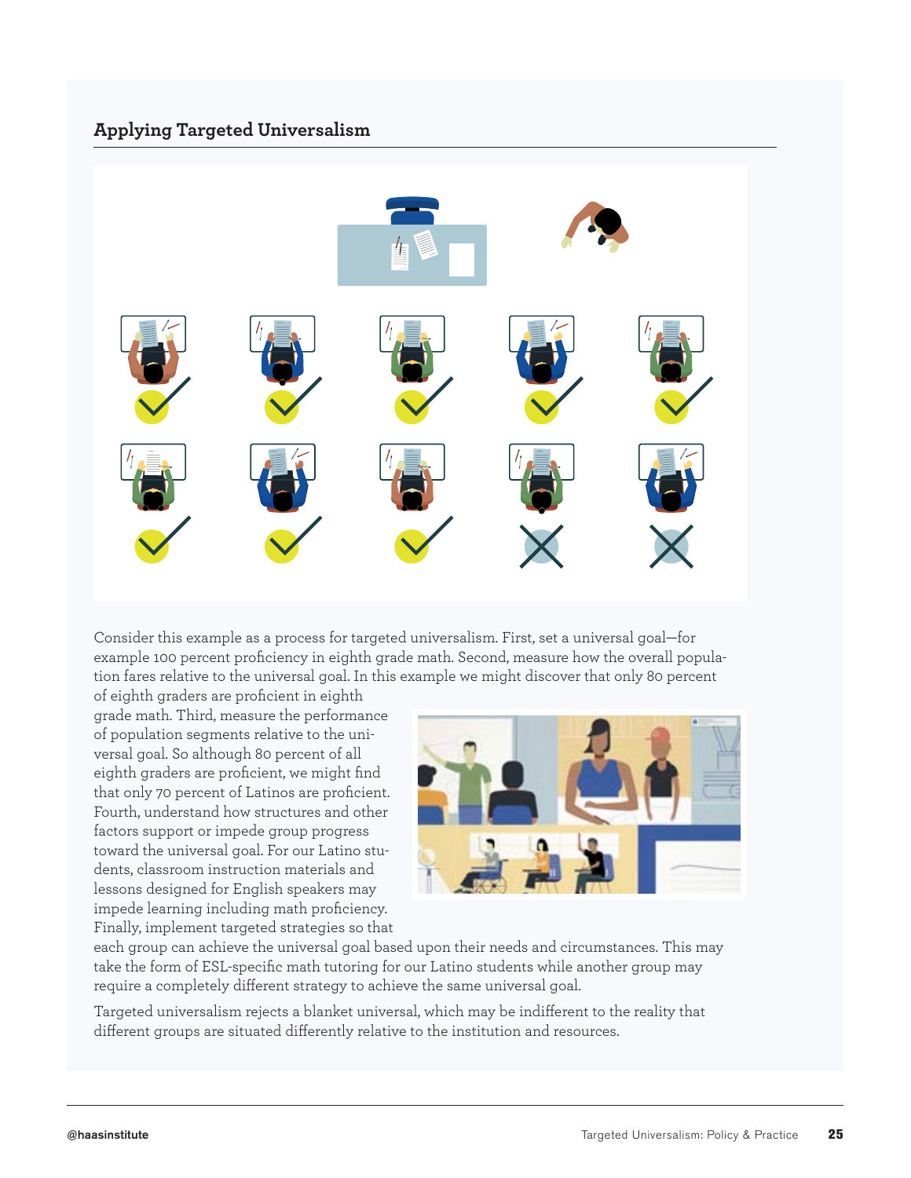## Applying Targeted Universalism

Consider this example as a process for targeted universalism. First, set a universal goal—for example 100 percent proficiency in eighth grade math. Second, measure how the overall population fares relative to the universal goal. In this example we might discover that only 80 percent of eighth graders are proficient in eighth grade math. Third, measure the performance of population segments relative to the universal goal. So although 80 percent of all eighth graders are proficient, we might find that only 70 percent of Latinos are proficient. Fourth, understand how structures and other factors support or impede group progress toward the universal goal. For our Latino students, classroom instruction materials and lessons designed for English speakers may impede learning including math proficiency. Finally, implement targeted strategies so that each group can achieve the universal goal based upon their needs and circumstances. This may take the form of ESL-specific math tutoring for our Latino students while another group may require a completely different strategy to achieve the same universal goal.

Targeted universalism rejects a blanket universal, which may be indifferent to the reality that different groups are situated differently relative to the institution and resources.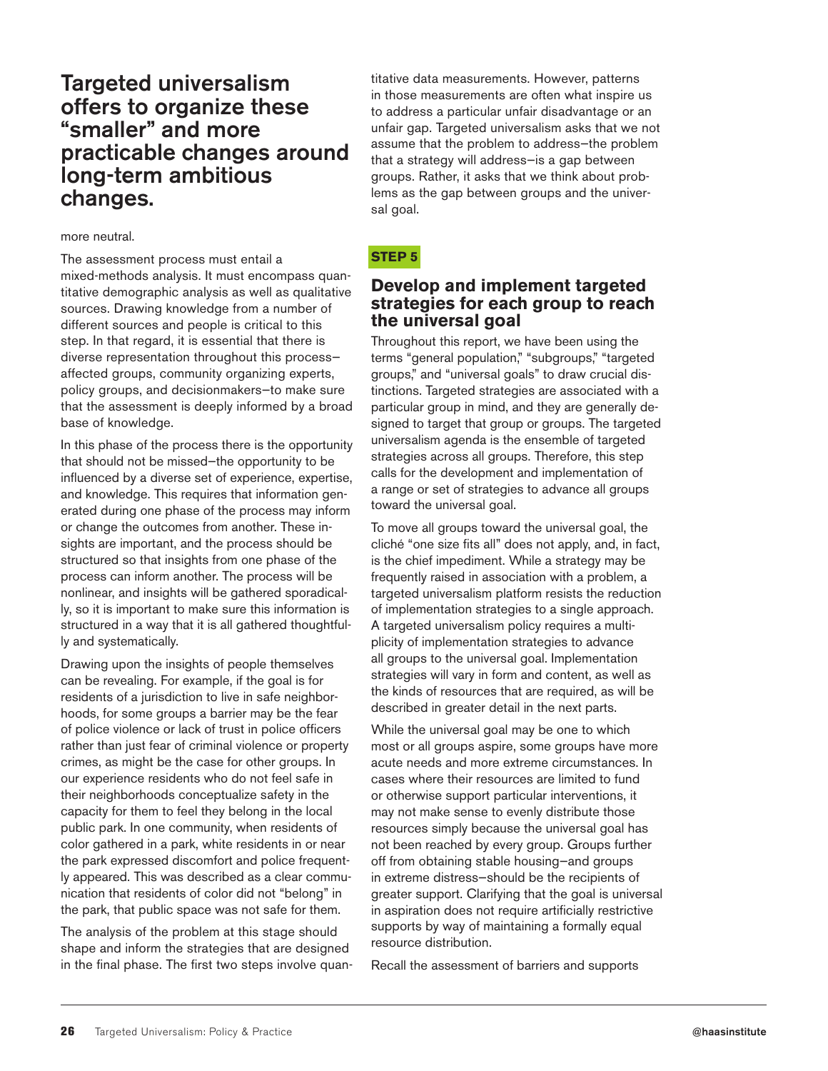> **Targeted universalism offers to organize these "smaller" and more practicable changes around long-term ambitious changes.**

more neutral.

The assessment process must entail a mixed-methods analysis. It must encompass quantitative demographic analysis as well as qualitative sources. Drawing knowledge from a number of different sources and people is critical to this step. In that regard, it is essential that there is diverse representation throughout this process—affected groups, community organizing experts, policy groups, and decisionmakers—to make sure that the assessment is deeply informed by a broad base of knowledge.

In this phase of the process there is the opportunity that should not be missed—the opportunity to be influenced by a diverse set of experience, expertise, and knowledge. This requires that information generated during one phase of the process may inform or change the outcomes from another. These insights are important, and the process should be structured so that insights from one phase of the process can inform another. The process will be nonlinear, and insights will be gathered sporadically, so it is important to make sure this information is structured in a way that it is all gathered thoughtfully and systematically.

Drawing upon the insights of people themselves can be revealing. For example, if the goal is for residents of a jurisdiction to live in safe neighborhoods, for some groups a barrier may be the fear of police violence or lack of trust in police officers rather than just fear of criminal violence or property crimes, as might be the case for other groups. In our experience residents who do not feel safe in their neighborhoods conceptualize safety in the capacity for them to feel they belong in the local public park. In one community, when residents of color gathered in a park, white residents in or near the park expressed discomfort and police frequently appeared. This was described as a clear communication that residents of color did not "belong" in the park, that public space was not safe for them.

The analysis of the problem at this stage should shape and inform the strategies that are designed in the final phase. The first two steps involve quantitative data measurements. However, patterns in those measurements are often what inspire us to address a particular unfair disadvantage or an unfair gap. Targeted universalism asks that we not assume that the problem to address—the problem that a strategy will address—is a gap between groups. Rather, it asks that we think about problems as the gap between groups and the universal goal.

**STEP 5**

### Develop and implement targeted strategies for each group to reach the universal goal

Throughout this report, we have been using the terms "general population," "subgroups," "targeted groups," and "universal goals" to draw crucial distinctions. Targeted strategies are associated with a particular group in mind, and they are generally designed to target that group or groups. The targeted universalism agenda is the ensemble of targeted strategies across all groups. Therefore, this step calls for the development and implementation of a range or set of strategies to advance all groups toward the universal goal.

To move all groups toward the universal goal, the cliché "one size fits all" does not apply, and, in fact, is the chief impediment. While a strategy may be frequently raised in association with a problem, a targeted universalism platform resists the reduction of implementation strategies to a single approach. A targeted universalism policy requires a multiplicity of implementation strategies to advance all groups to the universal goal. Implementation strategies will vary in form and content, as well as the kinds of resources that are required, as will be described in greater detail in the next parts.

While the universal goal may be one to which most or all groups aspire, some groups have more acute needs and more extreme circumstances. In cases where their resources are limited to fund or otherwise support particular interventions, it may not make sense to evenly distribute those resources simply because the universal goal has not been reached by every group. Groups further off from obtaining stable housing—and groups in extreme distress—should be the recipients of greater support. Clarifying that the goal is universal in aspiration does not require artificially restrictive supports by way of maintaining a formally equal resource distribution.

Recall the assessment of barriers and supports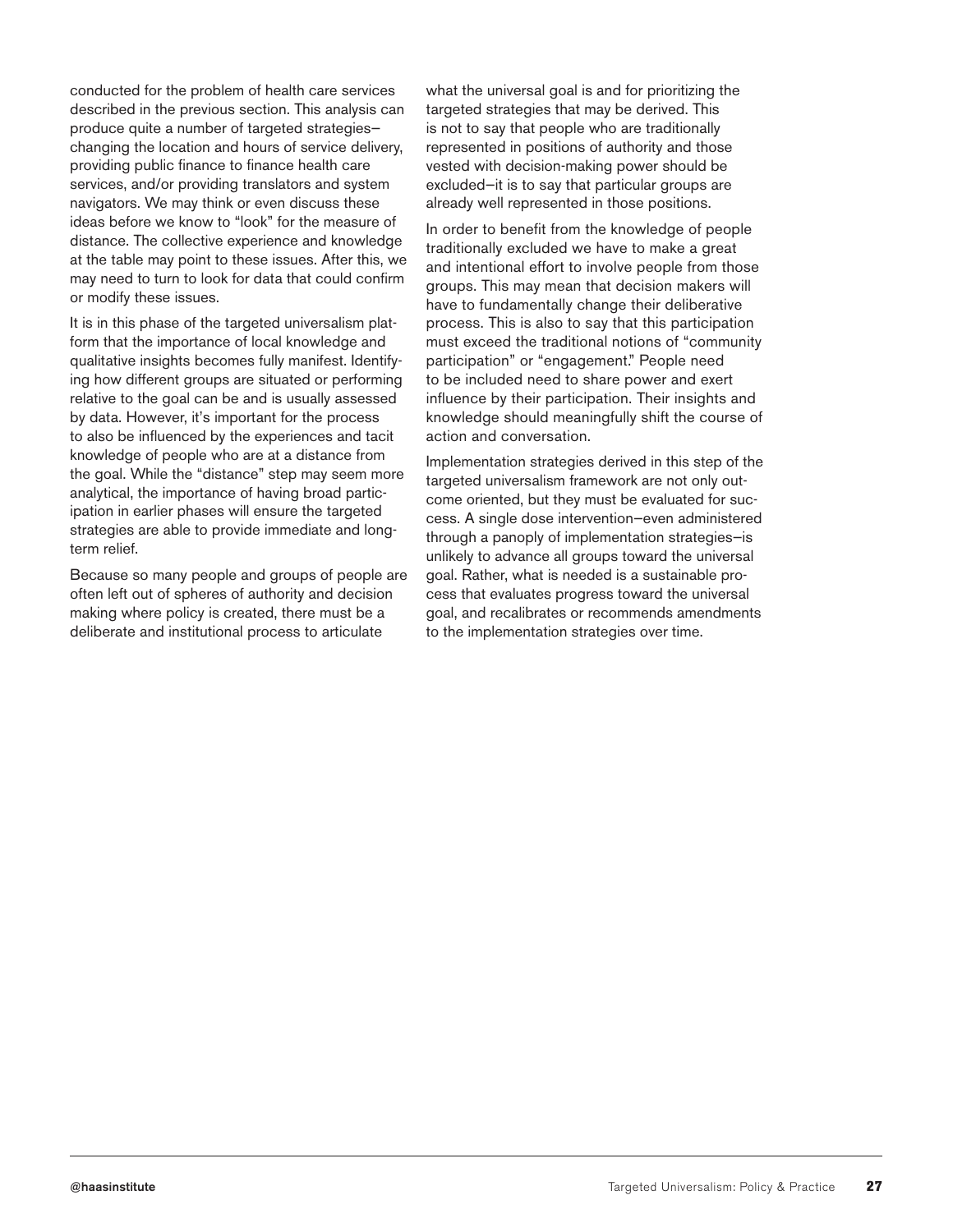conducted for the problem of health care services described in the previous section. This analysis can produce quite a number of targeted strategies—changing the location and hours of service delivery, providing public finance to finance health care services, and/or providing translators and system navigators. We may think or even discuss these ideas before we know to "look" for the measure of distance. The collective experience and knowledge at the table may point to these issues. After this, we may need to turn to look for data that could confirm or modify these issues.

It is in this phase of the targeted universalism platform that the importance of local knowledge and qualitative insights becomes fully manifest. Identifying how different groups are situated or performing relative to the goal can be and is usually assessed by data. However, it's important for the process to also be influenced by the experiences and tacit knowledge of people who are at a distance from the goal. While the "distance" step may seem more analytical, the importance of having broad participation in earlier phases will ensure the targeted strategies are able to provide immediate and long-term relief.

Because so many people and groups of people are often left out of spheres of authority and decision making where policy is created, there must be a deliberate and institutional process to articulate what the universal goal is and for prioritizing the targeted strategies that may be derived. This is not to say that people who are traditionally represented in positions of authority and those vested with decision-making power should be excluded—it is to say that particular groups are already well represented in those positions.

In order to benefit from the knowledge of people traditionally excluded we have to make a great and intentional effort to involve people from those groups. This may mean that decision makers will have to fundamentally change their deliberative process. This is also to say that this participation must exceed the traditional notions of "community participation" or "engagement." People need to be included need to share power and exert influence by their participation. Their insights and knowledge should meaningfully shift the course of action and conversation.

Implementation strategies derived in this step of the targeted universalism framework are not only outcome oriented, but they must be evaluated for success. A single dose intervention—even administered through a panoply of implementation strategies—is unlikely to advance all groups toward the universal goal. Rather, what is needed is a sustainable process that evaluates progress toward the universal goal, and recalibrates or recommends amendments to the implementation strategies over time.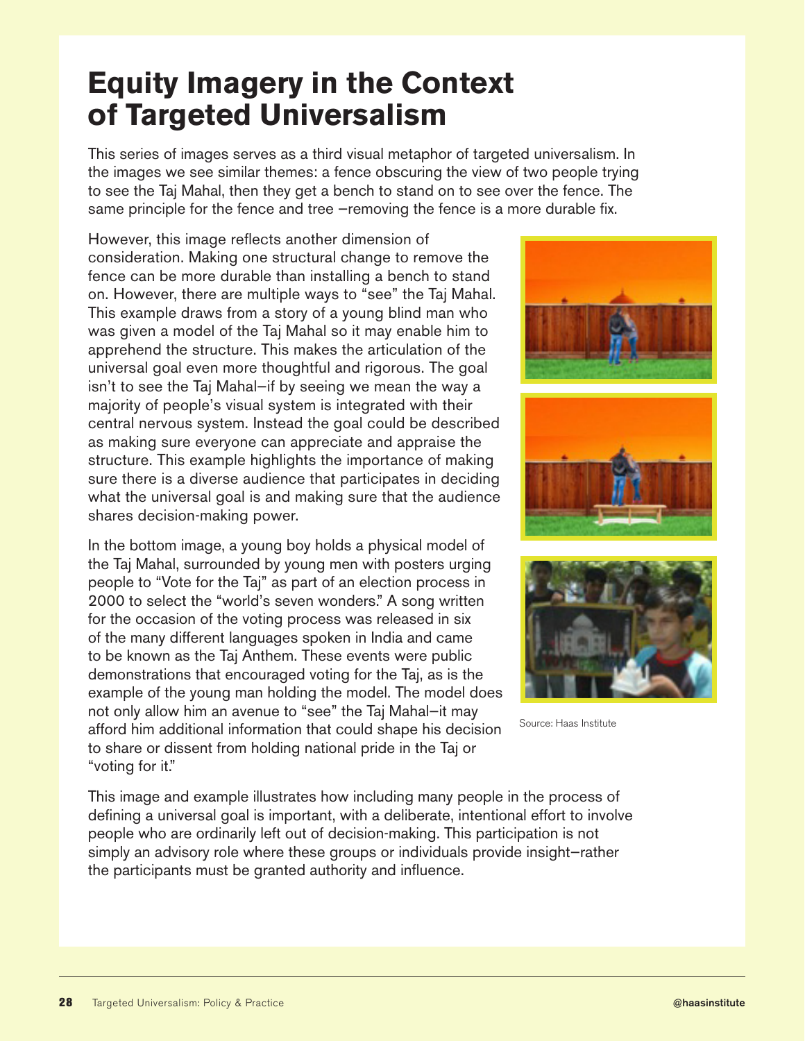# Equity Imagery in the Context of Targeted Universalism

This series of images serves as a third visual metaphor of targeted universalism. In the images we see similar themes: a fence obscuring the view of two people trying to see the Taj Mahal, then they get a bench to stand on to see over the fence. The same principle for the fence and tree —removing the fence is a more durable fix.

However, this image reflects another dimension of consideration. Making one structural change to remove the fence can be more durable than installing a bench to stand on. However, there are multiple ways to "see" the Taj Mahal. This example draws from a story of a young blind man who was given a model of the Taj Mahal so it may enable him to apprehend the structure. This makes the articulation of the universal goal even more thoughtful and rigorous. The goal isn't to see the Taj Mahal—if by seeing we mean the way a majority of people's visual system is integrated with their central nervous system. Instead the goal could be described as making sure everyone can appreciate and appraise the structure. This example highlights the importance of making sure there is a diverse audience that participates in deciding what the universal goal is and making sure that the audience shares decision-making power.

In the bottom image, a young boy holds a physical model of the Taj Mahal, surrounded by young men with posters urging people to "Vote for the Taj" as part of an election process in 2000 to select the "world's seven wonders." A song written for the occasion of the voting process was released in six of the many different languages spoken in India and came to be known as the Taj Anthem. These events were public demonstrations that encouraged voting for the Taj, as is the example of the young man holding the model. The model does not only allow him an avenue to "see" the Taj Mahal—it may afford him additional information that could shape his decision to share or dissent from holding national pride in the Taj or "voting for it."

Source: Haas Institute

This image and example illustrates how including many people in the process of defining a universal goal is important, with a deliberate, intentional effort to involve people who are ordinarily left out of decision-making. This participation is not simply an advisory role where these groups or individuals provide insight—rather the participants must be granted authority and influence.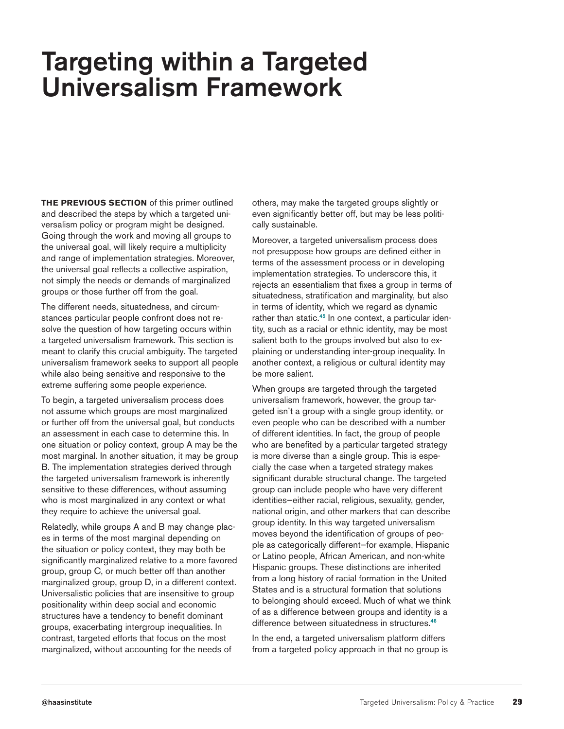# Targeting within a Targeted Universalism Framework

**THE PREVIOUS SECTION** of this primer outlined and described the steps by which a targeted universalism policy or program might be designed. Going through the work and moving all groups to the universal goal, will likely require a multiplicity and range of implementation strategies. Moreover, the universal goal reflects a collective aspiration, not simply the needs or demands of marginalized groups or those further off from the goal.

The different needs, situatedness, and circumstances particular people confront does not resolve the question of how targeting occurs within a targeted universalism framework. This section is meant to clarify this crucial ambiguity. The targeted universalism framework seeks to support all people while also being sensitive and responsive to the extreme suffering some people experience.

To begin, a targeted universalism process does not assume which groups are most marginalized or further off from the universal goal, but conducts an assessment in each case to determine this. In one situation or policy context, group A may be the most marginal. In another situation, it may be group B. The implementation strategies derived through the targeted universalism framework is inherently sensitive to these differences, without assuming who is most marginalized in any context or what they require to achieve the universal goal.

Relatedly, while groups A and B may change places in terms of the most marginal depending on the situation or policy context, they may both be significantly marginalized relative to a more favored group, group C, or much better off than another marginalized group, group D, in a different context. Universalistic policies that are insensitive to group positionality within deep social and economic structures have a tendency to benefit dominant groups, exacerbating intergroup inequalities. In contrast, targeted efforts that focus on the most marginalized, without accounting for the needs of others, may make the targeted groups slightly or even significantly better off, but may be less politically sustainable.

Moreover, a targeted universalism process does not presuppose how groups are defined either in terms of the assessment process or in developing implementation strategies. To underscore this, it rejects an essentialism that fixes a group in terms of situatedness, stratification and marginality, but also in terms of identity, which we regard as dynamic rather than static.[45] In one context, a particular identity, such as a racial or ethnic identity, may be most salient both to the groups involved but also to explaining or understanding inter-group inequality. In another context, a religious or cultural identity may be more salient.

When groups are targeted through the targeted universalism framework, however, the group targeted isn't a group with a single group identity, or even people who can be described with a number of different identities. In fact, the group of people who are benefited by a particular targeted strategy is more diverse than a single group. This is especially the case when a targeted strategy makes significant durable structural change. The targeted group can include people who have very different identities—either racial, religious, sexuality, gender, national origin, and other markers that can describe group identity. In this way targeted universalism moves beyond the identification of groups of people as categorically different—for example, Hispanic or Latino people, African American, and non-white Hispanic groups. These distinctions are inherited from a long history of racial formation in the United States and is a structural formation that solutions to belonging should exceed. Much of what we think of as a difference between groups and identity is a difference between situatedness in structures.[46]

In the end, a targeted universalism platform differs from a targeted policy approach in that no group is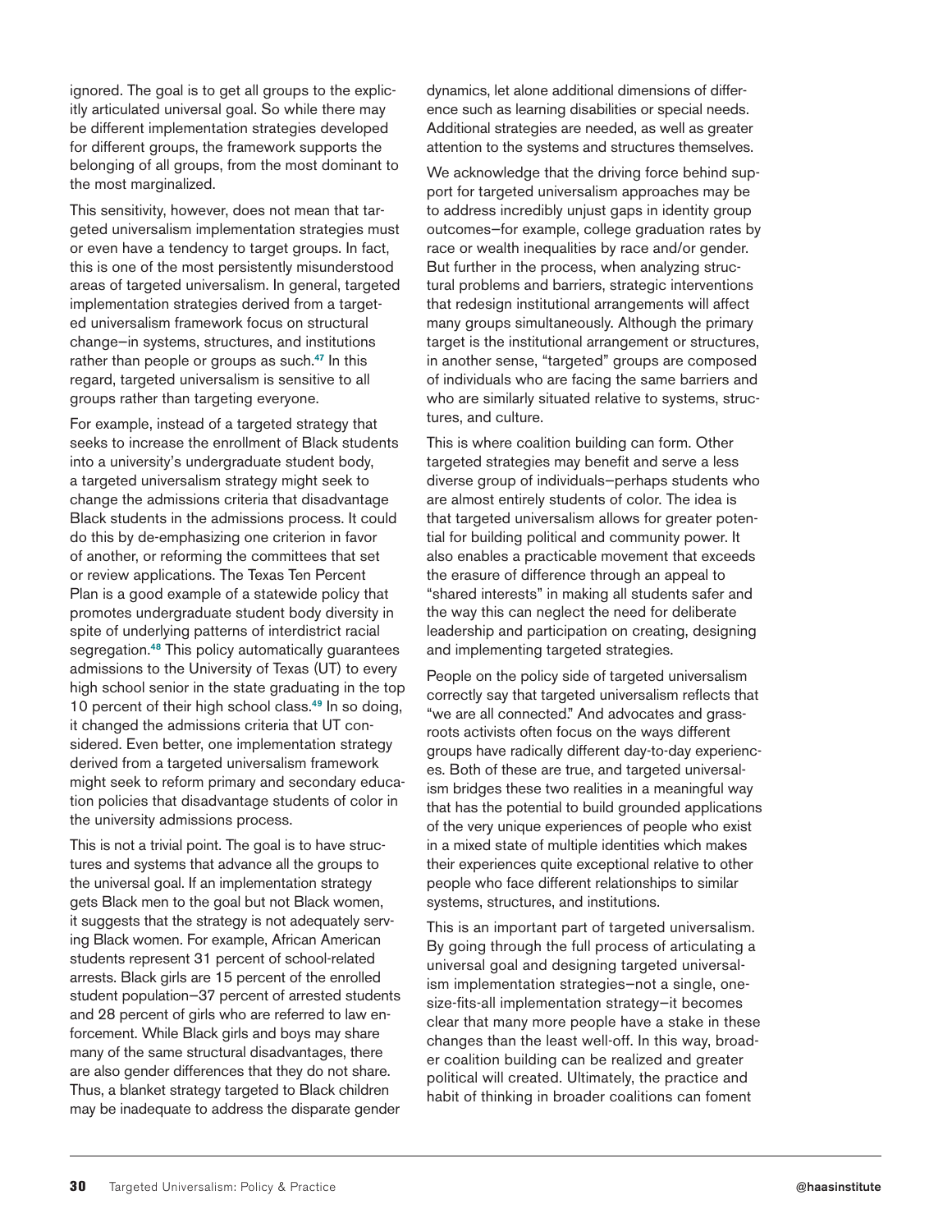ignored. The goal is to get all groups to the explicitly articulated universal goal. So while there may be different implementation strategies developed for different groups, the framework supports the belonging of all groups, from the most dominant to the most marginalized.

This sensitivity, however, does not mean that targeted universalism implementation strategies must or even have a tendency to target groups. In fact, this is one of the most persistently misunderstood areas of targeted universalism. In general, targeted implementation strategies derived from a targeted universalism framework focus on structural change—in systems, structures, and institutions rather than people or groups as such.[47] In this regard, targeted universalism is sensitive to all groups rather than targeting everyone.

For example, instead of a targeted strategy that seeks to increase the enrollment of Black students into a university's undergraduate student body, a targeted universalism strategy might seek to change the admissions criteria that disadvantage Black students in the admissions process. It could do this by de-emphasizing one criterion in favor of another, or reforming the committees that set or review applications. The Texas Ten Percent Plan is a good example of a statewide policy that promotes undergraduate student body diversity in spite of underlying patterns of interdistrict racial segregation.[48] This policy automatically guarantees admissions to the University of Texas (UT) to every high school senior in the state graduating in the top 10 percent of their high school class.[49] In so doing, it changed the admissions criteria that UT considered. Even better, one implementation strategy derived from a targeted universalism framework might seek to reform primary and secondary education policies that disadvantage students of color in the university admissions process.

This is not a trivial point. The goal is to have structures and systems that advance all the groups to the universal goal. If an implementation strategy gets Black men to the goal but not Black women, it suggests that the strategy is not adequately serving Black women. For example, African American students represent 31 percent of school-related arrests. Black girls are 15 percent of the enrolled student population—37 percent of arrested students and 28 percent of girls who are referred to law enforcement. While Black girls and boys may share many of the same structural disadvantages, there are also gender differences that they do not share. Thus, a blanket strategy targeted to Black children may be inadequate to address the disparate gender dynamics, let alone additional dimensions of difference such as learning disabilities or special needs. Additional strategies are needed, as well as greater attention to the systems and structures themselves.

We acknowledge that the driving force behind support for targeted universalism approaches may be to address incredibly unjust gaps in identity group outcomes—for example, college graduation rates by race or wealth inequalities by race and/or gender. But further in the process, when analyzing structural problems and barriers, strategic interventions that redesign institutional arrangements will affect many groups simultaneously. Although the primary target is the institutional arrangement or structures, in another sense, "targeted" groups are composed of individuals who are facing the same barriers and who are similarly situated relative to systems, structures, and culture.

This is where coalition building can form. Other targeted strategies may benefit and serve a less diverse group of individuals—perhaps students who are almost entirely students of color. The idea is that targeted universalism allows for greater potential for building political and community power. It also enables a practicable movement that exceeds the erasure of difference through an appeal to "shared interests" in making all students safer and the way this can neglect the need for deliberate leadership and participation on creating, designing and implementing targeted strategies.

People on the policy side of targeted universalism correctly say that targeted universalism reflects that "we are all connected." And advocates and grassroots activists often focus on the ways different groups have radically different day-to-day experiences. Both of these are true, and targeted universalism bridges these two realities in a meaningful way that has the potential to build grounded applications of the very unique experiences of people who exist in a mixed state of multiple identities which makes their experiences quite exceptional relative to other people who face different relationships to similar systems, structures, and institutions.

This is an important part of targeted universalism. By going through the full process of articulating a universal goal and designing targeted universalism implementation strategies—not a single, one-size-fits-all implementation strategy—it becomes clear that many more people have a stake in these changes than the least well-off. In this way, broader coalition building can be realized and greater political will created. Ultimately, the practice and habit of thinking in broader coalitions can foment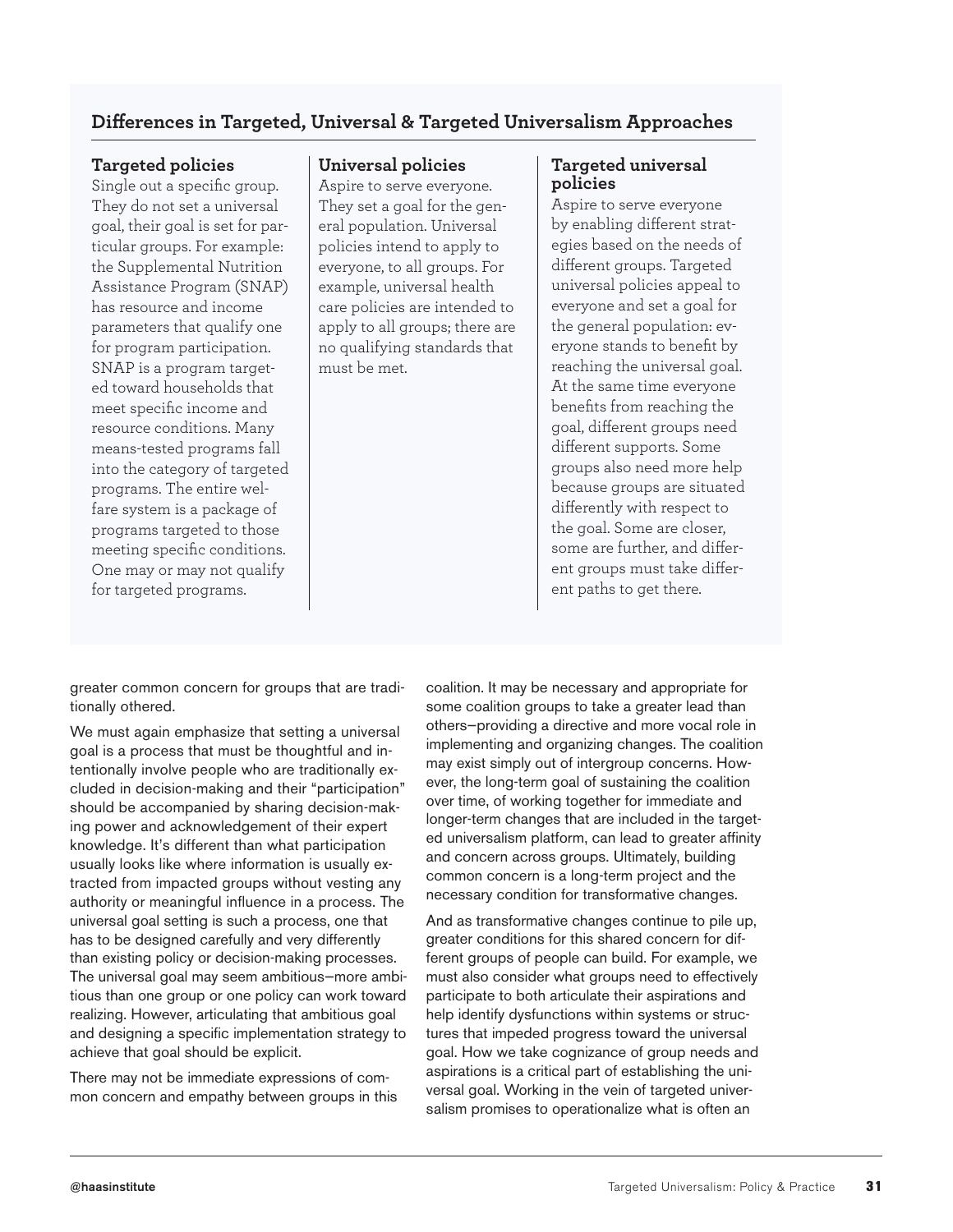### Differences in Targeted, Universal & Targeted Universalism Approaches

#### Targeted policies

Single out a specific group. They do not set a universal goal, their goal is set for particular groups. For example: the Supplemental Nutrition Assistance Program (SNAP) has resource and income parameters that qualify one for program participation. SNAP is a program targeted toward households that meet specific income and resource conditions. Many means-tested programs fall into the category of targeted programs. The entire welfare system is a package of programs targeted to those meeting specific conditions. One may or may not qualify for targeted programs.

#### Universal policies

Aspire to serve everyone. They set a goal for the general population. Universal policies intend to apply to everyone, to all groups. For example, universal health care policies are intended to apply to all groups; there are no qualifying standards that must be met.

#### Targeted universal policies

Aspire to serve everyone by enabling different strategies based on the needs of different groups. Targeted universal policies appeal to everyone and set a goal for the general population: everyone stands to benefit by reaching the universal goal. At the same time everyone benefits from reaching the goal, different groups need different supports. Some groups also need more help because groups are situated differently with respect to the goal. Some are closer, some are further, and different groups must take different paths to get there.

greater common concern for groups that are traditionally othered.

We must again emphasize that setting a universal goal is a process that must be thoughtful and intentionally involve people who are traditionally excluded in decision-making and their "participation" should be accompanied by sharing decision-making power and acknowledgement of their expert knowledge. It's different than what participation usually looks like where information is usually extracted from impacted groups without vesting any authority or meaningful influence in a process. The universal goal setting is such a process, one that has to be designed carefully and very differently than existing policy or decision-making processes. The universal goal may seem ambitious—more ambitious than one group or one policy can work toward realizing. However, articulating that ambitious goal and designing a specific implementation strategy to achieve that goal should be explicit.

There may not be immediate expressions of common concern and empathy between groups in this coalition. It may be necessary and appropriate for some coalition groups to take a greater lead than others—providing a directive and more vocal role in implementing and organizing changes. The coalition may exist simply out of intergroup concerns. However, the long-term goal of sustaining the coalition over time, of working together for immediate and longer-term changes that are included in the targeted universalism platform, can lead to greater affinity and concern across groups. Ultimately, building common concern is a long-term project and the necessary condition for transformative changes.

And as transformative changes continue to pile up, greater conditions for this shared concern for different groups of people can build. For example, we must also consider what groups need to effectively participate to both articulate their aspirations and help identify dysfunctions within systems or structures that impeded progress toward the universal goal. How we take cognizance of group needs and aspirations is a critical part of establishing the universal goal. Working in the vein of targeted universalism promises to operationalize what is often an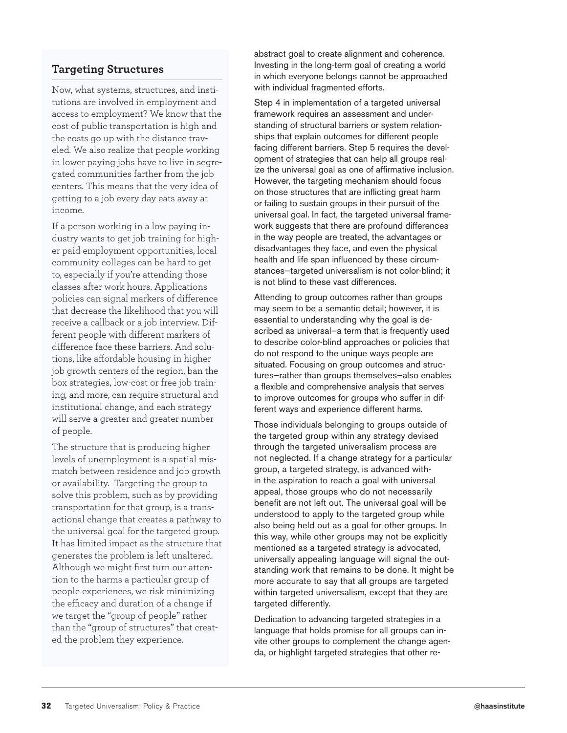## Targeting Structures

Now, what systems, structures, and institutions are involved in employment and access to employment? We know that the cost of public transportation is high and the costs go up with the distance traveled. We also realize that people working in lower paying jobs have to live in segregated communities farther from the job centers. This means that the very idea of getting to a job every day eats away at income.

If a person working in a low paying industry wants to get job training for higher paid employment opportunities, local community colleges can be hard to get to, especially if you're attending those classes after work hours. Applications policies can signal markers of difference that decrease the likelihood that you will receive a callback or a job interview. Different people with different markers of difference face these barriers. And solutions, like affordable housing in higher job growth centers of the region, ban the box strategies, low-cost or free job training, and more, can require structural and institutional change, and each strategy will serve a greater and greater number of people.

The structure that is producing higher levels of unemployment is a spatial mismatch between residence and job growth or availability. Targeting the group to solve this problem, such as by providing transportation for that group, is a transactional change that creates a pathway to the universal goal for the targeted group. It has limited impact as the structure that generates the problem is left unaltered. Although we might first turn our attention to the harms a particular group of people experiences, we risk minimizing the efficacy and duration of a change if we target the "group of people" rather than the "group of structures" that created the problem they experience.

abstract goal to create alignment and coherence. Investing in the long-term goal of creating a world in which everyone belongs cannot be approached with individual fragmented efforts.

Step 4 in implementation of a targeted universal framework requires an assessment and understanding of structural barriers or system relationships that explain outcomes for different people facing different barriers. Step 5 requires the development of strategies that can help all groups realize the universal goal as one of affirmative inclusion. However, the targeting mechanism should focus on those structures that are inflicting great harm or failing to sustain groups in their pursuit of the universal goal. In fact, the targeted universal framework suggests that there are profound differences in the way people are treated, the advantages or disadvantages they face, and even the physical health and life span influenced by these circumstances—targeted universalism is not color-blind; it is not blind to these vast differences.

Attending to group outcomes rather than groups may seem to be a semantic detail; however, it is essential to understanding why the goal is described as universal—a term that is frequently used to describe color-blind approaches or policies that do not respond to the unique ways people are situated. Focusing on group outcomes and structures—rather than groups themselves—also enables a flexible and comprehensive analysis that serves to improve outcomes for groups who suffer in different ways and experience different harms.

Those individuals belonging to groups outside of the targeted group within any strategy devised through the targeted universalism process are not neglected. If a change strategy for a particular group, a targeted strategy, is advanced within the aspiration to reach a goal with universal appeal, those groups who do not necessarily benefit are not left out. The universal goal will be understood to apply to the targeted group while also being held out as a goal for other groups. In this way, while other groups may not be explicitly mentioned as a targeted strategy is advocated, universally appealing language will signal the outstanding work that remains to be done. It might be more accurate to say that all groups are targeted within targeted universalism, except that they are targeted differently.

Dedication to advancing targeted strategies in a language that holds promise for all groups can invite other groups to complement the change agenda, or highlight targeted strategies that other re-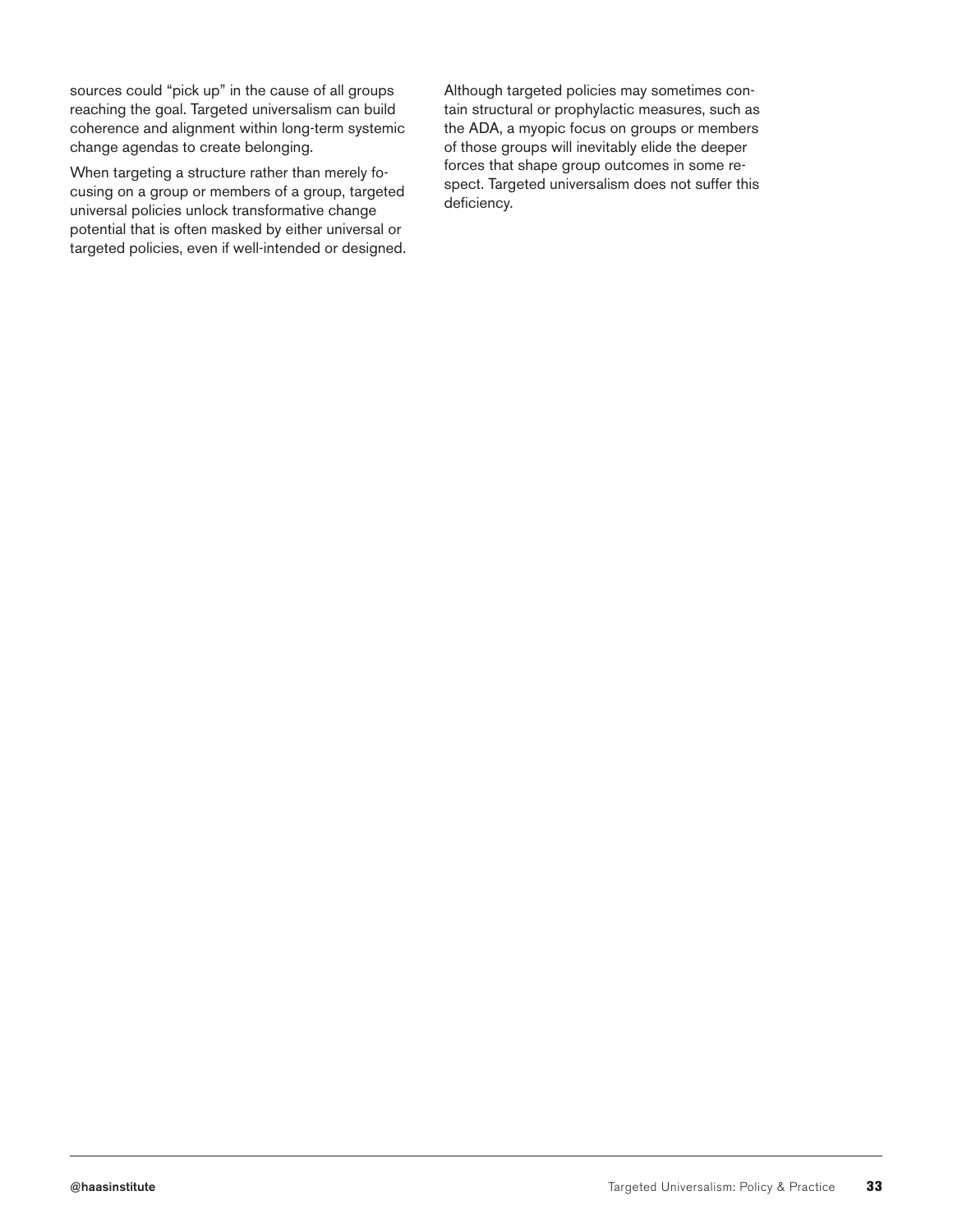sources could "pick up" in the cause of all groups reaching the goal. Targeted universalism can build coherence and alignment within long-term systemic change agendas to create belonging.

When targeting a structure rather than merely focusing on a group or members of a group, targeted universal policies unlock transformative change potential that is often masked by either universal or targeted policies, even if well-intended or designed.

Although targeted policies may sometimes contain structural or prophylactic measures, such as the ADA, a myopic focus on groups or members of those groups will inevitably elide the deeper forces that shape group outcomes in some respect. Targeted universalism does not suffer this deficiency.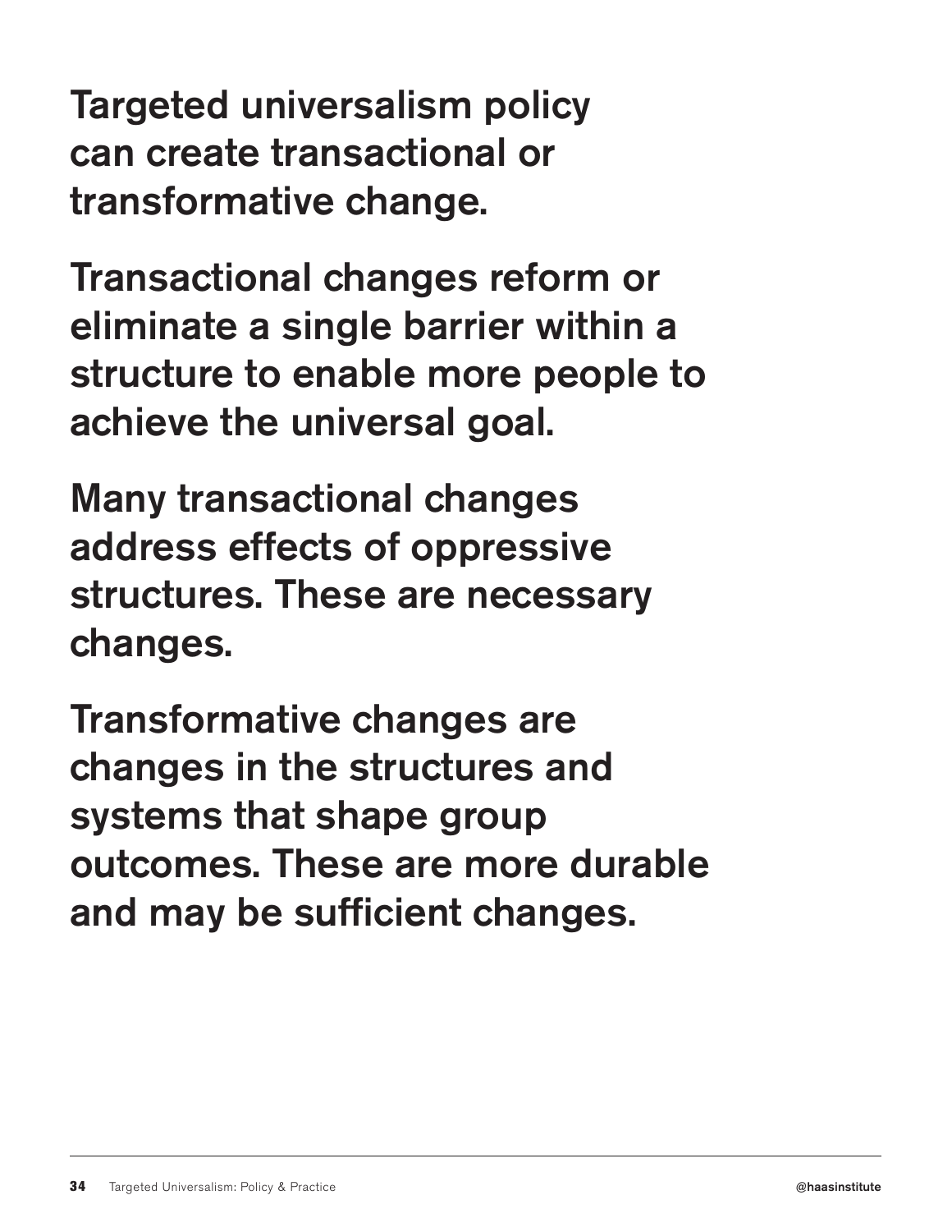**Targeted universalism policy can create transactional or transformative change.**

**Transactional changes reform or eliminate a single barrier within a structure to enable more people to achieve the universal goal.**

**Many transactional changes address effects of oppressive structures. These are necessary changes.**

**Transformative changes are changes in the structures and systems that shape group outcomes. These are more durable and may be sufficient changes.**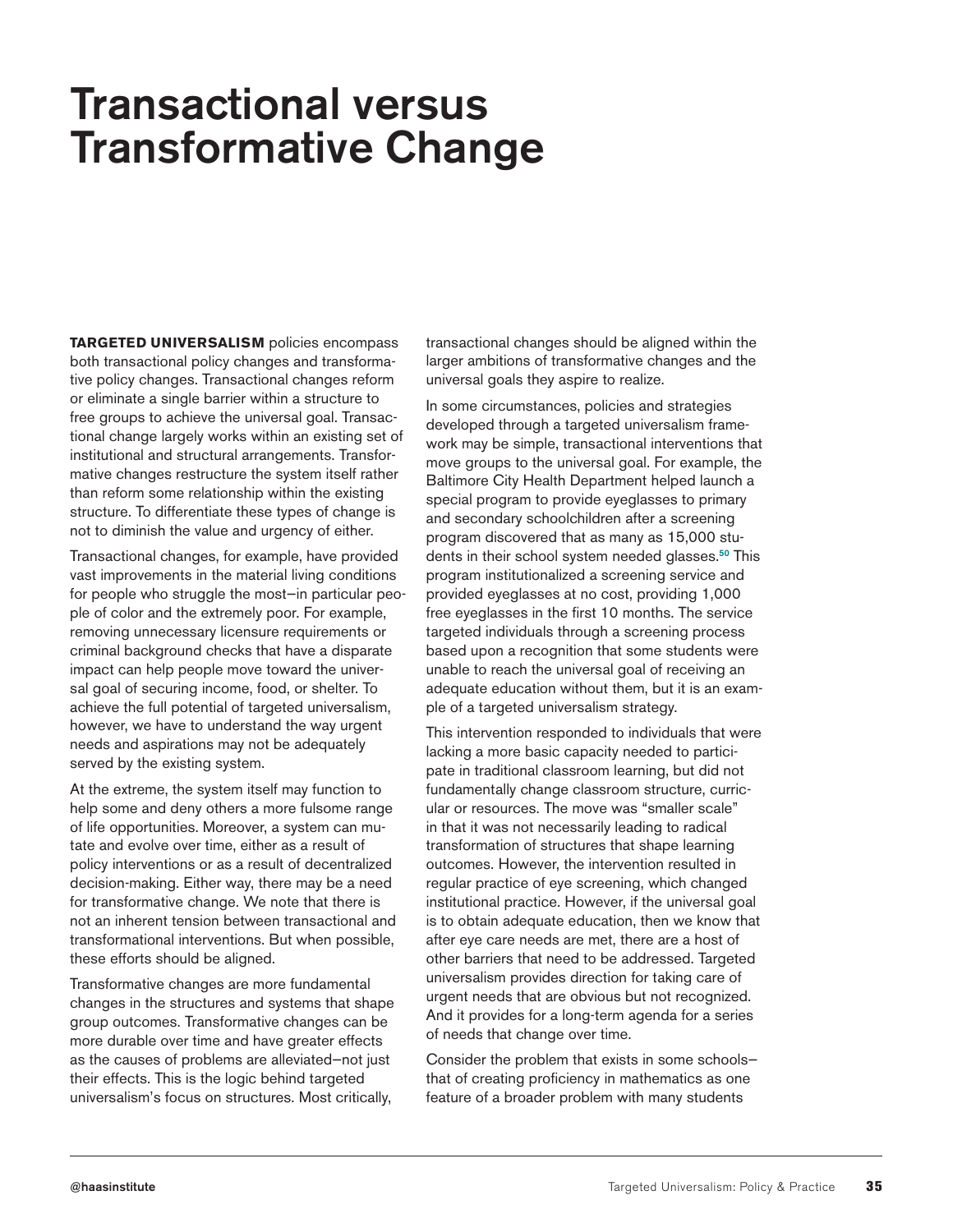# Transactional versus Transformative Change

**TARGETED UNIVERSALISM** policies encompass both transactional policy changes and transformative policy changes. Transactional changes reform or eliminate a single barrier within a structure to free groups to achieve the universal goal. Transactional change largely works within an existing set of institutional and structural arrangements. Transformative changes restructure the system itself rather than reform some relationship within the existing structure. To differentiate these types of change is not to diminish the value and urgency of either.

Transactional changes, for example, have provided vast improvements in the material living conditions for people who struggle the most—in particular people of color and the extremely poor. For example, removing unnecessary licensure requirements or criminal background checks that have a disparate impact can help people move toward the universal goal of securing income, food, or shelter. To achieve the full potential of targeted universalism, however, we have to understand the way urgent needs and aspirations may not be adequately served by the existing system.

At the extreme, the system itself may function to help some and deny others a more fulsome range of life opportunities. Moreover, a system can mutate and evolve over time, either as a result of policy interventions or as a result of decentralized decision-making. Either way, there may be a need for transformative change. We note that there is not an inherent tension between transactional and transformational interventions. But when possible, these efforts should be aligned.

Transformative changes are more fundamental changes in the structures and systems that shape group outcomes. Transformative changes can be more durable over time and have greater effects as the causes of problems are alleviated—not just their effects. This is the logic behind targeted universalism's focus on structures. Most critically, transactional changes should be aligned within the larger ambitions of transformative changes and the universal goals they aspire to realize.

In some circumstances, policies and strategies developed through a targeted universalism framework may be simple, transactional interventions that move groups to the universal goal. For example, the Baltimore City Health Department helped launch a special program to provide eyeglasses to primary and secondary schoolchildren after a screening program discovered that as many as 15,000 students in their school system needed glasses.[50] This program institutionalized a screening service and provided eyeglasses at no cost, providing 1,000 free eyeglasses in the first 10 months. The service targeted individuals through a screening process based upon a recognition that some students were unable to reach the universal goal of receiving an adequate education without them, but it is an example of a targeted universalism strategy.

This intervention responded to individuals that were lacking a more basic capacity needed to participate in traditional classroom learning, but did not fundamentally change classroom structure, curricular or resources. The move was "smaller scale" in that it was not necessarily leading to radical transformation of structures that shape learning outcomes. However, the intervention resulted in regular practice of eye screening, which changed institutional practice. However, if the universal goal is to obtain adequate education, then we know that after eye care needs are met, there are a host of other barriers that need to be addressed. Targeted universalism provides direction for taking care of urgent needs that are obvious but not recognized. And it provides for a long-term agenda for a series of needs that change over time.

Consider the problem that exists in some schools—that of creating proficiency in mathematics as one feature of a broader problem with many students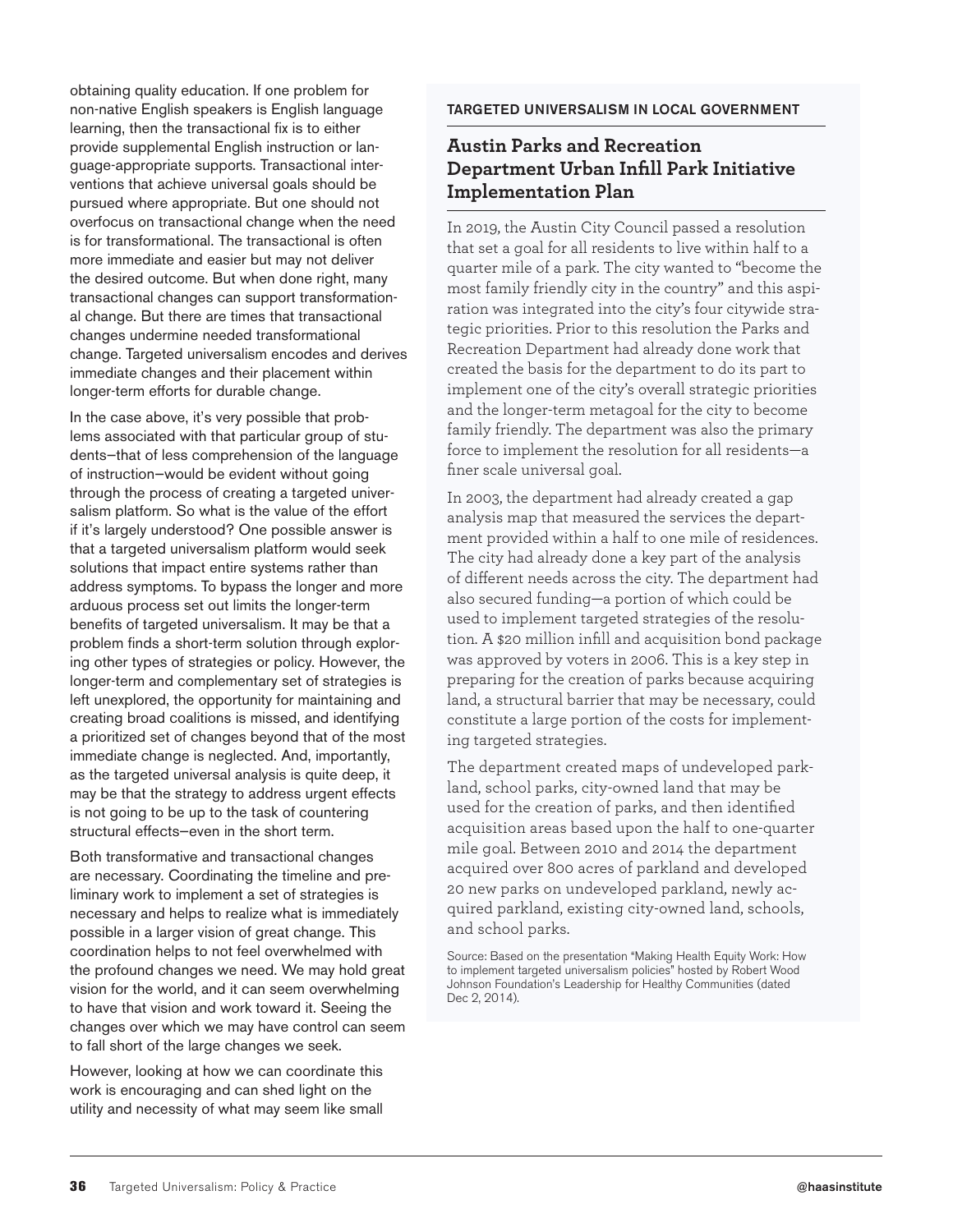obtaining quality education. If one problem for non-native English speakers is English language learning, then the transactional fix is to either provide supplemental English instruction or language-appropriate supports. Transactional interventions that achieve universal goals should be pursued where appropriate. But one should not overfocus on transactional change when the need is for transformational. The transactional is often more immediate and easier but may not deliver the desired outcome. But when done right, many transactional changes can support transformational change. But there are times that transactional changes undermine needed transformational change. Targeted universalism encodes and derives immediate changes and their placement within longer-term efforts for durable change.

In the case above, it's very possible that problems associated with that particular group of students—that of less comprehension of the language of instruction—would be evident without going through the process of creating a targeted universalism platform. So what is the value of the effort if it's largely understood? One possible answer is that a targeted universalism platform would seek solutions that impact entire systems rather than address symptoms. To bypass the longer and more arduous process set out limits the longer-term benefits of targeted universalism. It may be that a problem finds a short-term solution through exploring other types of strategies or policy. However, the longer-term and complementary set of strategies is left unexplored, the opportunity for maintaining and creating broad coalitions is missed, and identifying a prioritized set of changes beyond that of the most immediate change is neglected. And, importantly, as the targeted universal analysis is quite deep, it may be that the strategy to address urgent effects is not going to be up to the task of countering structural effects—even in the short term.

Both transformative and transactional changes are necessary. Coordinating the timeline and preliminary work to implement a set of strategies is necessary and helps to realize what is immediately possible in a larger vision of great change. This coordination helps to not feel overwhelmed with the profound changes we need. We may hold great vision for the world, and it can seem overwhelming to have that vision and work toward it. Seeing the changes over which we may have control can seem to fall short of the large changes we seek.

However, looking at how we can coordinate this work is encouraging and can shed light on the utility and necessity of what may seem like small

TARGETED UNIVERSALISM IN LOCAL GOVERNMENT

## Austin Parks and Recreation Department Urban Infill Park Initiative Implementation Plan

In 2019, the Austin City Council passed a resolution that set a goal for all residents to live within half to a quarter mile of a park. The city wanted to "become the most family friendly city in the country" and this aspiration was integrated into the city's four citywide strategic priorities. Prior to this resolution the Parks and Recreation Department had already done work that created the basis for the department to do its part to implement one of the city's overall strategic priorities and the longer-term metagoal for the city to become family friendly. The department was also the primary force to implement the resolution for all residents—a finer scale universal goal.

In 2003, the department had already created a gap analysis map that measured the services the department provided within a half to one mile of residences. The city had already done a key part of the analysis of different needs across the city. The department had also secured funding—a portion of which could be used to implement targeted strategies of the resolution. A $20 million infill and acquisition bond package was approved by voters in 2006. This is a key step in preparing for the creation of parks because acquiring land, a structural barrier that may be necessary, could constitute a large portion of the costs for implementing targeted strategies.

The department created maps of undeveloped parkland, school parks, city-owned land that may be used for the creation of parks, and then identified acquisition areas based upon the half to one-quarter mile goal. Between 2010 and 2014 the department acquired over 800 acres of parkland and developed 20 new parks on undeveloped parkland, newly acquired parkland, existing city-owned land, schools, and school parks.

Source: Based on the presentation "Making Health Equity Work: How to implement targeted universalism policies" hosted by Robert Wood Johnson Foundation's Leadership for Healthy Communities (dated Dec 2, 2014).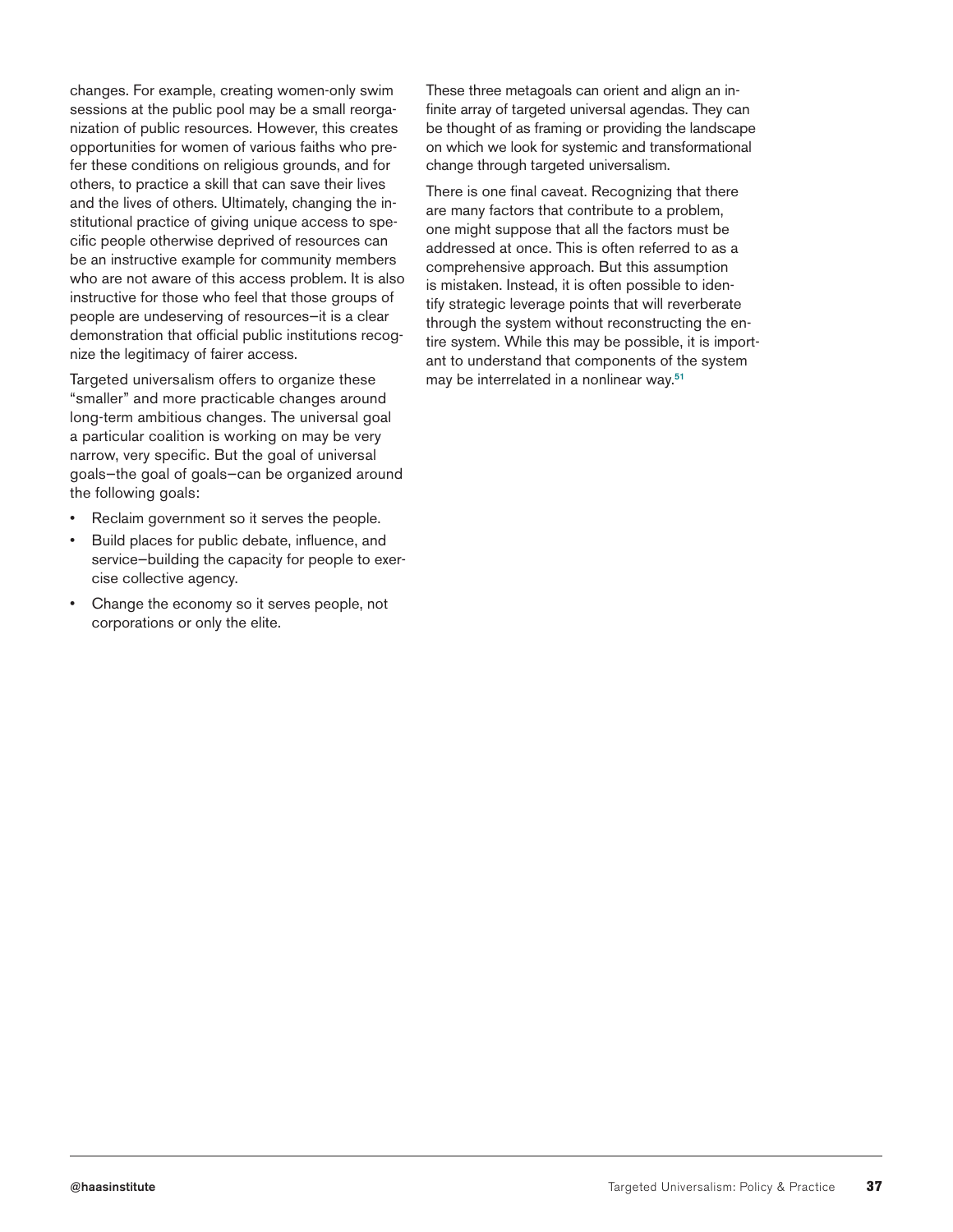changes. For example, creating women-only swim sessions at the public pool may be a small reorganization of public resources. However, this creates opportunities for women of various faiths who prefer these conditions on religious grounds, and for others, to practice a skill that can save their lives and the lives of others. Ultimately, changing the institutional practice of giving unique access to specific people otherwise deprived of resources can be an instructive example for community members who are not aware of this access problem. It is also instructive for those who feel that those groups of people are undeserving of resources—it is a clear demonstration that official public institutions recognize the legitimacy of fairer access.

Targeted universalism offers to organize these "smaller" and more practicable changes around long-term ambitious changes. The universal goal a particular coalition is working on may be very narrow, very specific. But the goal of universal goals—the goal of goals—can be organized around the following goals:

- Reclaim government so it serves the people.
- Build places for public debate, influence, and service—building the capacity for people to exercise collective agency.
- Change the economy so it serves people, not corporations or only the elite.

These three metagoals can orient and align an infinite array of targeted universal agendas. They can be thought of as framing or providing the landscape on which we look for systemic and transformational change through targeted universalism.

There is one final caveat. Recognizing that there are many factors that contribute to a problem, one might suppose that all the factors must be addressed at once. This is often referred to as a comprehensive approach. But this assumption is mistaken. Instead, it is often possible to identify strategic leverage points that will reverberate through the system without reconstructing the entire system. While this may be possible, it is important to understand that components of the system may be interrelated in a nonlinear way.[51]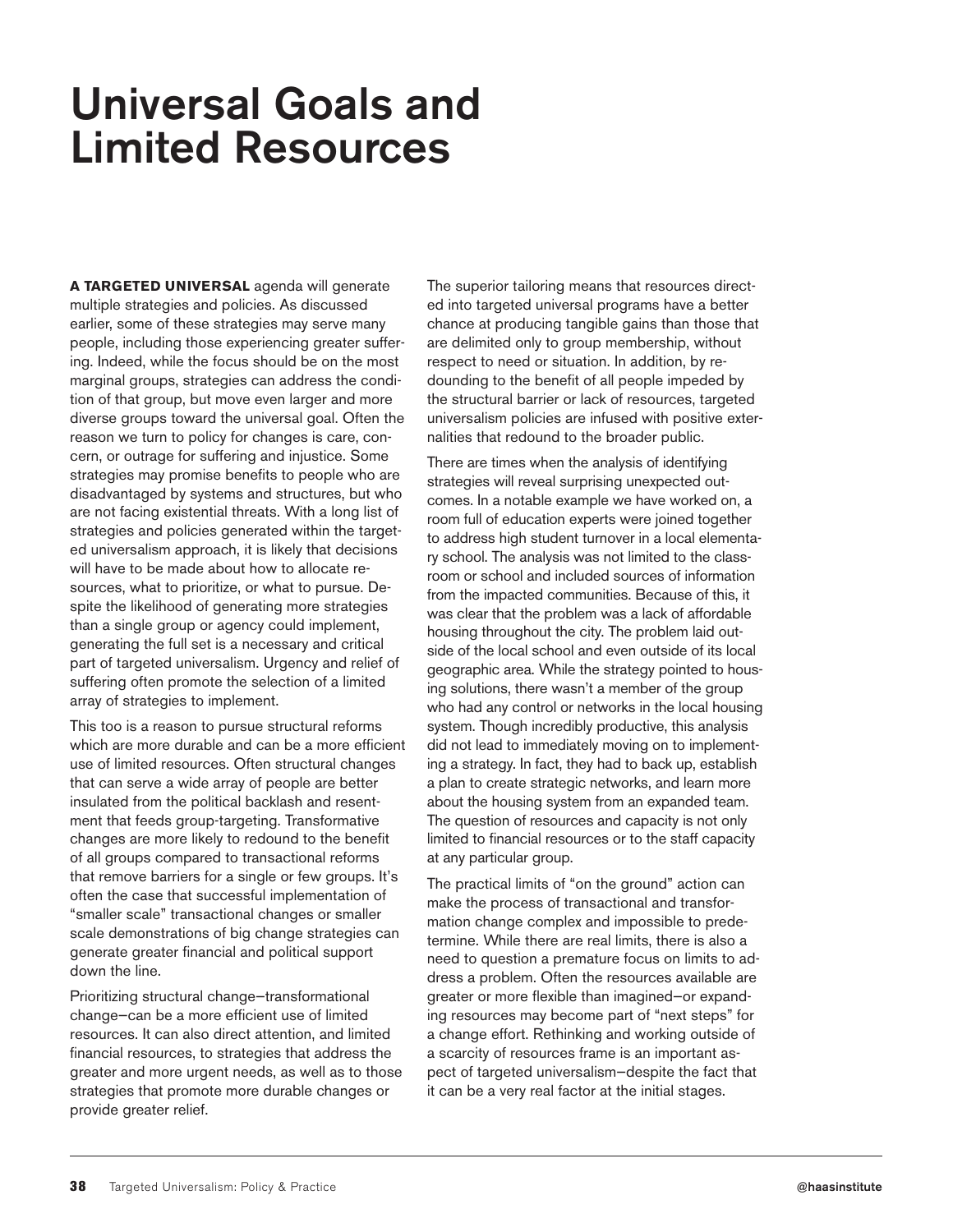# Universal Goals and Limited Resources

**A TARGETED UNIVERSAL** agenda will generate multiple strategies and policies. As discussed earlier, some of these strategies may serve many people, including those experiencing greater suffering. Indeed, while the focus should be on the most marginal groups, strategies can address the condition of that group, but move even larger and more diverse groups toward the universal goal. Often the reason we turn to policy for changes is care, concern, or outrage for suffering and injustice. Some strategies may promise benefits to people who are disadvantaged by systems and structures, but who are not facing existential threats. With a long list of strategies and policies generated within the targeted universalism approach, it is likely that decisions will have to be made about how to allocate resources, what to prioritize, or what to pursue. Despite the likelihood of generating more strategies than a single group or agency could implement, generating the full set is a necessary and critical part of targeted universalism. Urgency and relief of suffering often promote the selection of a limited array of strategies to implement.

This too is a reason to pursue structural reforms which are more durable and can be a more efficient use of limited resources. Often structural changes that can serve a wide array of people are better insulated from the political backlash and resentment that feeds group-targeting. Transformative changes are more likely to redound to the benefit of all groups compared to transactional reforms that remove barriers for a single or few groups. It's often the case that successful implementation of "smaller scale" transactional changes or smaller scale demonstrations of big change strategies can generate greater financial and political support down the line.

Prioritizing structural change—transformational change—can be a more efficient use of limited resources. It can also direct attention, and limited financial resources, to strategies that address the greater and more urgent needs, as well as to those strategies that promote more durable changes or provide greater relief.

The superior tailoring means that resources directed into targeted universal programs have a better chance at producing tangible gains than those that are delimited only to group membership, without respect to need or situation. In addition, by redounding to the benefit of all people impeded by the structural barrier or lack of resources, targeted universalism policies are infused with positive externalities that redound to the broader public.

There are times when the analysis of identifying strategies will reveal surprising unexpected outcomes. In a notable example we have worked on, a room full of education experts were joined together to address high student turnover in a local elementary school. The analysis was not limited to the classroom or school and included sources of information from the impacted communities. Because of this, it was clear that the problem was a lack of affordable housing throughout the city. The problem laid outside of the local school and even outside of its local geographic area. While the strategy pointed to housing solutions, there wasn't a member of the group who had any control or networks in the local housing system. Though incredibly productive, this analysis did not lead to immediately moving on to implementing a strategy. In fact, they had to back up, establish a plan to create strategic networks, and learn more about the housing system from an expanded team. The question of resources and capacity is not only limited to financial resources or to the staff capacity at any particular group.

The practical limits of "on the ground" action can make the process of transactional and transformation change complex and impossible to predetermine. While there are real limits, there is also a need to question a premature focus on limits to address a problem. Often the resources available are greater or more flexible than imagined—or expanding resources may become part of "next steps" for a change effort. Rethinking and working outside of a scarcity of resources frame is an important aspect of targeted universalism—despite the fact that it can be a very real factor at the initial stages.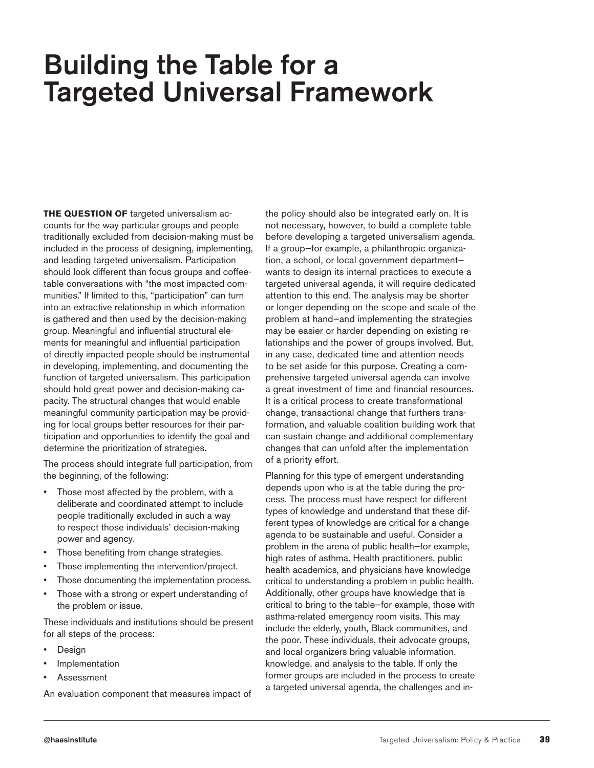# Building the Table for a Targeted Universal Framework

**THE QUESTION OF** targeted universalism accounts for the way particular groups and people traditionally excluded from decision-making must be included in the process of designing, implementing, and leading targeted universalism. Participation should look different than focus groups and coffee-table conversations with "the most impacted communities." If limited to this, "participation" can turn into an extractive relationship in which information is gathered and then used by the decision-making group. Meaningful and influential structural elements for meaningful and influential participation of directly impacted people should be instrumental in developing, implementing, and documenting the function of targeted universalism. This participation should hold great power and decision-making capacity. The structural changes that would enable meaningful community participation may be providing for local groups better resources for their participation and opportunities to identify the goal and determine the prioritization of strategies.

The process should integrate full participation, from the beginning, of the following:

- Those most affected by the problem, with a deliberate and coordinated attempt to include people traditionally excluded in such a way to respect those individuals' decision-making power and agency.
- Those benefiting from change strategies.
- Those implementing the intervention/project.
- Those documenting the implementation process.
- Those with a strong or expert understanding of the problem or issue.

These individuals and institutions should be present for all steps of the process:

- Design
- Implementation
- Assessment

An evaluation component that measures impact of the policy should also be integrated early on. It is not necessary, however, to build a complete table before developing a targeted universalism agenda. If a group—for example, a philanthropic organization, a school, or local government department—wants to design its internal practices to execute a targeted universal agenda, it will require dedicated attention to this end. The analysis may be shorter or longer depending on the scope and scale of the problem at hand—and implementing the strategies may be easier or harder depending on existing relationships and the power of groups involved. But, in any case, dedicated time and attention needs to be set aside for this purpose. Creating a comprehensive targeted universal agenda can involve a great investment of time and financial resources. It is a critical process to create transformational change, transactional change that furthers transformation, and valuable coalition building work that can sustain change and additional complementary changes that can unfold after the implementation of a priority effort.

Planning for this type of emergent understanding depends upon who is at the table during the process. The process must have respect for different types of knowledge and understand that these different types of knowledge are critical for a change agenda to be sustainable and useful. Consider a problem in the arena of public health—for example, high rates of asthma. Health practitioners, public health academics, and physicians have knowledge critical to understanding a problem in public health. Additionally, other groups have knowledge that is critical to bring to the table—for example, those with asthma-related emergency room visits. This may include the elderly, youth, Black communities, and the poor. These individuals, their advocate groups, and local organizers bring valuable information, knowledge, and analysis to the table. If only the former groups are included in the process to create a targeted universal agenda, the challenges and in-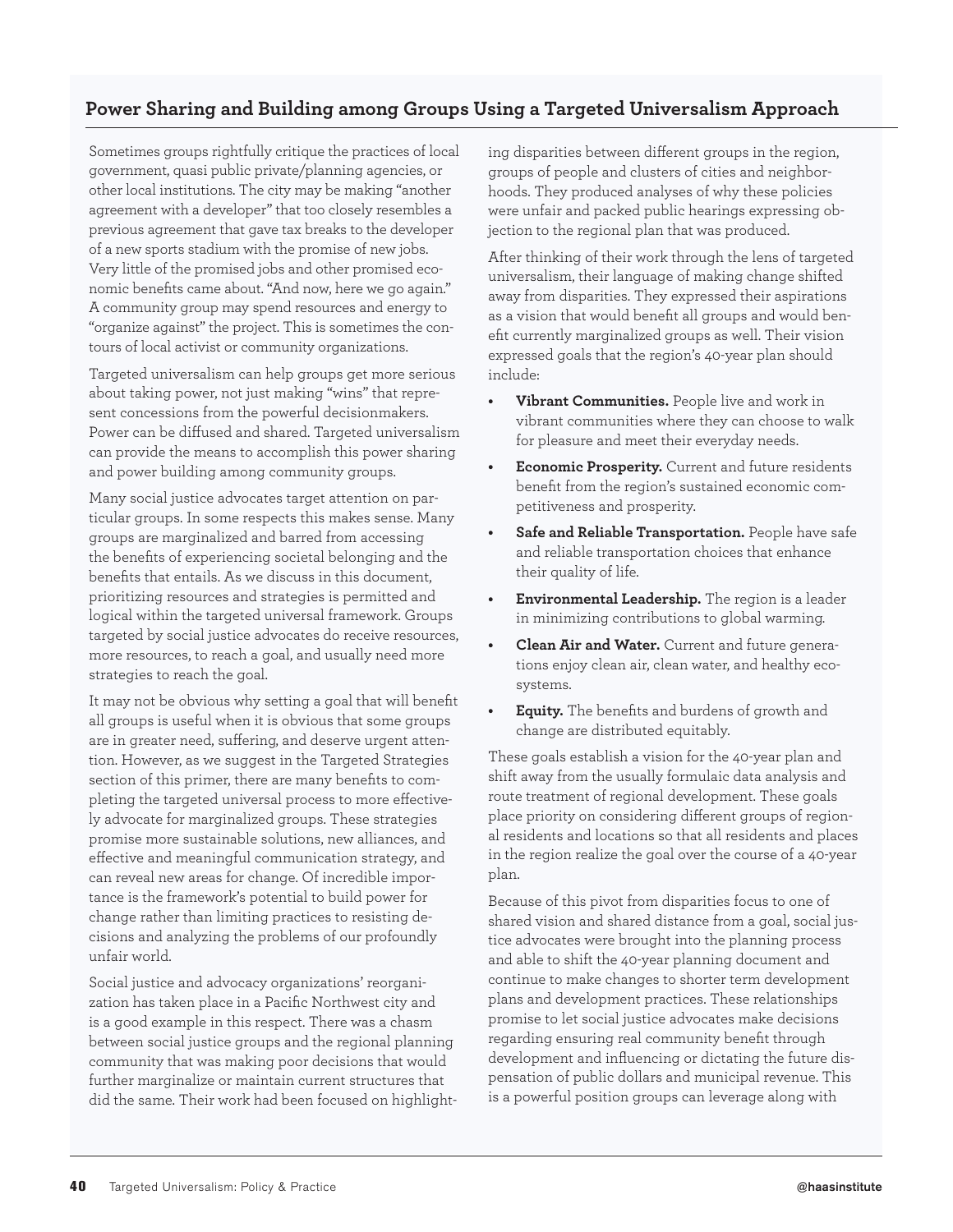## Power Sharing and Building among Groups Using a Targeted Universalism Approach

Sometimes groups rightfully critique the practices of local government, quasi public private/planning agencies, or other local institutions. The city may be making "another agreement with a developer" that too closely resembles a previous agreement that gave tax breaks to the developer of a new sports stadium with the promise of new jobs. Very little of the promised jobs and other promised economic benefits came about. "And now, here we go again." A community group may spend resources and energy to "organize against" the project. This is sometimes the contours of local activist or community organizations.

Targeted universalism can help groups get more serious about taking power, not just making "wins" that represent concessions from the powerful decisionmakers. Power can be diffused and shared. Targeted universalism can provide the means to accomplish this power sharing and power building among community groups.

Many social justice advocates target attention on particular groups. In some respects this makes sense. Many groups are marginalized and barred from accessing the benefits of experiencing societal belonging and the benefits that entails. As we discuss in this document, prioritizing resources and strategies is permitted and logical within the targeted universal framework. Groups targeted by social justice advocates do receive resources, more resources, to reach a goal, and usually need more strategies to reach the goal.

It may not be obvious why setting a goal that will benefit all groups is useful when it is obvious that some groups are in greater need, suffering, and deserve urgent attention. However, as we suggest in the Targeted Strategies section of this primer, there are many benefits to completing the targeted universal process to more effectively advocate for marginalized groups. These strategies promise more sustainable solutions, new alliances, and effective and meaningful communication strategy, and can reveal new areas for change. Of incredible importance is the framework's potential to build power for change rather than limiting practices to resisting decisions and analyzing the problems of our profoundly unfair world.

Social justice and advocacy organizations' reorganization has taken place in a Pacific Northwest city and is a good example in this respect. There was a chasm between social justice groups and the regional planning community that was making poor decisions that would further marginalize or maintain current structures that did the same. Their work had been focused on highlighting disparities between different groups in the region, groups of people and clusters of cities and neighborhoods. They produced analyses of why these policies were unfair and packed public hearings expressing objection to the regional plan that was produced.

After thinking of their work through the lens of targeted universalism, their language of making change shifted away from disparities. They expressed their aspirations as a vision that would benefit all groups and would benefit currently marginalized groups as well. Their vision expressed goals that the region's 40-year plan should include:

- **Vibrant Communities.** People live and work in vibrant communities where they can choose to walk for pleasure and meet their everyday needs.
- **Economic Prosperity.** Current and future residents benefit from the region's sustained economic competitiveness and prosperity.
- **Safe and Reliable Transportation.** People have safe and reliable transportation choices that enhance their quality of life.
- **Environmental Leadership.** The region is a leader in minimizing contributions to global warming.
- **Clean Air and Water.** Current and future generations enjoy clean air, clean water, and healthy ecosystems.
- **Equity.** The benefits and burdens of growth and change are distributed equitably.

These goals establish a vision for the 40-year plan and shift away from the usually formulaic data analysis and route treatment of regional development. These goals place priority on considering different groups of regional residents and locations so that all residents and places in the region realize the goal over the course of a 40-year plan.

Because of this pivot from disparities focus to one of shared vision and shared distance from a goal, social justice advocates were brought into the planning process and able to shift the 40-year planning document and continue to make changes to shorter term development plans and development practices. These relationships promise to let social justice advocates make decisions regarding ensuring real community benefit through development and influencing or dictating the future dispensation of public dollars and municipal revenue. This is a powerful position groups can leverage along with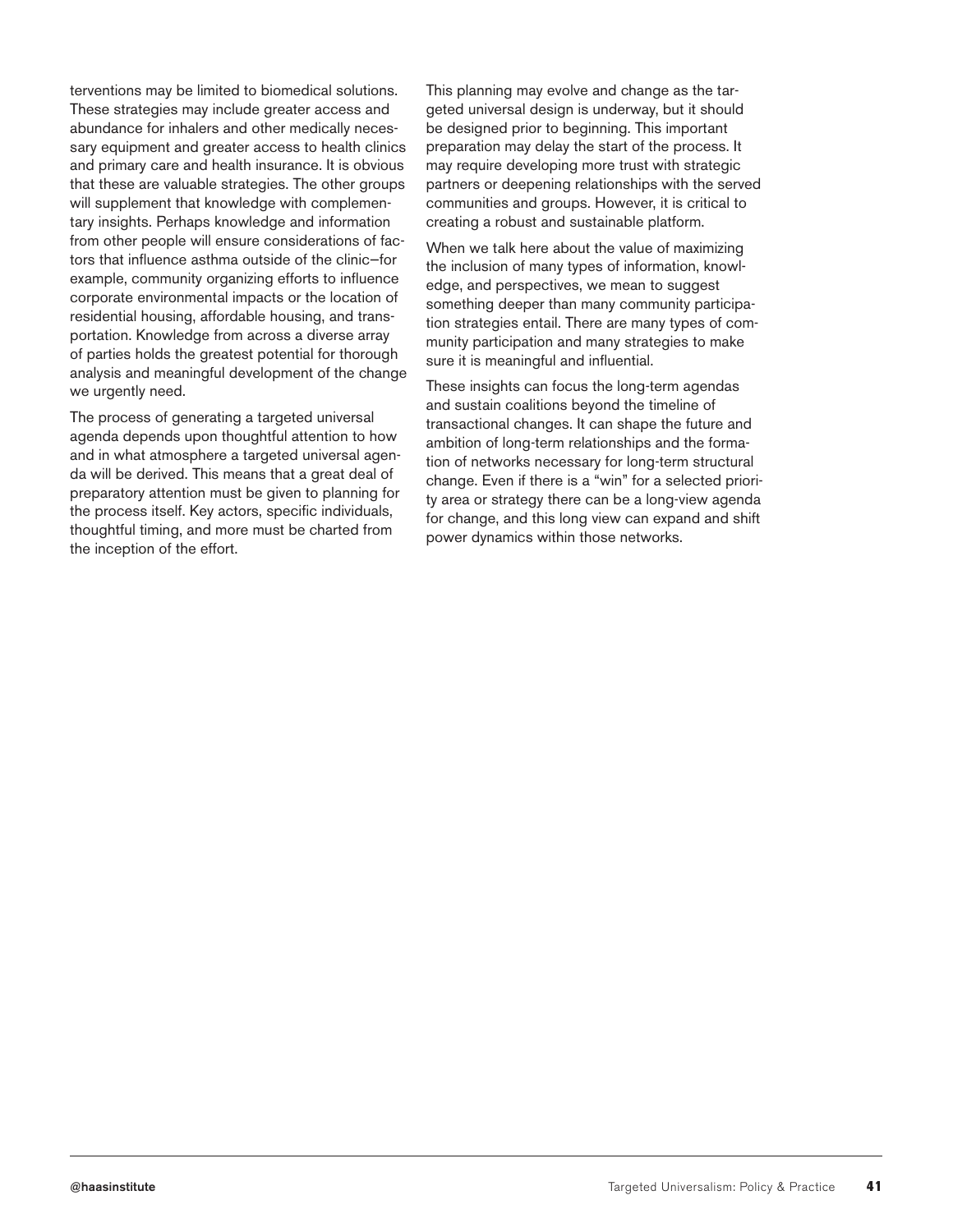terventions may be limited to biomedical solutions. These strategies may include greater access and abundance for inhalers and other medically necessary equipment and greater access to health clinics and primary care and health insurance. It is obvious that these are valuable strategies. The other groups will supplement that knowledge with complementary insights. Perhaps knowledge and information from other people will ensure considerations of factors that influence asthma outside of the clinic—for example, community organizing efforts to influence corporate environmental impacts or the location of residential housing, affordable housing, and transportation. Knowledge from across a diverse array of parties holds the greatest potential for thorough analysis and meaningful development of the change we urgently need.

The process of generating a targeted universal agenda depends upon thoughtful attention to how and in what atmosphere a targeted universal agenda will be derived. This means that a great deal of preparatory attention must be given to planning for the process itself. Key actors, specific individuals, thoughtful timing, and more must be charted from the inception of the effort.

This planning may evolve and change as the targeted universal design is underway, but it should be designed prior to beginning. This important preparation may delay the start of the process. It may require developing more trust with strategic partners or deepening relationships with the served communities and groups. However, it is critical to creating a robust and sustainable platform.

When we talk here about the value of maximizing the inclusion of many types of information, knowledge, and perspectives, we mean to suggest something deeper than many community participation strategies entail. There are many types of community participation and many strategies to make sure it is meaningful and influential.

These insights can focus the long-term agendas and sustain coalitions beyond the timeline of transactional changes. It can shape the future and ambition of long-term relationships and the formation of networks necessary for long-term structural change. Even if there is a "win" for a selected priority area or strategy there can be a long-view agenda for change, and this long view can expand and shift power dynamics within those networks.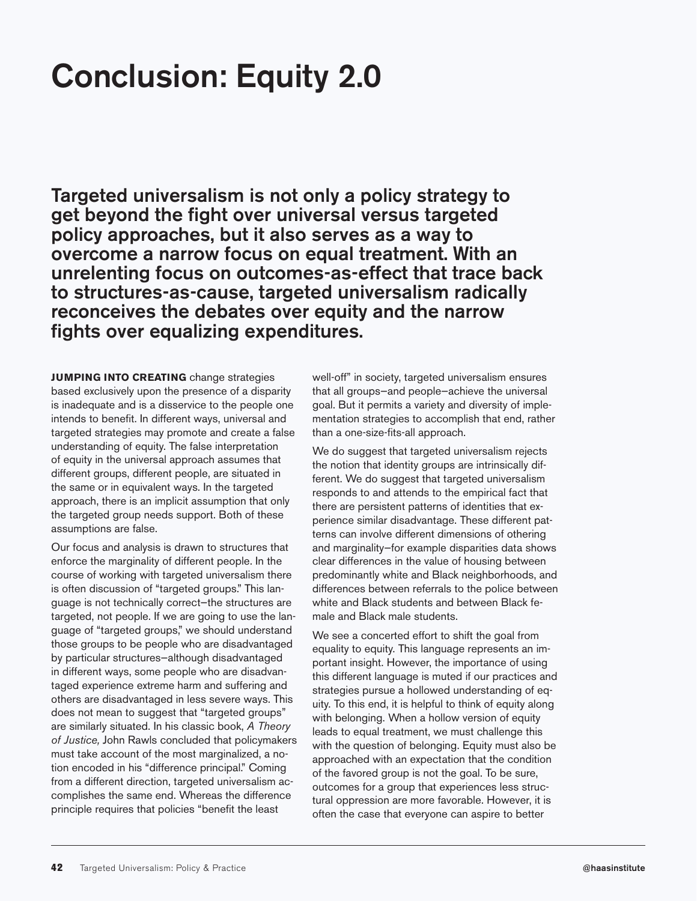# Conclusion: Equity 2.0

**Targeted universalism is not only a policy strategy to get beyond the fight over universal versus targeted policy approaches, but it also serves as a way to overcome a narrow focus on equal treatment. With an unrelenting focus on outcomes-as-effect that trace back to structures-as-cause, targeted universalism radically reconceives the debates over equity and the narrow fights over equalizing expenditures.**

**JUMPING INTO CREATING** change strategies based exclusively upon the presence of a disparity is inadequate and is a disservice to the people one intends to benefit. In different ways, universal and targeted strategies may promote and create a false understanding of equity. The false interpretation of equity in the universal approach assumes that different groups, different people, are situated in the same or in equivalent ways. In the targeted approach, there is an implicit assumption that only the targeted group needs support. Both of these assumptions are false.

Our focus and analysis is drawn to structures that enforce the marginality of different people. In the course of working with targeted universalism there is often discussion of "targeted groups." This language is not technically correct—the structures are targeted, not people. If we are going to use the language of "targeted groups," we should understand those groups to be people who are disadvantaged by particular structures—although disadvantaged in different ways, some people who are disadvantaged experience extreme harm and suffering and others are disadvantaged in less severe ways. This does not mean to suggest that "targeted groups" are similarly situated. In his classic book, *A Theory of Justice,* John Rawls concluded that policymakers must take account of the most marginalized, a notion encoded in his "difference principal." Coming from a different direction, targeted universalism accomplishes the same end. Whereas the difference principle requires that policies "benefit the least well-off" in society, targeted universalism ensures that all groups—and people—achieve the universal goal. But it permits a variety and diversity of implementation strategies to accomplish that end, rather than a one-size-fits-all approach.

We do suggest that targeted universalism rejects the notion that identity groups are intrinsically different. We do suggest that targeted universalism responds to and attends to the empirical fact that there are persistent patterns of identities that experience similar disadvantage. These different patterns can involve different dimensions of othering and marginality—for example disparities data shows clear differences in the value of housing between predominantly white and Black neighborhoods, and differences between referrals to the police between white and Black students and between Black female and Black male students.

We see a concerted effort to shift the goal from equality to equity. This language represents an important insight. However, the importance of using this different language is muted if our practices and strategies pursue a hollowed understanding of equity. To this end, it is helpful to think of equity along with belonging. When a hollow version of equity leads to equal treatment, we must challenge this with the question of belonging. Equity must also be approached with an expectation that the condition of the favored group is not the goal. To be sure, outcomes for a group that experiences less structural oppression are more favorable. However, it is often the case that everyone can aspire to better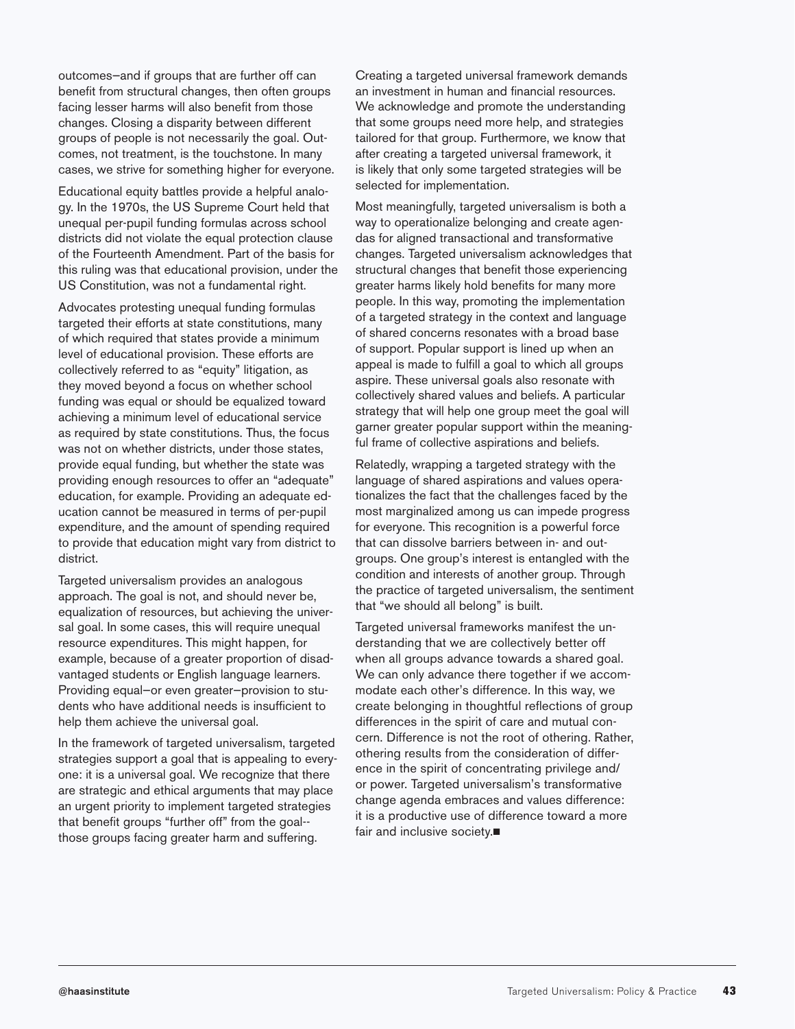outcomes—and if groups that are further off can benefit from structural changes, then often groups facing lesser harms will also benefit from those changes. Closing a disparity between different groups of people is not necessarily the goal. Outcomes, not treatment, is the touchstone. In many cases, we strive for something higher for everyone.

Educational equity battles provide a helpful analogy. In the 1970s, the US Supreme Court held that unequal per-pupil funding formulas across school districts did not violate the equal protection clause of the Fourteenth Amendment. Part of the basis for this ruling was that educational provision, under the US Constitution, was not a fundamental right.

Advocates protesting unequal funding formulas targeted their efforts at state constitutions, many of which required that states provide a minimum level of educational provision. These efforts are collectively referred to as "equity" litigation, as they moved beyond a focus on whether school funding was equal or should be equalized toward achieving a minimum level of educational service as required by state constitutions. Thus, the focus was not on whether districts, under those states, provide equal funding, but whether the state was providing enough resources to offer an "adequate" education, for example. Providing an adequate education cannot be measured in terms of per-pupil expenditure, and the amount of spending required to provide that education might vary from district to district.

Targeted universalism provides an analogous approach. The goal is not, and should never be, equalization of resources, but achieving the universal goal. In some cases, this will require unequal resource expenditures. This might happen, for example, because of a greater proportion of disadvantaged students or English language learners. Providing equal—or even greater—provision to students who have additional needs is insufficient to help them achieve the universal goal.

In the framework of targeted universalism, targeted strategies support a goal that is appealing to everyone: it is a universal goal. We recognize that there are strategic and ethical arguments that may place an urgent priority to implement targeted strategies that benefit groups "further off" from the goal--those groups facing greater harm and suffering.

Creating a targeted universal framework demands an investment in human and financial resources. We acknowledge and promote the understanding that some groups need more help, and strategies tailored for that group. Furthermore, we know that after creating a targeted universal framework, it is likely that only some targeted strategies will be selected for implementation.

Most meaningfully, targeted universalism is both a way to operationalize belonging and create agendas for aligned transactional and transformative changes. Targeted universalism acknowledges that structural changes that benefit those experiencing greater harms likely hold benefits for many more people. In this way, promoting the implementation of a targeted strategy in the context and language of shared concerns resonates with a broad base of support. Popular support is lined up when an appeal is made to fulfill a goal to which all groups aspire. These universal goals also resonate with collectively shared values and beliefs. A particular strategy that will help one group meet the goal will garner greater popular support within the meaningful frame of collective aspirations and beliefs.

Relatedly, wrapping a targeted strategy with the language of shared aspirations and values operationalizes the fact that the challenges faced by the most marginalized among us can impede progress for everyone. This recognition is a powerful force that can dissolve barriers between in- and out-groups. One group's interest is entangled with the condition and interests of another group. Through the practice of targeted universalism, the sentiment that "we should all belong" is built.

Targeted universal frameworks manifest the understanding that we are collectively better off when all groups advance towards a shared goal. We can only advance there together if we accommodate each other's difference. In this way, we create belonging in thoughtful reflections of group differences in the spirit of care and mutual concern. Difference is not the root of othering. Rather, othering results from the consideration of difference in the spirit of concentrating privilege and/or power. Targeted universalism's transformative change agenda embraces and values difference: it is a productive use of difference toward a more fair and inclusive society.■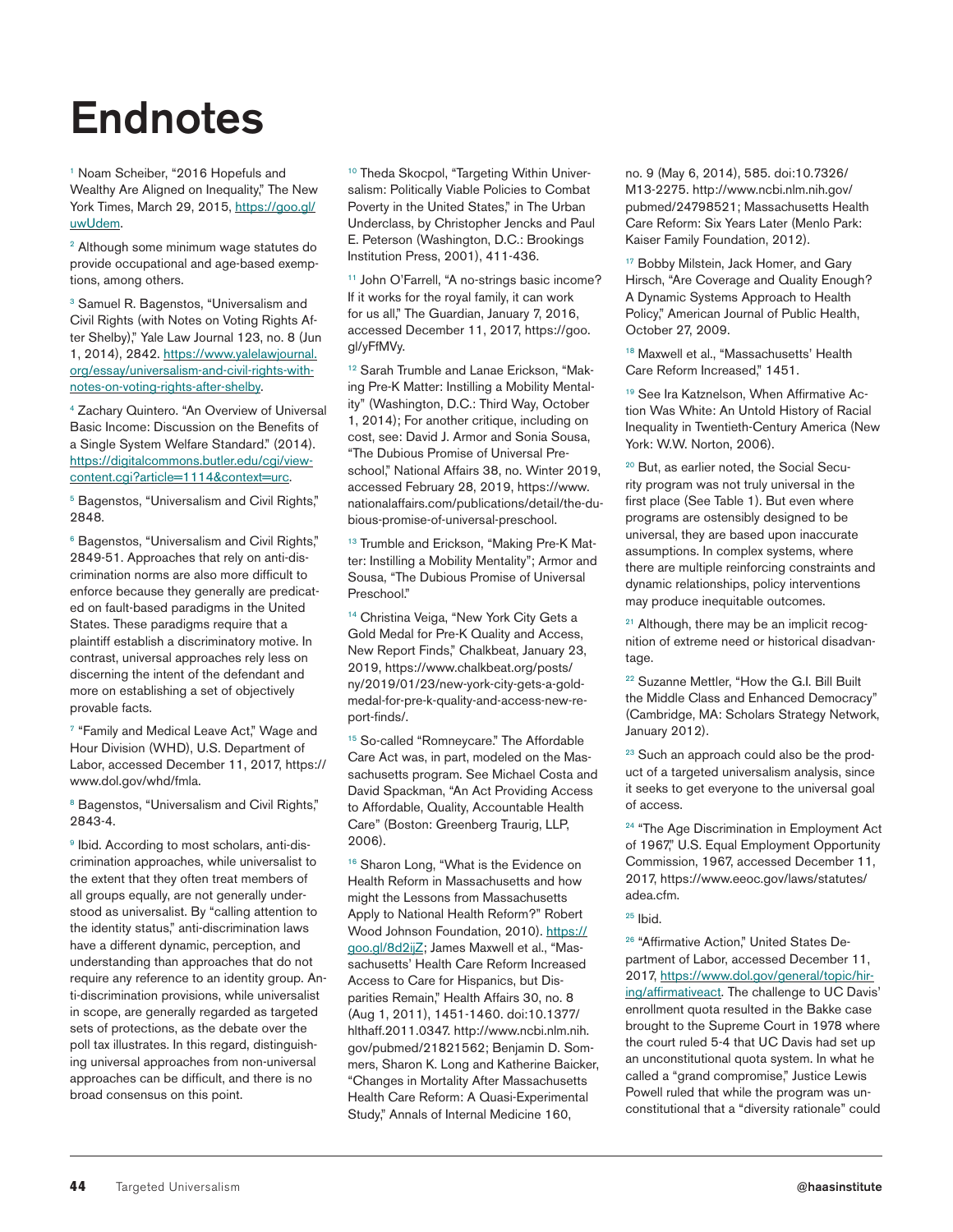# Endnotes

[1] Noam Scheiber, "2016 Hopefuls and Wealthy Are Aligned on Inequality," The New York Times, March 29, 2015, https://goo.gl/uwUdem.

[2] Although some minimum wage statutes do provide occupational and age-based exemptions, among others.

[3] Samuel R. Bagenstos, "Universalism and Civil Rights (with Notes on Voting Rights After Shelby)," Yale Law Journal 123, no. 8 (Jun 1, 2014), 2842. https://www.yalelawjournal.org/essay/universalism-and-civil-rights-with-notes-on-voting-rights-after-shelby.

[4] Zachary Quintero. "An Overview of Universal Basic Income: Discussion on the Benefits of a Single System Welfare Standard." (2014). https://digitalcommons.butler.edu/cgi/viewcontent.cgi?article=1114&context=urc.

[5] Bagenstos, "Universalism and Civil Rights," 2848.

[6] Bagenstos, "Universalism and Civil Rights," 2849-51. Approaches that rely on anti-discrimination norms are also more difficult to enforce because they generally are predicated on fault-based paradigms in the United States. These paradigms require that a plaintiff establish a discriminatory motive. In contrast, universal approaches rely less on discerning the intent of the defendant and more on establishing a set of objectively provable facts.

[7] "Family and Medical Leave Act," Wage and Hour Division (WHD), U.S. Department of Labor, accessed December 11, 2017, https://www.dol.gov/whd/fmla.

[8] Bagenstos, "Universalism and Civil Rights," 2843-4.

[9] Ibid. According to most scholars, anti-discrimination approaches, while universalist to the extent that they often treat members of all groups equally, are not generally understood as universalist. By "calling attention to the identity status," anti-discrimination laws have a different dynamic, perception, and understanding than approaches that do not require any reference to an identity group. Anti-discrimination provisions, while universalist in scope, are generally regarded as targeted sets of protections, as the debate over the poll tax illustrates. In this regard, distinguishing universal approaches from non-universal approaches can be difficult, and there is no broad consensus on this point.

[10] Theda Skocpol, "Targeting Within Universalism: Politically Viable Policies to Combat Poverty in the United States," in The Urban Underclass, by Christopher Jencks and Paul E. Peterson (Washington, D.C.: Brookings Institution Press, 2001), 411-436.

[11] John O'Farrell, "A no-strings basic income? If it works for the royal family, it can work for us all," The Guardian, January 7, 2016, accessed December 11, 2017, https://goo.gl/yFfMVy.

[12] Sarah Trumble and Lanae Erickson, "Making Pre-K Matter: Instilling a Mobility Mentality" (Washington, D.C.: Third Way, October 1, 2014); For another critique, including on cost, see: David J. Armor and Sonia Sousa, "The Dubious Promise of Universal Preschool," National Affairs 38, no. Winter 2019, accessed February 28, 2019, https://www.nationalaffairs.com/publications/detail/the-dubious-promise-of-universal-preschool.

[13] Trumble and Erickson, "Making Pre-K Matter: Instilling a Mobility Mentality"; Armor and Sousa, "The Dubious Promise of Universal Preschool."

[14] Christina Veiga, "New York City Gets a Gold Medal for Pre-K Quality and Access, New Report Finds," Chalkbeat, January 23, 2019, https://www.chalkbeat.org/posts/ny/2019/01/23/new-york-city-gets-a-gold-medal-for-pre-k-quality-and-access-new-report-finds/.

[15] So-called "Romneycare." The Affordable Care Act was, in part, modeled on the Massachusetts program. See Michael Costa and David Spackman, "An Act Providing Access to Affordable, Quality, Accountable Health Care" (Boston: Greenberg Traurig, LLP, 2006).

[16] Sharon Long, "What is the Evidence on Health Reform in Massachusetts and how might the Lessons from Massachusetts Apply to National Health Reform?" Robert Wood Johnson Foundation, 2010). https://goo.gl/8d2ijZ; James Maxwell et al., "Massachusetts' Health Care Reform Increased Access to Care for Hispanics, but Disparities Remain," Health Affairs 30, no. 8 (Aug 1, 2011), 1451-1460. doi:10.1377/hlthaff.2011.0347. http://www.ncbi.nlm.nih.gov/pubmed/21821562; Benjamin D. Sommers, Sharon K. Long and Katherine Baicker, "Changes in Mortality After Massachusetts Health Care Reform: A Quasi-Experimental Study," Annals of Internal Medicine 160, no. 9 (May 6, 2014), 585. doi:10.7326/M13-2275. http://www.ncbi.nlm.nih.gov/pubmed/24798521; Massachusetts Health Care Reform: Six Years Later (Menlo Park: Kaiser Family Foundation, 2012).

[17] Bobby Milstein, Jack Homer, and Gary Hirsch, "Are Coverage and Quality Enough? A Dynamic Systems Approach to Health Policy," American Journal of Public Health, October 27, 2009.

[18] Maxwell et al., "Massachusetts' Health Care Reform Increased," 1451.

[19] See Ira Katznelson, When Affirmative Action Was White: An Untold History of Racial Inequality in Twentieth-Century America (New York: W.W. Norton, 2006).

[20] But, as earlier noted, the Social Security program was not truly universal in the first place (See Table 1). But even where programs are ostensibly designed to be universal, they are based upon inaccurate assumptions. In complex systems, where there are multiple reinforcing constraints and dynamic relationships, policy interventions may produce inequitable outcomes.

[21] Although, there may be an implicit recognition of extreme need or historical disadvantage.

[22] Suzanne Mettler, "How the G.I. Bill Built the Middle Class and Enhanced Democracy" (Cambridge, MA: Scholars Strategy Network, January 2012).

[23] Such an approach could also be the product of a targeted universalism analysis, since it seeks to get everyone to the universal goal of access.

[24] "The Age Discrimination in Employment Act of 1967," U.S. Equal Employment Opportunity Commission, 1967, accessed December 11, 2017, https://www.eeoc.gov/laws/statutes/adea.cfm.

[25] Ibid.

[26] "Affirmative Action," United States Department of Labor, accessed December 11, 2017, https://www.dol.gov/general/topic/hiring/affirmativeact. The challenge to UC Davis' enrollment quota resulted in the Bakke case brought to the Supreme Court in 1978 where the court ruled 5-4 that UC Davis had set up an unconstitutional quota system. In what he called a "grand compromise," Justice Lewis Powell ruled that while the program was unconstitutional that a "diversity rationale" could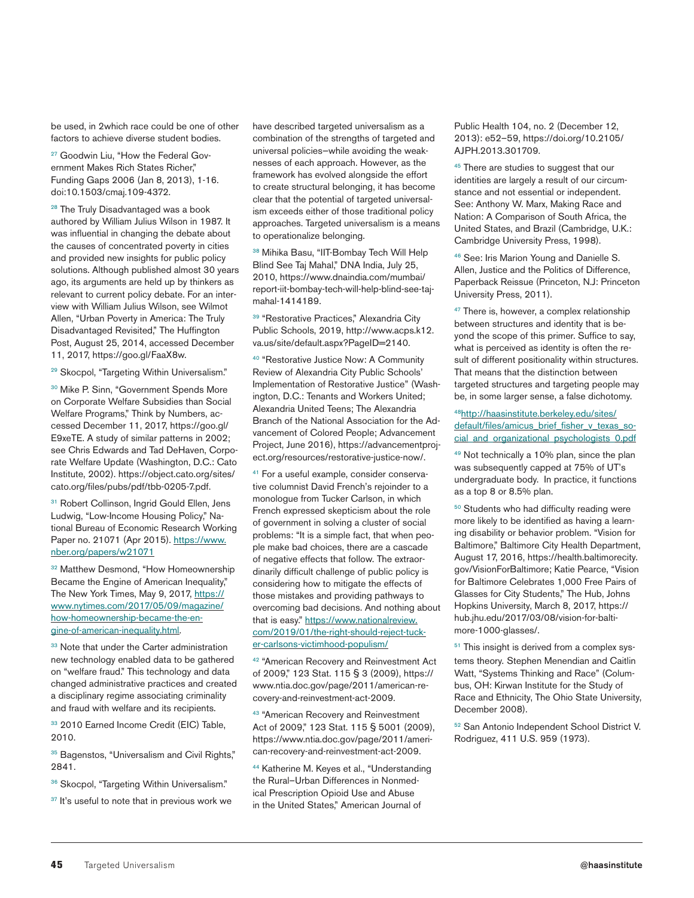be used, in 2which race could be one of other factors to achieve diverse student bodies.

[27] Goodwin Liu, "How the Federal Government Makes Rich States Richer," Funding Gaps 2006 (Jan 8, 2013), 1-16. doi:10.1503/cmaj.109-4372.

[28] The Truly Disadvantaged was a book authored by William Julius Wilson in 1987. It was influential in changing the debate about the causes of concentrated poverty in cities and provided new insights for public policy solutions. Although published almost 30 years ago, its arguments are held up by thinkers as relevant to current policy debate. For an interview with William Julius Wilson, see Wilmot Allen, "Urban Poverty in America: The Truly Disadvantaged Revisited," The Huffington Post, August 25, 2014, accessed December 11, 2017, https://goo.gl/FaaX8w.

[29] Skocpol, "Targeting Within Universalism."

[30] Mike P. Sinn, "Government Spends More on Corporate Welfare Subsidies than Social Welfare Programs," Think by Numbers, accessed December 11, 2017, https://goo.gl/E9xeTE. A study of similar patterns in 2002; see Chris Edwards and Tad DeHaven, Corporate Welfare Update (Washington, D.C.: Cato Institute, 2002). https://object.cato.org/sites/cato.org/files/pubs/pdf/tbb-0205-7.pdf.

[31] Robert Collinson, Ingrid Gould Ellen, Jens Ludwig, "Low-Income Housing Policy," National Bureau of Economic Research Working Paper no. 21071 (Apr 2015). https://www.nber.org/papers/w21071

[32] Matthew Desmond, "How Homeownership Became the Engine of American Inequality," The New York Times, May 9, 2017, https://www.nytimes.com/2017/05/09/magazine/how-homeownership-became-the-engine-of-american-inequality.html.

[33] Note that under the Carter administration new technology enabled data to be gathered on "welfare fraud." This technology and data changed administrative practices and created a disciplinary regime associating criminality and fraud with welfare and its recipients.

[33] 2010 Earned Income Credit (EIC) Table, 2010.

[35] Bagenstos, "Universalism and Civil Rights," 2841.

[36] Skocpol, "Targeting Within Universalism."

[37] It's useful to note that in previous work we have described targeted universalism as a combination of the strengths of targeted and universal policies—while avoiding the weaknesses of each approach. However, as the framework has evolved alongside the effort to create structural belonging, it has become clear that the potential of targeted universalism exceeds either of those traditional policy approaches. Targeted universalism is a means to operationalize belonging.

[38] Mihika Basu, "IIT-Bombay Tech Will Help Blind See Taj Mahal," DNA India, July 25, 2010, https://www.dnaindia.com/mumbai/report-iit-bombay-tech-will-help-blind-see-taj-mahal-1414189.

[39] "Restorative Practices," Alexandria City Public Schools, 2019, http://www.acps.k12.va.us/site/default.aspx?PageID=2140.

[40] "Restorative Justice Now: A Community Review of Alexandria City Public Schools' Implementation of Restorative Justice" (Washington, D.C.: Tenants and Workers United; Alexandria United Teens; The Alexandria Branch of the National Association for the Advancement of Colored People; Advancement Project, June 2016), https://advancementproject.org/resources/restorative-justice-now/.

[41] For a useful example, consider conservative columnist David French's rejoinder to a monologue from Tucker Carlson, in which French expressed skepticism about the role of government in solving a cluster of social problems: "It is a simple fact, that when people make bad choices, there are a cascade of negative effects that follow. The extraordinarily difficult challenge of public policy is considering how to mitigate the effects of those mistakes and providing pathways to overcoming bad decisions. And nothing about that is easy." https://www.nationalreview.com/2019/01/the-right-should-reject-tucker-carlsons-victimhood-populism/

[42] "American Recovery and Reinvestment Act of 2009," 123 Stat. 115 § 3 (2009), https://www.ntia.doc.gov/page/2011/american-recovery-and-reinvestment-act-2009.

[43] "American Recovery and Reinvestment Act of 2009," 123 Stat. 115 § 5001 (2009), https://www.ntia.doc.gov/page/2011/american-recovery-and-reinvestment-act-2009.

[44] Katherine M. Keyes et al., "Understanding the Rural–Urban Differences in Nonmedical Prescription Opioid Use and Abuse in the United States," American Journal of Public Health 104, no. 2 (December 12, 2013): e52–59, https://doi.org/10.2105/AJPH.2013.301709.

[45] There are studies to suggest that our identities are largely a result of our circumstance and not essential or independent. See: Anthony W. Marx, Making Race and Nation: A Comparison of South Africa, the United States, and Brazil (Cambridge, U.K.: Cambridge University Press, 1998).

[46] See: Iris Marion Young and Danielle S. Allen, Justice and the Politics of Difference, Paperback Reissue (Princeton, N.J: Princeton University Press, 2011).

[47] There is, however, a complex relationship between structures and identity that is beyond the scope of this primer. Suffice to say, what is perceived as identity is often the result of different positionality within structures. That means that the distinction between targeted structures and targeting people may be, in some larger sense, a false dichotomy.

[48] http://haasinstitute.berkeley.edu/sites/default/files/amicus_brief_fisher_v_texas_social_and_organizational_psychologists_0.pdf

[49] Not technically a 10% plan, since the plan was subsequently capped at 75% of UT's undergraduate body. In practice, it functions as a top 8 or 8.5% plan.

[50] Students who had difficulty reading were more likely to be identified as having a learning disability or behavior problem. "Vision for Baltimore," Baltimore City Health Department, August 17, 2016, https://health.baltimorecity.gov/VisionForBaltimore; Katie Pearce, "Vision for Baltimore Celebrates 1,000 Free Pairs of Glasses for City Students," The Hub, Johns Hopkins University, March 8, 2017, https://hub.jhu.edu/2017/03/08/vision-for-baltimore-1000-glasses/.

[51] This insight is derived from a complex systems theory. Stephen Menendian and Caitlin Watt, "Systems Thinking and Race" (Columbus, OH: Kirwan Institute for the Study of Race and Ethnicity, The Ohio State University, December 2008).

[52] San Antonio Independent School District V. Rodriguez, 411 U.S. 959 (1973).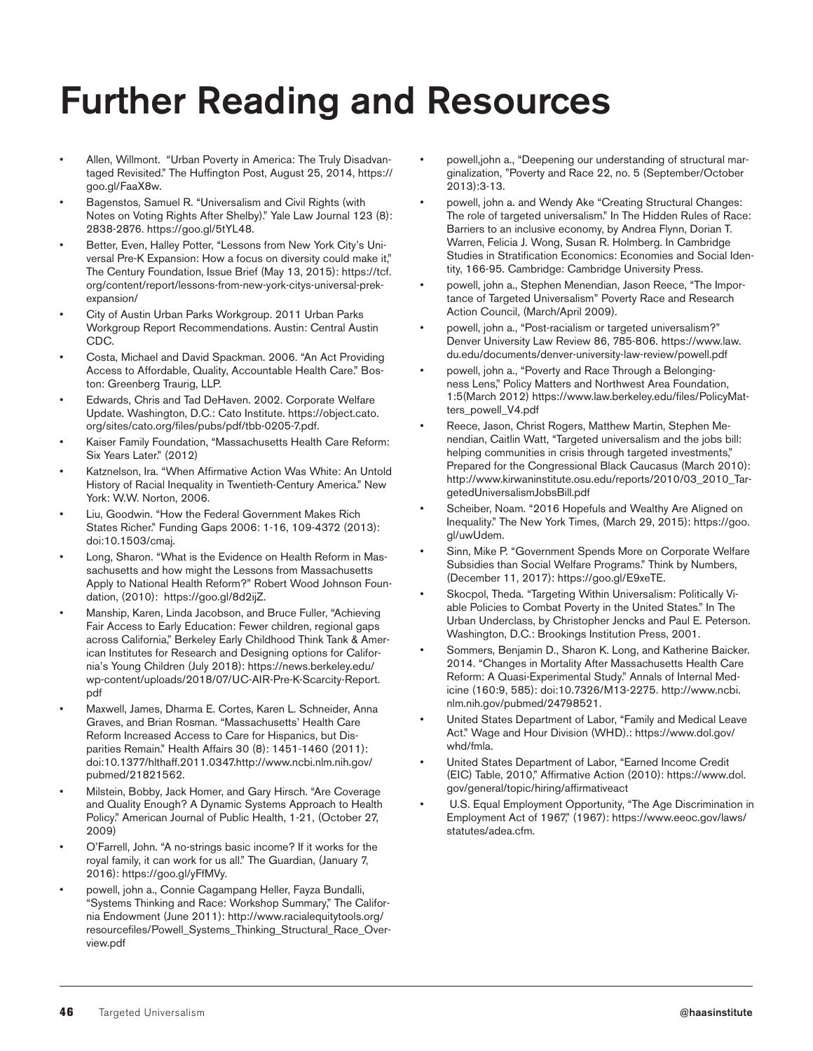# Further Reading and Resources

- Allen, Willmont. "Urban Poverty in America: The Truly Disadvantaged Revisited." The Huffington Post, August 25, 2014, https://goo.gl/FaaX8w.
- Bagenstos, Samuel R. "Universalism and Civil Rights (with Notes on Voting Rights After Shelby)." Yale Law Journal 123 (8): 2838-2876. https://goo.gl/5tYL48.
- Better, Even, Halley Potter, "Lessons from New York City's Universal Pre-K Expansion: How a focus on diversity could make it," The Century Foundation, Issue Brief (May 13, 2015): https://tcf.org/content/report/lessons-from-new-york-citys-universal-prek-expansion/
- City of Austin Urban Parks Workgroup. 2011 Urban Parks Workgroup Report Recommendations. Austin: Central Austin CDC.
- Costa, Michael and David Spackman. 2006. "An Act Providing Access to Affordable, Quality, Accountable Health Care." Boston: Greenberg Traurig, LLP.
- Edwards, Chris and Tad DeHaven. 2002. Corporate Welfare Update. Washington, D.C.: Cato Institute. https://object.cato.org/sites/cato.org/files/pubs/pdf/tbb-0205-7.pdf.
- Kaiser Family Foundation, "Massachusetts Health Care Reform: Six Years Later." (2012)
- Katznelson, Ira. "When Affirmative Action Was White: An Untold History of Racial Inequality in Twentieth-Century America." New York: W.W. Norton, 2006.
- Liu, Goodwin. "How the Federal Government Makes Rich States Richer." Funding Gaps 2006: 1-16, 109-4372 (2013): doi:10.1503/cmaj.
- Long, Sharon. "What is the Evidence on Health Reform in Massachusetts and how might the Lessons from Massachusetts Apply to National Health Reform?" Robert Wood Johnson Foundation, (2010): https://goo.gl/8d2ijZ.
- Manship, Karen, Linda Jacobson, and Bruce Fuller, "Achieving Fair Access to Early Education: Fewer children, regional gaps across California," Berkeley Early Childhood Think Tank & American Institutes for Research and Designing options for California's Young Children (July 2018): https://news.berkeley.edu/wp-content/uploads/2018/07/UC-AIR-Pre-K-Scarcity-Report.pdf
- Maxwell, James, Dharma E. Cortes, Karen L. Schneider, Anna Graves, and Brian Rosman. "Massachusetts' Health Care Reform Increased Access to Care for Hispanics, but Disparities Remain." Health Affairs 30 (8): 1451-1460 (2011): doi:10.1377/hlthaff.2011.0347.http://www.ncbi.nlm.nih.gov/pubmed/21821562.
- Milstein, Bobby, Jack Homer, and Gary Hirsch. "Are Coverage and Quality Enough? A Dynamic Systems Approach to Health Policy." American Journal of Public Health, 1-21, (October 27, 2009)
- O'Farrell, John. "A no-strings basic income? If it works for the royal family, it can work for us all." The Guardian, (January 7, 2016): https://goo.gl/yFfMVy.
- powell, john a., Connie Cagampang Heller, Fayza Bundalli, "Systems Thinking and Race: Workshop Summary," The California Endowment (June 2011): http://www.racialequitytools.org/resourcefiles/Powell_Systems_Thinking_Structural_Race_Overview.pdf
- powell,john a., "Deepening our understanding of structural marginalization, "Poverty and Race 22, no. 5 (September/October 2013):3-13.
- powell, john a. and Wendy Ake "Creating Structural Changes: The role of targeted universalism." In The Hidden Rules of Race: Barriers to an inclusive economy, by Andrea Flynn, Dorian T. Warren, Felicia J. Wong, Susan R. Holmberg. In Cambridge Studies in Stratification Economics: Economies and Social Identity, 166-95. Cambridge: Cambridge University Press.
- powell, john a., Stephen Menendian, Jason Reece, "The Importance of Targeted Universalism" Poverty Race and Research Action Council, (March/April 2009).
- powell, john a., "Post-racialism or targeted universalism?" Denver University Law Review 86, 785-806. https://www.law.du.edu/documents/denver-university-law-review/powell.pdf
- powell, john a., "Poverty and Race Through a Belongingness Lens," Policy Matters and Northwest Area Foundation, 1:5(March 2012) https://www.law.berkeley.edu/files/PolicyMatters_powell_V4.pdf
- Reece, Jason, Christ Rogers, Matthew Martin, Stephen Menendian, Caitlin Watt, "Targeted universalism and the jobs bill: helping communities in crisis through targeted investments," Prepared for the Congressional Black Caucasus (March 2010): http://www.kirwaninstitute.osu.edu/reports/2010/03_2010_TargetedUniversalismJobsBill.pdf
- Scheiber, Noam. "2016 Hopefuls and Wealthy Are Aligned on Inequality." The New York Times, (March 29, 2015): https://goo.gl/uwUdem.
- Sinn, Mike P. "Government Spends More on Corporate Welfare Subsidies than Social Welfare Programs." Think by Numbers, (December 11, 2017): https://goo.gl/E9xeTE.
- Skocpol, Theda. "Targeting Within Universalism: Politically Viable Policies to Combat Poverty in the United States." In The Urban Underclass, by Christopher Jencks and Paul E. Peterson. Washington, D.C.: Brookings Institution Press, 2001.
- Sommers, Benjamin D., Sharon K. Long, and Katherine Baicker. 2014. "Changes in Mortality After Massachusetts Health Care Reform: A Quasi-Experimental Study." Annals of Internal Medicine (160:9, 585): doi:10.7326/M13-2275. http://www.ncbi.nlm.nih.gov/pubmed/24798521.
- United States Department of Labor, "Family and Medical Leave Act." Wage and Hour Division (WHD).: https://www.dol.gov/whd/fmla.
- United States Department of Labor, "Earned Income Credit (EIC) Table, 2010," Affirmative Action (2010): https://www.dol.gov/general/topic/hiring/affirmativeact
- U.S. Equal Employment Opportunity, "The Age Discrimination in Employment Act of 1967," (1967): https://www.eeoc.gov/laws/statutes/adea.cfm.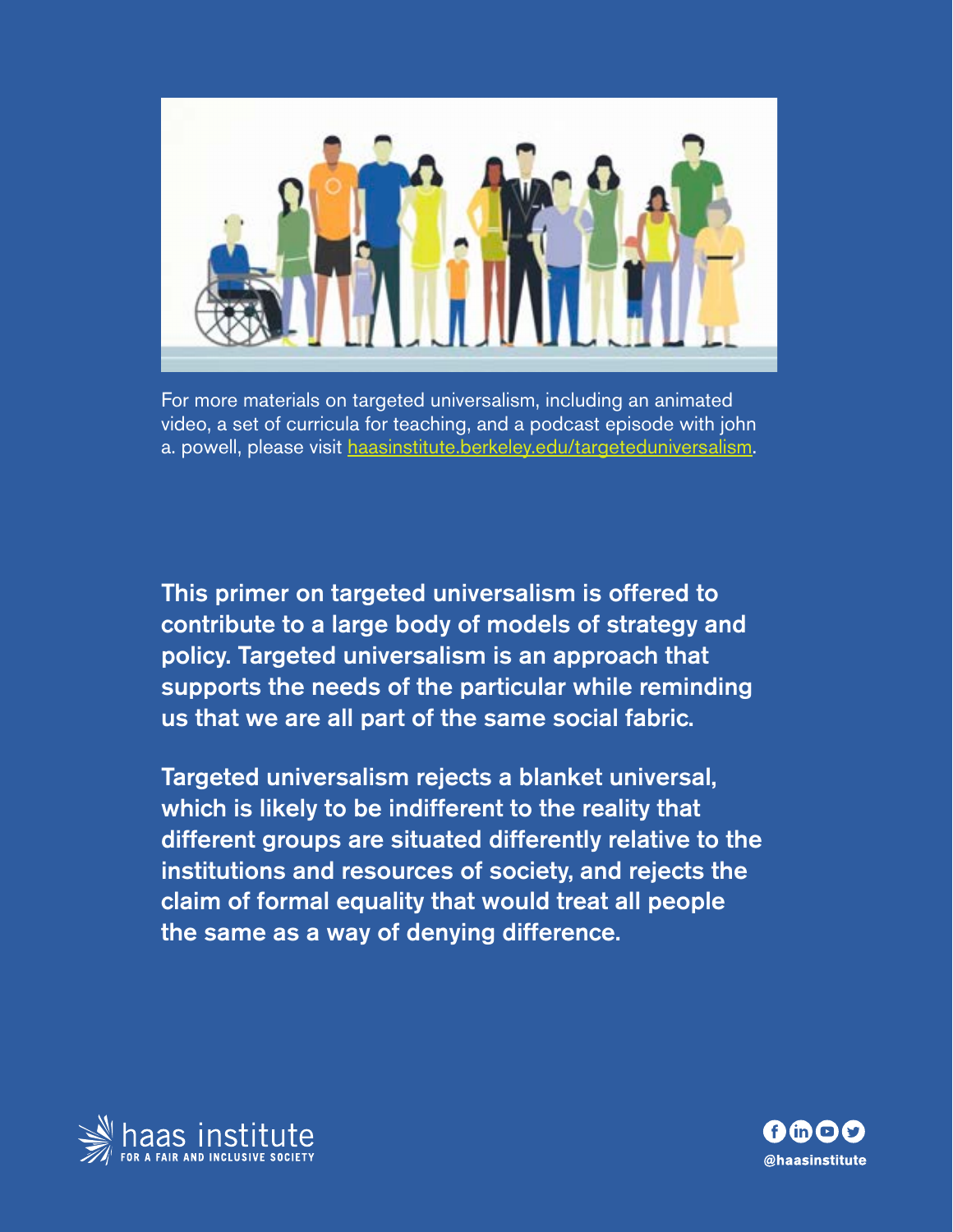For more materials on targeted universalism, including an animated video, a set of curricula for teaching, and a podcast episode with john a. powell, please visit [haasinstitute.berkeley.edu/targeteduniversalism](haasinstitute.berkeley.edu/targeteduniversalism).

**This primer on targeted universalism is offered to contribute to a large body of models of strategy and policy. Targeted universalism is an approach that supports the needs of the particular while reminding us that we are all part of the same social fabric.**

**Targeted universalism rejects a blanket universal, which is likely to be indifferent to the reality that different groups are situated differently relative to the institutions and resources of society, and rejects the claim of formal equality that would treat all people the same as a way of denying difference.**

haas institute
FOR A FAIR AND INCLUSIVE SOCIETY

@haasinstitute